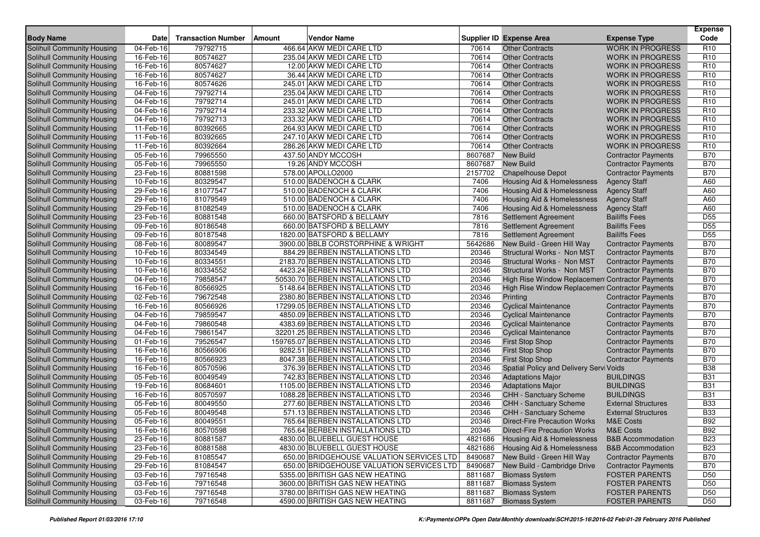| Body Name | Date | Transaction Number | Amount | Vendor Name | Supplier ID | Expense Area | Expense Type | Expense Code |
|---|---|---|---|---|---|---|---|---|
| Solihull Community Housing | 04-Feb-16 | 79792715 | 466.64 | AKW MEDI CARE LTD | 70614 | Other Contracts | WORK IN PROGRESS | R10 |
| Solihull Community Housing | 16-Feb-16 | 80574627 | 235.04 | AKW MEDI CARE LTD | 70614 | Other Contracts | WORK IN PROGRESS | R10 |
| Solihull Community Housing | 16-Feb-16 | 80574627 | 12.00 | AKW MEDI CARE LTD | 70614 | Other Contracts | WORK IN PROGRESS | R10 |
| Solihull Community Housing | 16-Feb-16 | 80574627 | 36.44 | AKW MEDI CARE LTD | 70614 | Other Contracts | WORK IN PROGRESS | R10 |
| Solihull Community Housing | 16-Feb-16 | 80574626 | 245.01 | AKW MEDI CARE LTD | 70614 | Other Contracts | WORK IN PROGRESS | R10 |
| Solihull Community Housing | 04-Feb-16 | 79792714 | 235.04 | AKW MEDI CARE LTD | 70614 | Other Contracts | WORK IN PROGRESS | R10 |
| Solihull Community Housing | 04-Feb-16 | 79792714 | 245.01 | AKW MEDI CARE LTD | 70614 | Other Contracts | WORK IN PROGRESS | R10 |
| Solihull Community Housing | 04-Feb-16 | 79792714 | 233.32 | AKW MEDI CARE LTD | 70614 | Other Contracts | WORK IN PROGRESS | R10 |
| Solihull Community Housing | 04-Feb-16 | 79792713 | 233.32 | AKW MEDI CARE LTD | 70614 | Other Contracts | WORK IN PROGRESS | R10 |
| Solihull Community Housing | 11-Feb-16 | 80392665 | 264.93 | AKW MEDI CARE LTD | 70614 | Other Contracts | WORK IN PROGRESS | R10 |
| Solihull Community Housing | 11-Feb-16 | 80392665 | 247.10 | AKW MEDI CARE LTD | 70614 | Other Contracts | WORK IN PROGRESS | R10 |
| Solihull Community Housing | 11-Feb-16 | 80392664 | 286.26 | AKW MEDI CARE LTD | 70614 | Other Contracts | WORK IN PROGRESS | R10 |
| Solihull Community Housing | 05-Feb-16 | 79965550 | 437.50 | ANDY MCCOSH | 8607687 | New Build | Contractor Payments | B70 |
| Solihull Community Housing | 05-Feb-16 | 79965550 | 19.26 | ANDY MCCOSH | 8607687 | New Build | Contractor Payments | B70 |
| Solihull Community Housing | 23-Feb-16 | 80881598 | 578.00 | APOLLO2000 | 2157702 | Chapelhouse Depot | Contractor Payments | B70 |
| Solihull Community Housing | 10-Feb-16 | 80329547 | 510.00 | BADENOCH & CLARK | 7406 | Housing Aid & Homelessness | Agency Staff | A60 |
| Solihull Community Housing | 29-Feb-16 | 81077547 | 510.00 | BADENOCH & CLARK | 7406 | Housing Aid & Homelessness | Agency Staff | A60 |
| Solihull Community Housing | 29-Feb-16 | 81079549 | 510.00 | BADENOCH & CLARK | 7406 | Housing Aid & Homelessness | Agency Staff | A60 |
| Solihull Community Housing | 29-Feb-16 | 81082549 | 510.00 | BADENOCH & CLARK | 7406 | Housing Aid & Homelessness | Agency Staff | A60 |
| Solihull Community Housing | 23-Feb-16 | 80881548 | 660.00 | BATSFORD & BELLAMY | 7816 | Settlement Agreement | Bailiffs Fees | D55 |
| Solihull Community Housing | 09-Feb-16 | 80186548 | 660.00 | BATSFORD & BELLAMY | 7816 | Settlement Agreement | Bailiffs Fees | D55 |
| Solihull Community Housing | 09-Feb-16 | 80187548 | 1820.00 | BATSFORD & BELLAMY | 7816 | Settlement Agreement | Bailiffs Fees | D55 |
| Solihull Community Housing | 08-Feb-16 | 80089547 | 3900.00 | BBLB CORSTORPHINE & WRIGHT | 5642686 | New Build - Green Hill Way | Contractor Payments | B70 |
| Solihull Community Housing | 10-Feb-16 | 80334549 | 884.29 | BERBEN INSTALLATIONS LTD | 20346 | Structural Works - Non MST | Contractor Payments | B70 |
| Solihull Community Housing | 10-Feb-16 | 80334551 | 2183.70 | BERBEN INSTALLATIONS LTD | 20346 | Structural Works - Non MST | Contractor Payments | B70 |
| Solihull Community Housing | 10-Feb-16 | 80334552 | 4423.24 | BERBEN INSTALLATIONS LTD | 20346 | Structural Works - Non MST | Contractor Payments | B70 |
| Solihull Community Housing | 04-Feb-16 | 79858547 | 50530.70 | BERBEN INSTALLATIONS LTD | 20346 | High Rise Window Replacement | Contractor Payments | B70 |
| Solihull Community Housing | 16-Feb-16 | 80566925 | 5148.64 | BERBEN INSTALLATIONS LTD | 20346 | High Rise Window Replacement | Contractor Payments | B70 |
| Solihull Community Housing | 02-Feb-16 | 79672548 | 2380.80 | BERBEN INSTALLATIONS LTD | 20346 | Printing | Contractor Payments | B70 |
| Solihull Community Housing | 16-Feb-16 | 80566926 | 17299.05 | BERBEN INSTALLATIONS LTD | 20346 | Cyclical Maintenance | Contractor Payments | B70 |
| Solihull Community Housing | 04-Feb-16 | 79859547 | 4850.09 | BERBEN INSTALLATIONS LTD | 20346 | Cyclical Maintenance | Contractor Payments | B70 |
| Solihull Community Housing | 04-Feb-16 | 79860548 | 4383.69 | BERBEN INSTALLATIONS LTD | 20346 | Cyclical Maintenance | Contractor Payments | B70 |
| Solihull Community Housing | 04-Feb-16 | 79861547 | 32201.25 | BERBEN INSTALLATIONS LTD | 20346 | Cyclical Maintenance | Contractor Payments | B70 |
| Solihull Community Housing | 01-Feb-16 | 79526547 | 159765.07 | BERBEN INSTALLATIONS LTD | 20346 | First Stop Shop | Contractor Payments | B70 |
| Solihull Community Housing | 16-Feb-16 | 80566906 | 9282.51 | BERBEN INSTALLATIONS LTD | 20346 | First Stop Shop | Contractor Payments | B70 |
| Solihull Community Housing | 16-Feb-16 | 80566923 | 8047.38 | BERBEN INSTALLATIONS LTD | 20346 | First Stop Shop | Contractor Payments | B70 |
| Solihull Community Housing | 16-Feb-16 | 80570596 | 376.39 | BERBEN INSTALLATIONS LTD | 20346 | Spatial Policy and Delivery Servi | Voids | B38 |
| Solihull Community Housing | 05-Feb-16 | 80049549 | 742.83 | BERBEN INSTALLATIONS LTD | 20346 | Adaptations Major | BUILDINGS | B31 |
| Solihull Community Housing | 19-Feb-16 | 80684601 | 1105.00 | BERBEN INSTALLATIONS LTD | 20346 | Adaptations Major | BUILDINGS | B31 |
| Solihull Community Housing | 16-Feb-16 | 80570597 | 1088.28 | BERBEN INSTALLATIONS LTD | 20346 | CHH - Sanctuary Scheme | BUILDINGS | B31 |
| Solihull Community Housing | 05-Feb-16 | 80049550 | 277.60 | BERBEN INSTALLATIONS LTD | 20346 | CHH - Sanctuary Scheme | External Structures | B33 |
| Solihull Community Housing | 05-Feb-16 | 80049548 | 571.13 | BERBEN INSTALLATIONS LTD | 20346 | CHH - Sanctuary Scheme | External Structures | B33 |
| Solihull Community Housing | 05-Feb-16 | 80049551 | 765.64 | BERBEN INSTALLATIONS LTD | 20346 | Direct-Fire Precaution Works | M&E Costs | B92 |
| Solihull Community Housing | 16-Feb-16 | 80570598 | 765.64 | BERBEN INSTALLATIONS LTD | 20346 | Direct-Fire Precaution Works | M&E Costs | B92 |
| Solihull Community Housing | 23-Feb-16 | 80881587 | 4830.00 | BLUEBELL GUEST HOUSE | 4821686 | Housing Aid & Homelessness | B&B Accommodation | B23 |
| Solihull Community Housing | 23-Feb-16 | 80881588 | 4830.00 | BLUEBELL GUEST HOUSE | 4821686 | Housing Aid & Homelessness | B&B Accommodation | B23 |
| Solihull Community Housing | 29-Feb-16 | 81085547 | 650.00 | BRIDGEHOUSE VALUATION SERVICES LTD | 8490687 | New Build - Green Hill Way | Contractor Payments | B70 |
| Solihull Community Housing | 29-Feb-16 | 81084547 | 650.00 | BRIDGEHOUSE VALUATION SERVICES LTD | 8490687 | New Build - Cambridge Drive | Contractor Payments | B70 |
| Solihull Community Housing | 03-Feb-16 | 79716548 | 5355.00 | BRITISH GAS NEW HEATING | 8811687 | Biomass System | FOSTER PARENTS | D50 |
| Solihull Community Housing | 03-Feb-16 | 79716548 | 3600.00 | BRITISH GAS NEW HEATING | 8811687 | Biomass System | FOSTER PARENTS | D50 |
| Solihull Community Housing | 03-Feb-16 | 79716548 | 3780.00 | BRITISH GAS NEW HEATING | 8811687 | Biomass System | FOSTER PARENTS | D50 |
| Solihull Community Housing | 03-Feb-16 | 79716548 | 4590.00 | BRITISH GAS NEW HEATING | 8811687 | Biomass System | FOSTER PARENTS | D50 |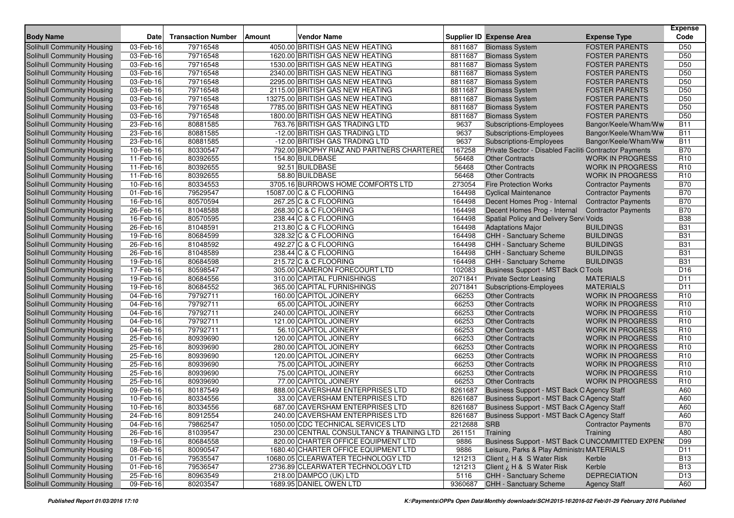| Body Name | Date | Transaction Number | Amount | Vendor Name | Supplier ID | Expense Area | Expense Type | Expense Code |
|---|---|---|---|---|---|---|---|---|
| Solihull Community Housing | 03-Feb-16 | 79716548 | 4050.00 | BRITISH GAS NEW HEATING | 8811687 | Biomass System | FOSTER PARENTS | D50 |
| Solihull Community Housing | 03-Feb-16 | 79716548 | 1620.00 | BRITISH GAS NEW HEATING | 8811687 | Biomass System | FOSTER PARENTS | D50 |
| Solihull Community Housing | 03-Feb-16 | 79716548 | 1530.00 | BRITISH GAS NEW HEATING | 8811687 | Biomass System | FOSTER PARENTS | D50 |
| Solihull Community Housing | 03-Feb-16 | 79716548 | 2340.00 | BRITISH GAS NEW HEATING | 8811687 | Biomass System | FOSTER PARENTS | D50 |
| Solihull Community Housing | 03-Feb-16 | 79716548 | 2295.00 | BRITISH GAS NEW HEATING | 8811687 | Biomass System | FOSTER PARENTS | D50 |
| Solihull Community Housing | 03-Feb-16 | 79716548 | 2115.00 | BRITISH GAS NEW HEATING | 8811687 | Biomass System | FOSTER PARENTS | D50 |
| Solihull Community Housing | 03-Feb-16 | 79716548 | 13275.00 | BRITISH GAS NEW HEATING | 8811687 | Biomass System | FOSTER PARENTS | D50 |
| Solihull Community Housing | 03-Feb-16 | 79716548 | 7785.00 | BRITISH GAS NEW HEATING | 8811687 | Biomass System | FOSTER PARENTS | D50 |
| Solihull Community Housing | 03-Feb-16 | 79716548 | 1800.00 | BRITISH GAS NEW HEATING | 8811687 | Biomass System | FOSTER PARENTS | D50 |
| Solihull Community Housing | 23-Feb-16 | 80881585 | 763.76 | BRITISH GAS TRADING LTD | 9637 | Subscriptions-Employees | Bangor/Keele/Wham/Ww | B11 |
| Solihull Community Housing | 23-Feb-16 | 80881585 | -12.00 | BRITISH GAS TRADING LTD | 9637 | Subscriptions-Employees | Bangor/Keele/Wham/Ww | B11 |
| Solihull Community Housing | 23-Feb-16 | 80881585 | -12.00 | BRITISH GAS TRADING LTD | 9637 | Subscriptions-Employees | Bangor/Keele/Wham/Ww | B11 |
| Solihull Community Housing | 10-Feb-16 | 80330547 | 792.00 | BROPHY RIAZ AND PARTNERS CHARTERED | 167258 | Private Sector - Disabled Faciliti | Contractor Payments | B70 |
| Solihull Community Housing | 11-Feb-16 | 80392655 | 154.80 | BUILDBASE | 56468 | Other Contracts | WORK IN PROGRESS | R10 |
| Solihull Community Housing | 11-Feb-16 | 80392655 | 92.51 | BUILDBASE | 56468 | Other Contracts | WORK IN PROGRESS | R10 |
| Solihull Community Housing | 11-Feb-16 | 80392655 | 58.80 | BUILDBASE | 56468 | Other Contracts | WORK IN PROGRESS | R10 |
| Solihull Community Housing | 10-Feb-16 | 80334553 | 3705.16 | BURROWS HOME COMFORTS LTD | 273054 | Fire Protection Works | Contractor Payments | B70 |
| Solihull Community Housing | 01-Feb-16 | 79529547 | 15087.00 | C & C FLOORING | 164498 | Cyclical Maintenance | Contractor Payments | B70 |
| Solihull Community Housing | 16-Feb-16 | 80570594 | 267.25 | C & C FLOORING | 164498 | Decent Homes Prog - Internal | Contractor Payments | B70 |
| Solihull Community Housing | 26-Feb-16 | 81048588 | 268.30 | C & C FLOORING | 164498 | Decent Homes Prog - Internal | Contractor Payments | B70 |
| Solihull Community Housing | 16-Feb-16 | 80570595 | 238.44 | C & C FLOORING | 164498 | Spatial Policy and Delivery Servi | Voids | B38 |
| Solihull Community Housing | 26-Feb-16 | 81048591 | 213.80 | C & C FLOORING | 164498 | Adaptations Major | BUILDINGS | B31 |
| Solihull Community Housing | 19-Feb-16 | 80684599 | 328.32 | C & C FLOORING | 164498 | CHH - Sanctuary Scheme | BUILDINGS | B31 |
| Solihull Community Housing | 26-Feb-16 | 81048592 | 492.27 | C & C FLOORING | 164498 | CHH - Sanctuary Scheme | BUILDINGS | B31 |
| Solihull Community Housing | 26-Feb-16 | 81048589 | 238.44 | C & C FLOORING | 164498 | CHH - Sanctuary Scheme | BUILDINGS | B31 |
| Solihull Community Housing | 19-Feb-16 | 80684598 | 215.72 | C & C FLOORING | 164498 | CHH - Sanctuary Scheme | BUILDINGS | B31 |
| Solihull Community Housing | 17-Feb-16 | 80598547 | 305.00 | CAMERON FORECOURT LTD | 102083 | Business Support - MST Back O | Tools | D16 |
| Solihull Community Housing | 19-Feb-16 | 80684556 | 310.00 | CAPITAL FURNISHINGS | 2071841 | Private Sector Leasing | MATERIALS | D11 |
| Solihull Community Housing | 19-Feb-16 | 80684552 | 365.00 | CAPITAL FURNISHINGS | 2071841 | Subscriptions-Employees | MATERIALS | D11 |
| Solihull Community Housing | 04-Feb-16 | 79792711 | 160.00 | CAPITOL JOINERY | 66253 | Other Contracts | WORK IN PROGRESS | R10 |
| Solihull Community Housing | 04-Feb-16 | 79792711 | 65.00 | CAPITOL JOINERY | 66253 | Other Contracts | WORK IN PROGRESS | R10 |
| Solihull Community Housing | 04-Feb-16 | 79792711 | 240.00 | CAPITOL JOINERY | 66253 | Other Contracts | WORK IN PROGRESS | R10 |
| Solihull Community Housing | 04-Feb-16 | 79792711 | 121.00 | CAPITOL JOINERY | 66253 | Other Contracts | WORK IN PROGRESS | R10 |
| Solihull Community Housing | 04-Feb-16 | 79792711 | 56.10 | CAPITOL JOINERY | 66253 | Other Contracts | WORK IN PROGRESS | R10 |
| Solihull Community Housing | 25-Feb-16 | 80939690 | 120.00 | CAPITOL JOINERY | 66253 | Other Contracts | WORK IN PROGRESS | R10 |
| Solihull Community Housing | 25-Feb-16 | 80939690 | 280.00 | CAPITOL JOINERY | 66253 | Other Contracts | WORK IN PROGRESS | R10 |
| Solihull Community Housing | 25-Feb-16 | 80939690 | 120.00 | CAPITOL JOINERY | 66253 | Other Contracts | WORK IN PROGRESS | R10 |
| Solihull Community Housing | 25-Feb-16 | 80939690 | 75.00 | CAPITOL JOINERY | 66253 | Other Contracts | WORK IN PROGRESS | R10 |
| Solihull Community Housing | 25-Feb-16 | 80939690 | 75.00 | CAPITOL JOINERY | 66253 | Other Contracts | WORK IN PROGRESS | R10 |
| Solihull Community Housing | 25-Feb-16 | 80939690 | 77.00 | CAPITOL JOINERY | 66253 | Other Contracts | WORK IN PROGRESS | R10 |
| Solihull Community Housing | 09-Feb-16 | 80187549 | 888.00 | CAVERSHAM ENTERPRISES LTD | 8261687 | Business Support - MST Back O | Agency Staff | A60 |
| Solihull Community Housing | 10-Feb-16 | 80334556 | 33.00 | CAVERSHAM ENTERPRISES LTD | 8261687 | Business Support - MST Back O | Agency Staff | A60 |
| Solihull Community Housing | 10-Feb-16 | 80334556 | 687.00 | CAVERSHAM ENTERPRISES LTD | 8261687 | Business Support - MST Back O | Agency Staff | A60 |
| Solihull Community Housing | 24-Feb-16 | 80912554 | 240.00 | CAVERSHAM ENTERPRISES LTD | 8261687 | Business Support - MST Back O | Agency Staff | A60 |
| Solihull Community Housing | 04-Feb-16 | 79862547 | 1050.00 | CDC TECHNICAL SERVICES LTD | 2212688 | SRB | Contractor Payments | B70 |
| Solihull Community Housing | 26-Feb-16 | 81039547 | 230.00 | CENTRAL CONSULTANCY & TRAINING LTD | 261151 | Training | Training | A80 |
| Solihull Community Housing | 19-Feb-16 | 80684558 | 820.00 | CHARTER OFFICE EQUIPMENT LTD | 9886 | Business Support - MST Back O | UNCOMMITTED EXPEN | D99 |
| Solihull Community Housing | 08-Feb-16 | 80090547 | 1680.40 | CHARTER OFFICE EQUIPMENT LTD | 9886 | Leisure, Parks & Play Administra | MATERIALS | D11 |
| Solihull Community Housing | 01-Feb-16 | 79535547 | 10680.05 | CLEARWATER TECHNOLOGY LTD | 121213 | Client ¿ H & S Water Risk | Kerble | B13 |
| Solihull Community Housing | 01-Feb-16 | 79536547 | 2736.89 | CLEARWATER TECHNOLOGY LTD | 121213 | Client ¿ H & S Water Risk | Kerble | B13 |
| Solihull Community Housing | 25-Feb-16 | 80963549 | 218.00 | DAMPCO (UK) LTD | 5116 | CHH - Sanctuary Scheme | DEPRECIATION | D13 |
| Solihull Community Housing | 09-Feb-16 | 80203547 | 1689.95 | DANIEL OWEN LTD | 9360687 | CHH - Sanctuary Scheme | Agency Staff | A60 |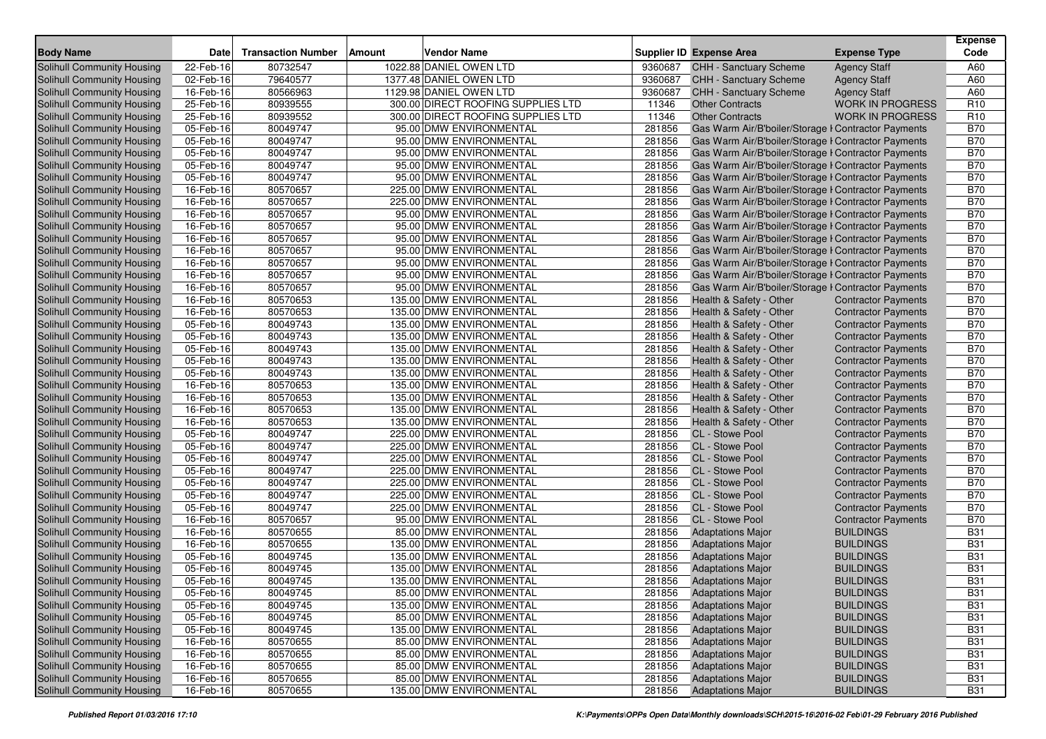| Body Name | Date | Transaction Number | Amount | Vendor Name | Supplier ID | Expense Area | Expense Type | Expense Code |
|---|---|---|---|---|---|---|---|---|
| Solihull Community Housing | 22-Feb-16 | 80732547 | 1022.88 | DANIEL OWEN LTD | 9360687 | CHH - Sanctuary Scheme | Agency Staff | A60 |
| Solihull Community Housing | 02-Feb-16 | 79640577 | 1377.48 | DANIEL OWEN LTD | 9360687 | CHH - Sanctuary Scheme | Agency Staff | A60 |
| Solihull Community Housing | 16-Feb-16 | 80566963 | 1129.98 | DANIEL OWEN LTD | 9360687 | CHH - Sanctuary Scheme | Agency Staff | A60 |
| Solihull Community Housing | 25-Feb-16 | 80939555 | 300.00 | DIRECT ROOFING SUPPLIES LTD | 11346 | Other Contracts | WORK IN PROGRESS | R10 |
| Solihull Community Housing | 25-Feb-16 | 80939552 | 300.00 | DIRECT ROOFING SUPPLIES LTD | 11346 | Other Contracts | WORK IN PROGRESS | R10 |
| Solihull Community Housing | 05-Feb-16 | 80049747 | 95.00 | DMW ENVIRONMENTAL | 281856 | Gas Warm Air/B'boiler/Storage H | Contractor Payments | B70 |
| Solihull Community Housing | 05-Feb-16 | 80049747 | 95.00 | DMW ENVIRONMENTAL | 281856 | Gas Warm Air/B'boiler/Storage H | Contractor Payments | B70 |
| Solihull Community Housing | 05-Feb-16 | 80049747 | 95.00 | DMW ENVIRONMENTAL | 281856 | Gas Warm Air/B'boiler/Storage H | Contractor Payments | B70 |
| Solihull Community Housing | 05-Feb-16 | 80049747 | 95.00 | DMW ENVIRONMENTAL | 281856 | Gas Warm Air/B'boiler/Storage H | Contractor Payments | B70 |
| Solihull Community Housing | 05-Feb-16 | 80049747 | 95.00 | DMW ENVIRONMENTAL | 281856 | Gas Warm Air/B'boiler/Storage H | Contractor Payments | B70 |
| Solihull Community Housing | 16-Feb-16 | 80570657 | 225.00 | DMW ENVIRONMENTAL | 281856 | Gas Warm Air/B'boiler/Storage H | Contractor Payments | B70 |
| Solihull Community Housing | 16-Feb-16 | 80570657 | 225.00 | DMW ENVIRONMENTAL | 281856 | Gas Warm Air/B'boiler/Storage H | Contractor Payments | B70 |
| Solihull Community Housing | 16-Feb-16 | 80570657 | 95.00 | DMW ENVIRONMENTAL | 281856 | Gas Warm Air/B'boiler/Storage H | Contractor Payments | B70 |
| Solihull Community Housing | 16-Feb-16 | 80570657 | 95.00 | DMW ENVIRONMENTAL | 281856 | Gas Warm Air/B'boiler/Storage H | Contractor Payments | B70 |
| Solihull Community Housing | 16-Feb-16 | 80570657 | 95.00 | DMW ENVIRONMENTAL | 281856 | Gas Warm Air/B'boiler/Storage H | Contractor Payments | B70 |
| Solihull Community Housing | 16-Feb-16 | 80570657 | 95.00 | DMW ENVIRONMENTAL | 281856 | Gas Warm Air/B'boiler/Storage H | Contractor Payments | B70 |
| Solihull Community Housing | 16-Feb-16 | 80570657 | 95.00 | DMW ENVIRONMENTAL | 281856 | Gas Warm Air/B'boiler/Storage H | Contractor Payments | B70 |
| Solihull Community Housing | 16-Feb-16 | 80570657 | 95.00 | DMW ENVIRONMENTAL | 281856 | Gas Warm Air/B'boiler/Storage H | Contractor Payments | B70 |
| Solihull Community Housing | 16-Feb-16 | 80570657 | 95.00 | DMW ENVIRONMENTAL | 281856 | Gas Warm Air/B'boiler/Storage H | Contractor Payments | B70 |
| Solihull Community Housing | 16-Feb-16 | 80570653 | 135.00 | DMW ENVIRONMENTAL | 281856 | Health & Safety - Other | Contractor Payments | B70 |
| Solihull Community Housing | 16-Feb-16 | 80570653 | 135.00 | DMW ENVIRONMENTAL | 281856 | Health & Safety - Other | Contractor Payments | B70 |
| Solihull Community Housing | 05-Feb-16 | 80049743 | 135.00 | DMW ENVIRONMENTAL | 281856 | Health & Safety - Other | Contractor Payments | B70 |
| Solihull Community Housing | 05-Feb-16 | 80049743 | 135.00 | DMW ENVIRONMENTAL | 281856 | Health & Safety - Other | Contractor Payments | B70 |
| Solihull Community Housing | 05-Feb-16 | 80049743 | 135.00 | DMW ENVIRONMENTAL | 281856 | Health & Safety - Other | Contractor Payments | B70 |
| Solihull Community Housing | 05-Feb-16 | 80049743 | 135.00 | DMW ENVIRONMENTAL | 281856 | Health & Safety - Other | Contractor Payments | B70 |
| Solihull Community Housing | 05-Feb-16 | 80049743 | 135.00 | DMW ENVIRONMENTAL | 281856 | Health & Safety - Other | Contractor Payments | B70 |
| Solihull Community Housing | 16-Feb-16 | 80570653 | 135.00 | DMW ENVIRONMENTAL | 281856 | Health & Safety - Other | Contractor Payments | B70 |
| Solihull Community Housing | 16-Feb-16 | 80570653 | 135.00 | DMW ENVIRONMENTAL | 281856 | Health & Safety - Other | Contractor Payments | B70 |
| Solihull Community Housing | 16-Feb-16 | 80570653 | 135.00 | DMW ENVIRONMENTAL | 281856 | Health & Safety - Other | Contractor Payments | B70 |
| Solihull Community Housing | 16-Feb-16 | 80570653 | 135.00 | DMW ENVIRONMENTAL | 281856 | Health & Safety - Other | Contractor Payments | B70 |
| Solihull Community Housing | 05-Feb-16 | 80049747 | 225.00 | DMW ENVIRONMENTAL | 281856 | CL - Stowe Pool | Contractor Payments | B70 |
| Solihull Community Housing | 05-Feb-16 | 80049747 | 225.00 | DMW ENVIRONMENTAL | 281856 | CL - Stowe Pool | Contractor Payments | B70 |
| Solihull Community Housing | 05-Feb-16 | 80049747 | 225.00 | DMW ENVIRONMENTAL | 281856 | CL - Stowe Pool | Contractor Payments | B70 |
| Solihull Community Housing | 05-Feb-16 | 80049747 | 225.00 | DMW ENVIRONMENTAL | 281856 | CL - Stowe Pool | Contractor Payments | B70 |
| Solihull Community Housing | 05-Feb-16 | 80049747 | 225.00 | DMW ENVIRONMENTAL | 281856 | CL - Stowe Pool | Contractor Payments | B70 |
| Solihull Community Housing | 05-Feb-16 | 80049747 | 225.00 | DMW ENVIRONMENTAL | 281856 | CL - Stowe Pool | Contractor Payments | B70 |
| Solihull Community Housing | 05-Feb-16 | 80049747 | 225.00 | DMW ENVIRONMENTAL | 281856 | CL - Stowe Pool | Contractor Payments | B70 |
| Solihull Community Housing | 16-Feb-16 | 80570657 | 95.00 | DMW ENVIRONMENTAL | 281856 | CL - Stowe Pool | Contractor Payments | B70 |
| Solihull Community Housing | 16-Feb-16 | 80570655 | 85.00 | DMW ENVIRONMENTAL | 281856 | Adaptations Major | BUILDINGS | B31 |
| Solihull Community Housing | 16-Feb-16 | 80570655 | 135.00 | DMW ENVIRONMENTAL | 281856 | Adaptations Major | BUILDINGS | B31 |
| Solihull Community Housing | 05-Feb-16 | 80049745 | 135.00 | DMW ENVIRONMENTAL | 281856 | Adaptations Major | BUILDINGS | B31 |
| Solihull Community Housing | 05-Feb-16 | 80049745 | 135.00 | DMW ENVIRONMENTAL | 281856 | Adaptations Major | BUILDINGS | B31 |
| Solihull Community Housing | 05-Feb-16 | 80049745 | 135.00 | DMW ENVIRONMENTAL | 281856 | Adaptations Major | BUILDINGS | B31 |
| Solihull Community Housing | 05-Feb-16 | 80049745 | 85.00 | DMW ENVIRONMENTAL | 281856 | Adaptations Major | BUILDINGS | B31 |
| Solihull Community Housing | 05-Feb-16 | 80049745 | 135.00 | DMW ENVIRONMENTAL | 281856 | Adaptations Major | BUILDINGS | B31 |
| Solihull Community Housing | 05-Feb-16 | 80049745 | 85.00 | DMW ENVIRONMENTAL | 281856 | Adaptations Major | BUILDINGS | B31 |
| Solihull Community Housing | 05-Feb-16 | 80049745 | 135.00 | DMW ENVIRONMENTAL | 281856 | Adaptations Major | BUILDINGS | B31 |
| Solihull Community Housing | 16-Feb-16 | 80570655 | 85.00 | DMW ENVIRONMENTAL | 281856 | Adaptations Major | BUILDINGS | B31 |
| Solihull Community Housing | 16-Feb-16 | 80570655 | 85.00 | DMW ENVIRONMENTAL | 281856 | Adaptations Major | BUILDINGS | B31 |
| Solihull Community Housing | 16-Feb-16 | 80570655 | 85.00 | DMW ENVIRONMENTAL | 281856 | Adaptations Major | BUILDINGS | B31 |
| Solihull Community Housing | 16-Feb-16 | 80570655 | 85.00 | DMW ENVIRONMENTAL | 281856 | Adaptations Major | BUILDINGS | B31 |
| Solihull Community Housing | 16-Feb-16 | 80570655 | 135.00 | DMW ENVIRONMENTAL | 281856 | Adaptations Major | BUILDINGS | B31 |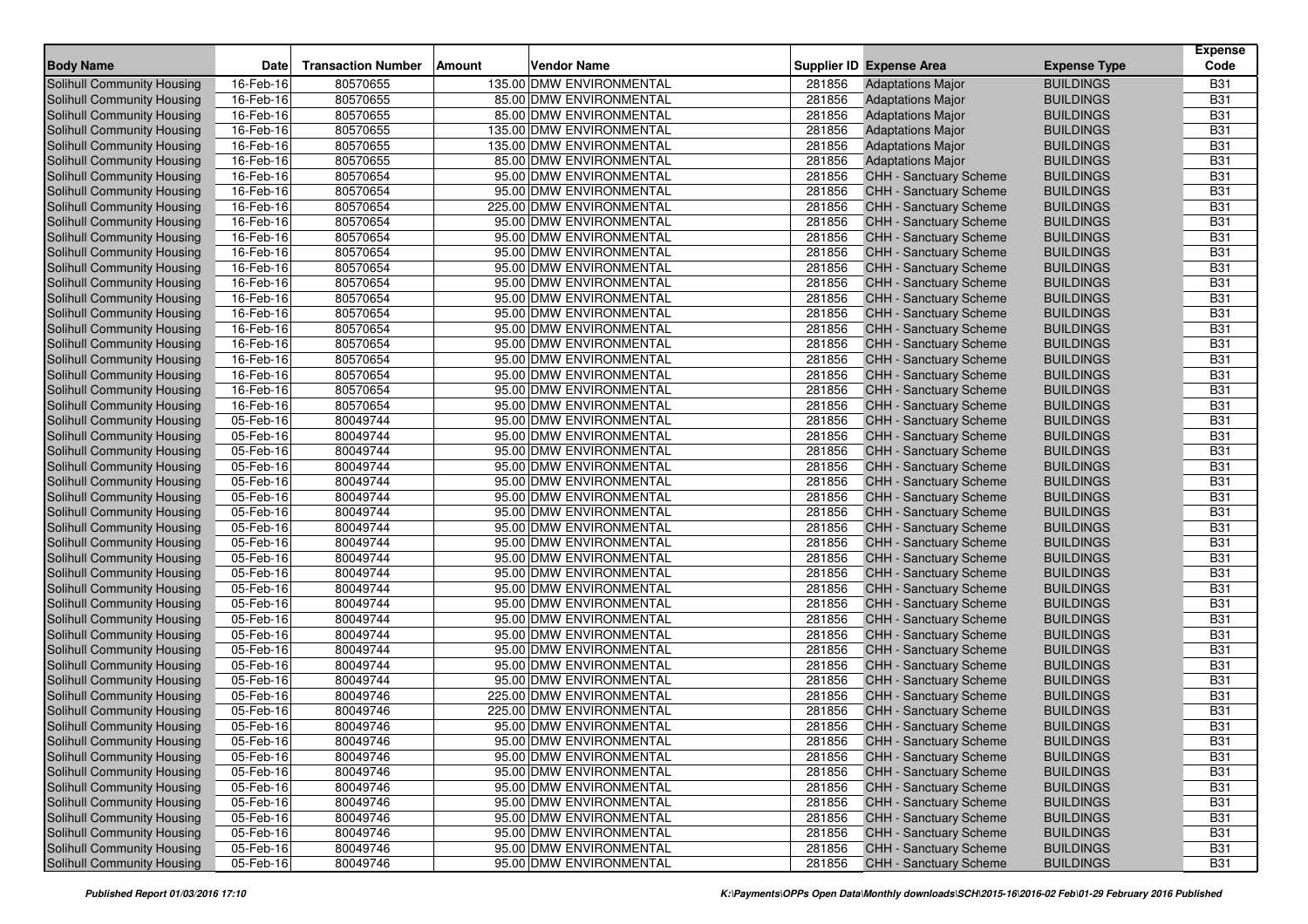| Body Name | Date | Transaction Number | Amount | Vendor Name | Supplier ID | Expense Area | Expense Type | Expense Code |
|---|---|---|---|---|---|---|---|---|
| Solihull Community Housing | 16-Feb-16 | 80570655 | 135.00 | DMW ENVIRONMENTAL | 281856 | Adaptations Major | BUILDINGS | B31 |
| Solihull Community Housing | 16-Feb-16 | 80570655 | 85.00 | DMW ENVIRONMENTAL | 281856 | Adaptations Major | BUILDINGS | B31 |
| Solihull Community Housing | 16-Feb-16 | 80570655 | 85.00 | DMW ENVIRONMENTAL | 281856 | Adaptations Major | BUILDINGS | B31 |
| Solihull Community Housing | 16-Feb-16 | 80570655 | 135.00 | DMW ENVIRONMENTAL | 281856 | Adaptations Major | BUILDINGS | B31 |
| Solihull Community Housing | 16-Feb-16 | 80570655 | 135.00 | DMW ENVIRONMENTAL | 281856 | Adaptations Major | BUILDINGS | B31 |
| Solihull Community Housing | 16-Feb-16 | 80570655 | 85.00 | DMW ENVIRONMENTAL | 281856 | Adaptations Major | BUILDINGS | B31 |
| Solihull Community Housing | 16-Feb-16 | 80570654 | 95.00 | DMW ENVIRONMENTAL | 281856 | CHH - Sanctuary Scheme | BUILDINGS | B31 |
| Solihull Community Housing | 16-Feb-16 | 80570654 | 95.00 | DMW ENVIRONMENTAL | 281856 | CHH - Sanctuary Scheme | BUILDINGS | B31 |
| Solihull Community Housing | 16-Feb-16 | 80570654 | 225.00 | DMW ENVIRONMENTAL | 281856 | CHH - Sanctuary Scheme | BUILDINGS | B31 |
| Solihull Community Housing | 16-Feb-16 | 80570654 | 95.00 | DMW ENVIRONMENTAL | 281856 | CHH - Sanctuary Scheme | BUILDINGS | B31 |
| Solihull Community Housing | 16-Feb-16 | 80570654 | 95.00 | DMW ENVIRONMENTAL | 281856 | CHH - Sanctuary Scheme | BUILDINGS | B31 |
| Solihull Community Housing | 16-Feb-16 | 80570654 | 95.00 | DMW ENVIRONMENTAL | 281856 | CHH - Sanctuary Scheme | BUILDINGS | B31 |
| Solihull Community Housing | 16-Feb-16 | 80570654 | 95.00 | DMW ENVIRONMENTAL | 281856 | CHH - Sanctuary Scheme | BUILDINGS | B31 |
| Solihull Community Housing | 16-Feb-16 | 80570654 | 95.00 | DMW ENVIRONMENTAL | 281856 | CHH - Sanctuary Scheme | BUILDINGS | B31 |
| Solihull Community Housing | 16-Feb-16 | 80570654 | 95.00 | DMW ENVIRONMENTAL | 281856 | CHH - Sanctuary Scheme | BUILDINGS | B31 |
| Solihull Community Housing | 16-Feb-16 | 80570654 | 95.00 | DMW ENVIRONMENTAL | 281856 | CHH - Sanctuary Scheme | BUILDINGS | B31 |
| Solihull Community Housing | 16-Feb-16 | 80570654 | 95.00 | DMW ENVIRONMENTAL | 281856 | CHH - Sanctuary Scheme | BUILDINGS | B31 |
| Solihull Community Housing | 16-Feb-16 | 80570654 | 95.00 | DMW ENVIRONMENTAL | 281856 | CHH - Sanctuary Scheme | BUILDINGS | B31 |
| Solihull Community Housing | 16-Feb-16 | 80570654 | 95.00 | DMW ENVIRONMENTAL | 281856 | CHH - Sanctuary Scheme | BUILDINGS | B31 |
| Solihull Community Housing | 16-Feb-16 | 80570654 | 95.00 | DMW ENVIRONMENTAL | 281856 | CHH - Sanctuary Scheme | BUILDINGS | B31 |
| Solihull Community Housing | 16-Feb-16 | 80570654 | 95.00 | DMW ENVIRONMENTAL | 281856 | CHH - Sanctuary Scheme | BUILDINGS | B31 |
| Solihull Community Housing | 16-Feb-16 | 80570654 | 95.00 | DMW ENVIRONMENTAL | 281856 | CHH - Sanctuary Scheme | BUILDINGS | B31 |
| Solihull Community Housing | 05-Feb-16 | 80049744 | 95.00 | DMW ENVIRONMENTAL | 281856 | CHH - Sanctuary Scheme | BUILDINGS | B31 |
| Solihull Community Housing | 05-Feb-16 | 80049744 | 95.00 | DMW ENVIRONMENTAL | 281856 | CHH - Sanctuary Scheme | BUILDINGS | B31 |
| Solihull Community Housing | 05-Feb-16 | 80049744 | 95.00 | DMW ENVIRONMENTAL | 281856 | CHH - Sanctuary Scheme | BUILDINGS | B31 |
| Solihull Community Housing | 05-Feb-16 | 80049744 | 95.00 | DMW ENVIRONMENTAL | 281856 | CHH - Sanctuary Scheme | BUILDINGS | B31 |
| Solihull Community Housing | 05-Feb-16 | 80049744 | 95.00 | DMW ENVIRONMENTAL | 281856 | CHH - Sanctuary Scheme | BUILDINGS | B31 |
| Solihull Community Housing | 05-Feb-16 | 80049744 | 95.00 | DMW ENVIRONMENTAL | 281856 | CHH - Sanctuary Scheme | BUILDINGS | B31 |
| Solihull Community Housing | 05-Feb-16 | 80049744 | 95.00 | DMW ENVIRONMENTAL | 281856 | CHH - Sanctuary Scheme | BUILDINGS | B31 |
| Solihull Community Housing | 05-Feb-16 | 80049744 | 95.00 | DMW ENVIRONMENTAL | 281856 | CHH - Sanctuary Scheme | BUILDINGS | B31 |
| Solihull Community Housing | 05-Feb-16 | 80049744 | 95.00 | DMW ENVIRONMENTAL | 281856 | CHH - Sanctuary Scheme | BUILDINGS | B31 |
| Solihull Community Housing | 05-Feb-16 | 80049744 | 95.00 | DMW ENVIRONMENTAL | 281856 | CHH - Sanctuary Scheme | BUILDINGS | B31 |
| Solihull Community Housing | 05-Feb-16 | 80049744 | 95.00 | DMW ENVIRONMENTAL | 281856 | CHH - Sanctuary Scheme | BUILDINGS | B31 |
| Solihull Community Housing | 05-Feb-16 | 80049744 | 95.00 | DMW ENVIRONMENTAL | 281856 | CHH - Sanctuary Scheme | BUILDINGS | B31 |
| Solihull Community Housing | 05-Feb-16 | 80049744 | 95.00 | DMW ENVIRONMENTAL | 281856 | CHH - Sanctuary Scheme | BUILDINGS | B31 |
| Solihull Community Housing | 05-Feb-16 | 80049744 | 95.00 | DMW ENVIRONMENTAL | 281856 | CHH - Sanctuary Scheme | BUILDINGS | B31 |
| Solihull Community Housing | 05-Feb-16 | 80049744 | 95.00 | DMW ENVIRONMENTAL | 281856 | CHH - Sanctuary Scheme | BUILDINGS | B31 |
| Solihull Community Housing | 05-Feb-16 | 80049744 | 95.00 | DMW ENVIRONMENTAL | 281856 | CHH - Sanctuary Scheme | BUILDINGS | B31 |
| Solihull Community Housing | 05-Feb-16 | 80049744 | 95.00 | DMW ENVIRONMENTAL | 281856 | CHH - Sanctuary Scheme | BUILDINGS | B31 |
| Solihull Community Housing | 05-Feb-16 | 80049744 | 95.00 | DMW ENVIRONMENTAL | 281856 | CHH - Sanctuary Scheme | BUILDINGS | B31 |
| Solihull Community Housing | 05-Feb-16 | 80049746 | 225.00 | DMW ENVIRONMENTAL | 281856 | CHH - Sanctuary Scheme | BUILDINGS | B31 |
| Solihull Community Housing | 05-Feb-16 | 80049746 | 225.00 | DMW ENVIRONMENTAL | 281856 | CHH - Sanctuary Scheme | BUILDINGS | B31 |
| Solihull Community Housing | 05-Feb-16 | 80049746 | 95.00 | DMW ENVIRONMENTAL | 281856 | CHH - Sanctuary Scheme | BUILDINGS | B31 |
| Solihull Community Housing | 05-Feb-16 | 80049746 | 95.00 | DMW ENVIRONMENTAL | 281856 | CHH - Sanctuary Scheme | BUILDINGS | B31 |
| Solihull Community Housing | 05-Feb-16 | 80049746 | 95.00 | DMW ENVIRONMENTAL | 281856 | CHH - Sanctuary Scheme | BUILDINGS | B31 |
| Solihull Community Housing | 05-Feb-16 | 80049746 | 95.00 | DMW ENVIRONMENTAL | 281856 | CHH - Sanctuary Scheme | BUILDINGS | B31 |
| Solihull Community Housing | 05-Feb-16 | 80049746 | 95.00 | DMW ENVIRONMENTAL | 281856 | CHH - Sanctuary Scheme | BUILDINGS | B31 |
| Solihull Community Housing | 05-Feb-16 | 80049746 | 95.00 | DMW ENVIRONMENTAL | 281856 | CHH - Sanctuary Scheme | BUILDINGS | B31 |
| Solihull Community Housing | 05-Feb-16 | 80049746 | 95.00 | DMW ENVIRONMENTAL | 281856 | CHH - Sanctuary Scheme | BUILDINGS | B31 |
| Solihull Community Housing | 05-Feb-16 | 80049746 | 95.00 | DMW ENVIRONMENTAL | 281856 | CHH - Sanctuary Scheme | BUILDINGS | B31 |
| Solihull Community Housing | 05-Feb-16 | 80049746 | 95.00 | DMW ENVIRONMENTAL | 281856 | CHH - Sanctuary Scheme | BUILDINGS | B31 |
| Solihull Community Housing | 05-Feb-16 | 80049746 | 95.00 | DMW ENVIRONMENTAL | 281856 | CHH - Sanctuary Scheme | BUILDINGS | B31 |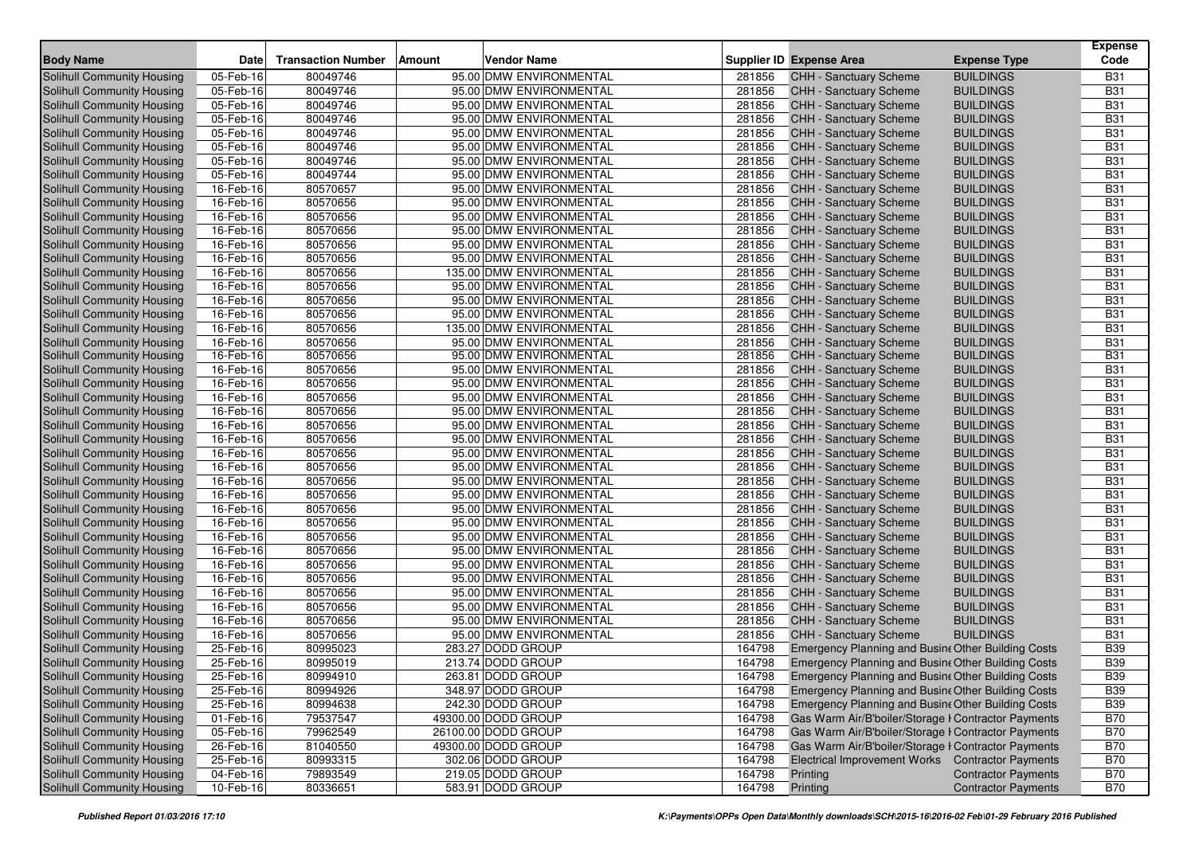| Body Name | Date | Transaction Number | Amount | Vendor Name | Supplier ID | Expense Area | Expense Type | Expense Code |
|---|---|---|---|---|---|---|---|---|
| Solihull Community Housing | 05-Feb-16 | 80049746 | 95.00 | DMW ENVIRONMENTAL | 281856 | CHH - Sanctuary Scheme | BUILDINGS | B31 |
| Solihull Community Housing | 05-Feb-16 | 80049746 | 95.00 | DMW ENVIRONMENTAL | 281856 | CHH - Sanctuary Scheme | BUILDINGS | B31 |
| Solihull Community Housing | 05-Feb-16 | 80049746 | 95.00 | DMW ENVIRONMENTAL | 281856 | CHH - Sanctuary Scheme | BUILDINGS | B31 |
| Solihull Community Housing | 05-Feb-16 | 80049746 | 95.00 | DMW ENVIRONMENTAL | 281856 | CHH - Sanctuary Scheme | BUILDINGS | B31 |
| Solihull Community Housing | 05-Feb-16 | 80049746 | 95.00 | DMW ENVIRONMENTAL | 281856 | CHH - Sanctuary Scheme | BUILDINGS | B31 |
| Solihull Community Housing | 05-Feb-16 | 80049746 | 95.00 | DMW ENVIRONMENTAL | 281856 | CHH - Sanctuary Scheme | BUILDINGS | B31 |
| Solihull Community Housing | 05-Feb-16 | 80049746 | 95.00 | DMW ENVIRONMENTAL | 281856 | CHH - Sanctuary Scheme | BUILDINGS | B31 |
| Solihull Community Housing | 05-Feb-16 | 80049744 | 95.00 | DMW ENVIRONMENTAL | 281856 | CHH - Sanctuary Scheme | BUILDINGS | B31 |
| Solihull Community Housing | 16-Feb-16 | 80570657 | 95.00 | DMW ENVIRONMENTAL | 281856 | CHH - Sanctuary Scheme | BUILDINGS | B31 |
| Solihull Community Housing | 16-Feb-16 | 80570656 | 95.00 | DMW ENVIRONMENTAL | 281856 | CHH - Sanctuary Scheme | BUILDINGS | B31 |
| Solihull Community Housing | 16-Feb-16 | 80570656 | 95.00 | DMW ENVIRONMENTAL | 281856 | CHH - Sanctuary Scheme | BUILDINGS | B31 |
| Solihull Community Housing | 16-Feb-16 | 80570656 | 95.00 | DMW ENVIRONMENTAL | 281856 | CHH - Sanctuary Scheme | BUILDINGS | B31 |
| Solihull Community Housing | 16-Feb-16 | 80570656 | 95.00 | DMW ENVIRONMENTAL | 281856 | CHH - Sanctuary Scheme | BUILDINGS | B31 |
| Solihull Community Housing | 16-Feb-16 | 80570656 | 95.00 | DMW ENVIRONMENTAL | 281856 | CHH - Sanctuary Scheme | BUILDINGS | B31 |
| Solihull Community Housing | 16-Feb-16 | 80570656 | 135.00 | DMW ENVIRONMENTAL | 281856 | CHH - Sanctuary Scheme | BUILDINGS | B31 |
| Solihull Community Housing | 16-Feb-16 | 80570656 | 95.00 | DMW ENVIRONMENTAL | 281856 | CHH - Sanctuary Scheme | BUILDINGS | B31 |
| Solihull Community Housing | 16-Feb-16 | 80570656 | 95.00 | DMW ENVIRONMENTAL | 281856 | CHH - Sanctuary Scheme | BUILDINGS | B31 |
| Solihull Community Housing | 16-Feb-16 | 80570656 | 95.00 | DMW ENVIRONMENTAL | 281856 | CHH - Sanctuary Scheme | BUILDINGS | B31 |
| Solihull Community Housing | 16-Feb-16 | 80570656 | 135.00 | DMW ENVIRONMENTAL | 281856 | CHH - Sanctuary Scheme | BUILDINGS | B31 |
| Solihull Community Housing | 16-Feb-16 | 80570656 | 95.00 | DMW ENVIRONMENTAL | 281856 | CHH - Sanctuary Scheme | BUILDINGS | B31 |
| Solihull Community Housing | 16-Feb-16 | 80570656 | 95.00 | DMW ENVIRONMENTAL | 281856 | CHH - Sanctuary Scheme | BUILDINGS | B31 |
| Solihull Community Housing | 16-Feb-16 | 80570656 | 95.00 | DMW ENVIRONMENTAL | 281856 | CHH - Sanctuary Scheme | BUILDINGS | B31 |
| Solihull Community Housing | 16-Feb-16 | 80570656 | 95.00 | DMW ENVIRONMENTAL | 281856 | CHH - Sanctuary Scheme | BUILDINGS | B31 |
| Solihull Community Housing | 16-Feb-16 | 80570656 | 95.00 | DMW ENVIRONMENTAL | 281856 | CHH - Sanctuary Scheme | BUILDINGS | B31 |
| Solihull Community Housing | 16-Feb-16 | 80570656 | 95.00 | DMW ENVIRONMENTAL | 281856 | CHH - Sanctuary Scheme | BUILDINGS | B31 |
| Solihull Community Housing | 16-Feb-16 | 80570656 | 95.00 | DMW ENVIRONMENTAL | 281856 | CHH - Sanctuary Scheme | BUILDINGS | B31 |
| Solihull Community Housing | 16-Feb-16 | 80570656 | 95.00 | DMW ENVIRONMENTAL | 281856 | CHH - Sanctuary Scheme | BUILDINGS | B31 |
| Solihull Community Housing | 16-Feb-16 | 80570656 | 95.00 | DMW ENVIRONMENTAL | 281856 | CHH - Sanctuary Scheme | BUILDINGS | B31 |
| Solihull Community Housing | 16-Feb-16 | 80570656 | 95.00 | DMW ENVIRONMENTAL | 281856 | CHH - Sanctuary Scheme | BUILDINGS | B31 |
| Solihull Community Housing | 16-Feb-16 | 80570656 | 95.00 | DMW ENVIRONMENTAL | 281856 | CHH - Sanctuary Scheme | BUILDINGS | B31 |
| Solihull Community Housing | 16-Feb-16 | 80570656 | 95.00 | DMW ENVIRONMENTAL | 281856 | CHH - Sanctuary Scheme | BUILDINGS | B31 |
| Solihull Community Housing | 16-Feb-16 | 80570656 | 95.00 | DMW ENVIRONMENTAL | 281856 | CHH - Sanctuary Scheme | BUILDINGS | B31 |
| Solihull Community Housing | 16-Feb-16 | 80570656 | 95.00 | DMW ENVIRONMENTAL | 281856 | CHH - Sanctuary Scheme | BUILDINGS | B31 |
| Solihull Community Housing | 16-Feb-16 | 80570656 | 95.00 | DMW ENVIRONMENTAL | 281856 | CHH - Sanctuary Scheme | BUILDINGS | B31 |
| Solihull Community Housing | 16-Feb-16 | 80570656 | 95.00 | DMW ENVIRONMENTAL | 281856 | CHH - Sanctuary Scheme | BUILDINGS | B31 |
| Solihull Community Housing | 16-Feb-16 | 80570656 | 95.00 | DMW ENVIRONMENTAL | 281856 | CHH - Sanctuary Scheme | BUILDINGS | B31 |
| Solihull Community Housing | 16-Feb-16 | 80570656 | 95.00 | DMW ENVIRONMENTAL | 281856 | CHH - Sanctuary Scheme | BUILDINGS | B31 |
| Solihull Community Housing | 16-Feb-16 | 80570656 | 95.00 | DMW ENVIRONMENTAL | 281856 | CHH - Sanctuary Scheme | BUILDINGS | B31 |
| Solihull Community Housing | 16-Feb-16 | 80570656 | 95.00 | DMW ENVIRONMENTAL | 281856 | CHH - Sanctuary Scheme | BUILDINGS | B31 |
| Solihull Community Housing | 16-Feb-16 | 80570656 | 95.00 | DMW ENVIRONMENTAL | 281856 | CHH - Sanctuary Scheme | BUILDINGS | B31 |
| Solihull Community Housing | 16-Feb-16 | 80570656 | 95.00 | DMW ENVIRONMENTAL | 281856 | CHH - Sanctuary Scheme | BUILDINGS | B31 |
| Solihull Community Housing | 25-Feb-16 | 80995023 | 283.27 | DODD GROUP | 164798 | Emergency Planning and Busine | Other Building Costs | B39 |
| Solihull Community Housing | 25-Feb-16 | 80995019 | 213.74 | DODD GROUP | 164798 | Emergency Planning and Busine | Other Building Costs | B39 |
| Solihull Community Housing | 25-Feb-16 | 80994910 | 263.81 | DODD GROUP | 164798 | Emergency Planning and Busine | Other Building Costs | B39 |
| Solihull Community Housing | 25-Feb-16 | 80994926 | 348.97 | DODD GROUP | 164798 | Emergency Planning and Busine | Other Building Costs | B39 |
| Solihull Community Housing | 25-Feb-16 | 80994638 | 242.30 | DODD GROUP | 164798 | Emergency Planning and Busine | Other Building Costs | B39 |
| Solihull Community Housing | 01-Feb-16 | 79537547 | 49300.00 | DODD GROUP | 164798 | Gas Warm Air/B'boiler/Storage I | Contractor Payments | B70 |
| Solihull Community Housing | 05-Feb-16 | 79962549 | 26100.00 | DODD GROUP | 164798 | Gas Warm Air/B'boiler/Storage I | Contractor Payments | B70 |
| Solihull Community Housing | 26-Feb-16 | 81040550 | 49300.00 | DODD GROUP | 164798 | Gas Warm Air/B'boiler/Storage I | Contractor Payments | B70 |
| Solihull Community Housing | 25-Feb-16 | 80993315 | 302.06 | DODD GROUP | 164798 | Electrical Improvement Works | Contractor Payments | B70 |
| Solihull Community Housing | 04-Feb-16 | 79893549 | 219.05 | DODD GROUP | 164798 | Printing | Contractor Payments | B70 |
| Solihull Community Housing | 10-Feb-16 | 80336651 | 583.91 | DODD GROUP | 164798 | Printing | Contractor Payments | B70 |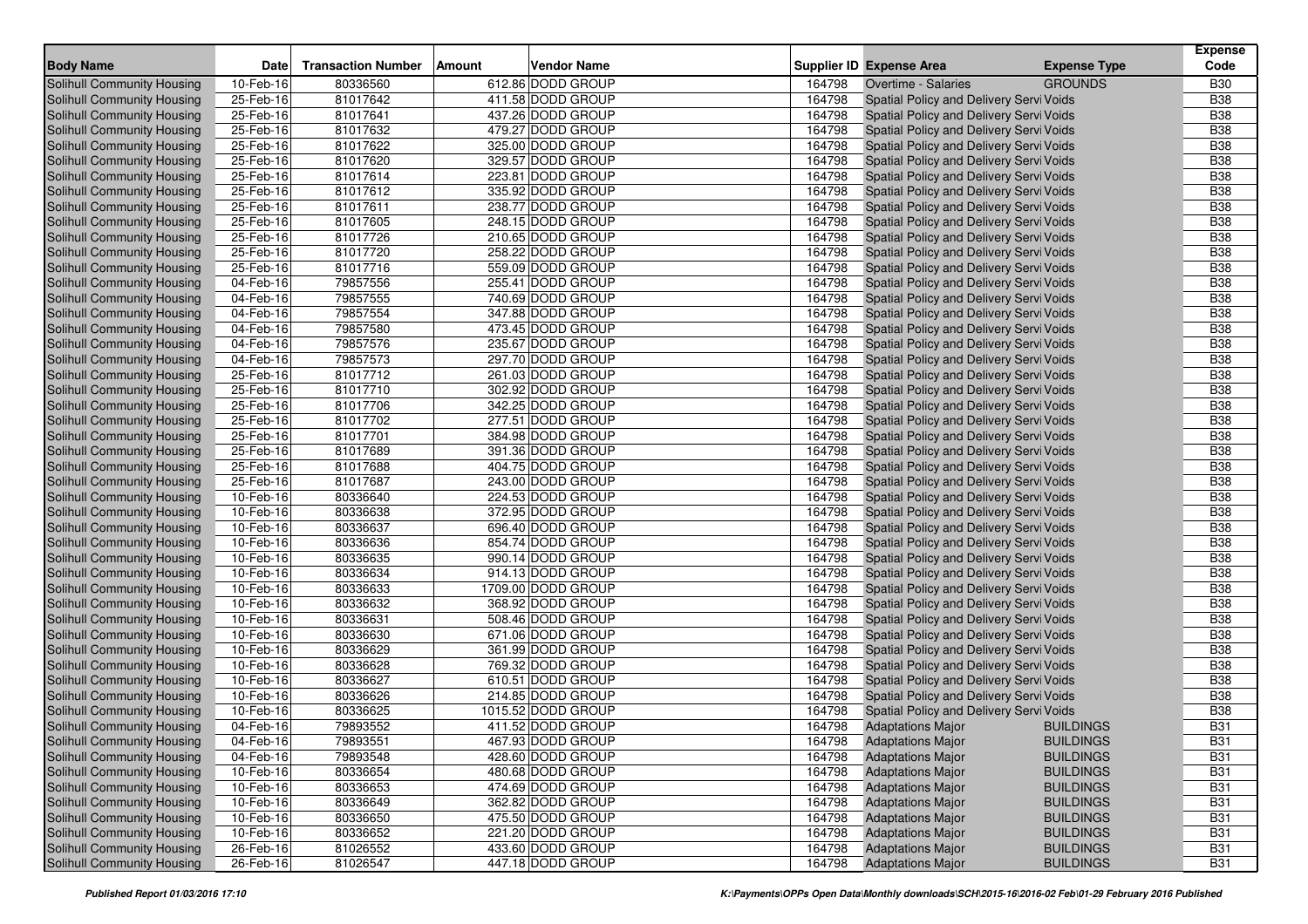| Body Name | Date | Transaction Number | Amount | Vendor Name | Supplier ID | Expense Area | Expense Type | Expense Code |
|---|---|---|---|---|---|---|---|---|
| Solihull Community Housing | 10-Feb-16 | 80336560 | 612.86 | DODD GROUP | 164798 | Overtime - Salaries | GROUNDS | B30 |
| Solihull Community Housing | 25-Feb-16 | 81017642 | 411.58 | DODD GROUP | 164798 | Spatial Policy and Delivery Servi | Voids | B38 |
| Solihull Community Housing | 25-Feb-16 | 81017641 | 437.26 | DODD GROUP | 164798 | Spatial Policy and Delivery Servi | Voids | B38 |
| Solihull Community Housing | 25-Feb-16 | 81017632 | 479.27 | DODD GROUP | 164798 | Spatial Policy and Delivery Servi | Voids | B38 |
| Solihull Community Housing | 25-Feb-16 | 81017622 | 325.00 | DODD GROUP | 164798 | Spatial Policy and Delivery Servi | Voids | B38 |
| Solihull Community Housing | 25-Feb-16 | 81017620 | 329.57 | DODD GROUP | 164798 | Spatial Policy and Delivery Servi | Voids | B38 |
| Solihull Community Housing | 25-Feb-16 | 81017614 | 223.81 | DODD GROUP | 164798 | Spatial Policy and Delivery Servi | Voids | B38 |
| Solihull Community Housing | 25-Feb-16 | 81017612 | 335.92 | DODD GROUP | 164798 | Spatial Policy and Delivery Servi | Voids | B38 |
| Solihull Community Housing | 25-Feb-16 | 81017611 | 238.77 | DODD GROUP | 164798 | Spatial Policy and Delivery Servi | Voids | B38 |
| Solihull Community Housing | 25-Feb-16 | 81017605 | 248.15 | DODD GROUP | 164798 | Spatial Policy and Delivery Servi | Voids | B38 |
| Solihull Community Housing | 25-Feb-16 | 81017726 | 210.65 | DODD GROUP | 164798 | Spatial Policy and Delivery Servi | Voids | B38 |
| Solihull Community Housing | 25-Feb-16 | 81017720 | 258.22 | DODD GROUP | 164798 | Spatial Policy and Delivery Servi | Voids | B38 |
| Solihull Community Housing | 25-Feb-16 | 81017716 | 559.09 | DODD GROUP | 164798 | Spatial Policy and Delivery Servi | Voids | B38 |
| Solihull Community Housing | 04-Feb-16 | 79857556 | 255.41 | DODD GROUP | 164798 | Spatial Policy and Delivery Servi | Voids | B38 |
| Solihull Community Housing | 04-Feb-16 | 79857555 | 740.69 | DODD GROUP | 164798 | Spatial Policy and Delivery Servi | Voids | B38 |
| Solihull Community Housing | 04-Feb-16 | 79857554 | 347.88 | DODD GROUP | 164798 | Spatial Policy and Delivery Servi | Voids | B38 |
| Solihull Community Housing | 04-Feb-16 | 79857580 | 473.45 | DODD GROUP | 164798 | Spatial Policy and Delivery Servi | Voids | B38 |
| Solihull Community Housing | 04-Feb-16 | 79857576 | 235.67 | DODD GROUP | 164798 | Spatial Policy and Delivery Servi | Voids | B38 |
| Solihull Community Housing | 04-Feb-16 | 79857573 | 297.70 | DODD GROUP | 164798 | Spatial Policy and Delivery Servi | Voids | B38 |
| Solihull Community Housing | 25-Feb-16 | 81017712 | 261.03 | DODD GROUP | 164798 | Spatial Policy and Delivery Servi | Voids | B38 |
| Solihull Community Housing | 25-Feb-16 | 81017710 | 302.92 | DODD GROUP | 164798 | Spatial Policy and Delivery Servi | Voids | B38 |
| Solihull Community Housing | 25-Feb-16 | 81017706 | 342.25 | DODD GROUP | 164798 | Spatial Policy and Delivery Servi | Voids | B38 |
| Solihull Community Housing | 25-Feb-16 | 81017702 | 277.51 | DODD GROUP | 164798 | Spatial Policy and Delivery Servi | Voids | B38 |
| Solihull Community Housing | 25-Feb-16 | 81017701 | 384.98 | DODD GROUP | 164798 | Spatial Policy and Delivery Servi | Voids | B38 |
| Solihull Community Housing | 25-Feb-16 | 81017689 | 391.36 | DODD GROUP | 164798 | Spatial Policy and Delivery Servi | Voids | B38 |
| Solihull Community Housing | 25-Feb-16 | 81017688 | 404.75 | DODD GROUP | 164798 | Spatial Policy and Delivery Servi | Voids | B38 |
| Solihull Community Housing | 25-Feb-16 | 81017687 | 243.00 | DODD GROUP | 164798 | Spatial Policy and Delivery Servi | Voids | B38 |
| Solihull Community Housing | 10-Feb-16 | 80336640 | 224.53 | DODD GROUP | 164798 | Spatial Policy and Delivery Servi | Voids | B38 |
| Solihull Community Housing | 10-Feb-16 | 80336638 | 372.95 | DODD GROUP | 164798 | Spatial Policy and Delivery Servi | Voids | B38 |
| Solihull Community Housing | 10-Feb-16 | 80336637 | 696.40 | DODD GROUP | 164798 | Spatial Policy and Delivery Servi | Voids | B38 |
| Solihull Community Housing | 10-Feb-16 | 80336636 | 854.74 | DODD GROUP | 164798 | Spatial Policy and Delivery Servi | Voids | B38 |
| Solihull Community Housing | 10-Feb-16 | 80336635 | 990.14 | DODD GROUP | 164798 | Spatial Policy and Delivery Servi | Voids | B38 |
| Solihull Community Housing | 10-Feb-16 | 80336634 | 914.13 | DODD GROUP | 164798 | Spatial Policy and Delivery Servi | Voids | B38 |
| Solihull Community Housing | 10-Feb-16 | 80336633 | 1709.00 | DODD GROUP | 164798 | Spatial Policy and Delivery Servi | Voids | B38 |
| Solihull Community Housing | 10-Feb-16 | 80336632 | 368.92 | DODD GROUP | 164798 | Spatial Policy and Delivery Servi | Voids | B38 |
| Solihull Community Housing | 10-Feb-16 | 80336631 | 508.46 | DODD GROUP | 164798 | Spatial Policy and Delivery Servi | Voids | B38 |
| Solihull Community Housing | 10-Feb-16 | 80336630 | 671.06 | DODD GROUP | 164798 | Spatial Policy and Delivery Servi | Voids | B38 |
| Solihull Community Housing | 10-Feb-16 | 80336629 | 361.99 | DODD GROUP | 164798 | Spatial Policy and Delivery Servi | Voids | B38 |
| Solihull Community Housing | 10-Feb-16 | 80336628 | 769.32 | DODD GROUP | 164798 | Spatial Policy and Delivery Servi | Voids | B38 |
| Solihull Community Housing | 10-Feb-16 | 80336627 | 610.51 | DODD GROUP | 164798 | Spatial Policy and Delivery Servi | Voids | B38 |
| Solihull Community Housing | 10-Feb-16 | 80336626 | 214.85 | DODD GROUP | 164798 | Spatial Policy and Delivery Servi | Voids | B38 |
| Solihull Community Housing | 10-Feb-16 | 80336625 | 1015.52 | DODD GROUP | 164798 | Spatial Policy and Delivery Servi | Voids | B38 |
| Solihull Community Housing | 04-Feb-16 | 79893552 | 411.52 | DODD GROUP | 164798 | Adaptations Major | BUILDINGS | B31 |
| Solihull Community Housing | 04-Feb-16 | 79893551 | 467.93 | DODD GROUP | 164798 | Adaptations Major | BUILDINGS | B31 |
| Solihull Community Housing | 04-Feb-16 | 79893548 | 428.60 | DODD GROUP | 164798 | Adaptations Major | BUILDINGS | B31 |
| Solihull Community Housing | 10-Feb-16 | 80336654 | 480.68 | DODD GROUP | 164798 | Adaptations Major | BUILDINGS | B31 |
| Solihull Community Housing | 10-Feb-16 | 80336653 | 474.69 | DODD GROUP | 164798 | Adaptations Major | BUILDINGS | B31 |
| Solihull Community Housing | 10-Feb-16 | 80336649 | 362.82 | DODD GROUP | 164798 | Adaptations Major | BUILDINGS | B31 |
| Solihull Community Housing | 10-Feb-16 | 80336650 | 475.50 | DODD GROUP | 164798 | Adaptations Major | BUILDINGS | B31 |
| Solihull Community Housing | 10-Feb-16 | 80336652 | 221.20 | DODD GROUP | 164798 | Adaptations Major | BUILDINGS | B31 |
| Solihull Community Housing | 26-Feb-16 | 81026552 | 433.60 | DODD GROUP | 164798 | Adaptations Major | BUILDINGS | B31 |
| Solihull Community Housing | 26-Feb-16 | 81026547 | 447.18 | DODD GROUP | 164798 | Adaptations Major | BUILDINGS | B31 |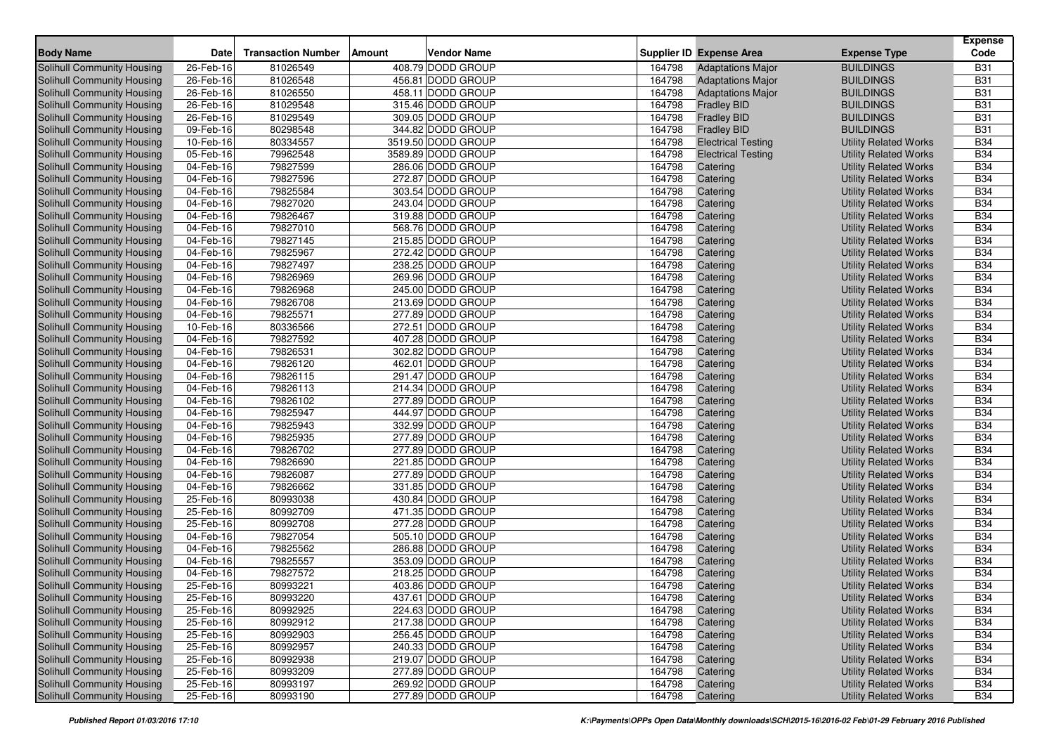| Body Name | Date | Transaction Number | Amount | Vendor Name | Supplier ID | Expense Area | Expense Type | Expense Code |
|---|---|---|---|---|---|---|---|---|
| Solihull Community Housing | 26-Feb-16 | 81026549 | 408.79 | DODD GROUP | 164798 | Adaptations Major | BUILDINGS | B31 |
| Solihull Community Housing | 26-Feb-16 | 81026548 | 456.81 | DODD GROUP | 164798 | Adaptations Major | BUILDINGS | B31 |
| Solihull Community Housing | 26-Feb-16 | 81026550 | 458.11 | DODD GROUP | 164798 | Adaptations Major | BUILDINGS | B31 |
| Solihull Community Housing | 26-Feb-16 | 81029548 | 315.46 | DODD GROUP | 164798 | Fradley BID | BUILDINGS | B31 |
| Solihull Community Housing | 26-Feb-16 | 81029549 | 309.05 | DODD GROUP | 164798 | Fradley BID | BUILDINGS | B31 |
| Solihull Community Housing | 09-Feb-16 | 80298548 | 344.82 | DODD GROUP | 164798 | Fradley BID | BUILDINGS | B31 |
| Solihull Community Housing | 10-Feb-16 | 80334557 | 3519.50 | DODD GROUP | 164798 | Electrical Testing | Utility Related Works | B34 |
| Solihull Community Housing | 05-Feb-16 | 79962548 | 3589.89 | DODD GROUP | 164798 | Electrical Testing | Utility Related Works | B34 |
| Solihull Community Housing | 04-Feb-16 | 79827599 | 286.06 | DODD GROUP | 164798 | Catering | Utility Related Works | B34 |
| Solihull Community Housing | 04-Feb-16 | 79827596 | 272.87 | DODD GROUP | 164798 | Catering | Utility Related Works | B34 |
| Solihull Community Housing | 04-Feb-16 | 79825584 | 303.54 | DODD GROUP | 164798 | Catering | Utility Related Works | B34 |
| Solihull Community Housing | 04-Feb-16 | 79827020 | 243.04 | DODD GROUP | 164798 | Catering | Utility Related Works | B34 |
| Solihull Community Housing | 04-Feb-16 | 79826467 | 319.88 | DODD GROUP | 164798 | Catering | Utility Related Works | B34 |
| Solihull Community Housing | 04-Feb-16 | 79827010 | 568.76 | DODD GROUP | 164798 | Catering | Utility Related Works | B34 |
| Solihull Community Housing | 04-Feb-16 | 79827145 | 215.85 | DODD GROUP | 164798 | Catering | Utility Related Works | B34 |
| Solihull Community Housing | 04-Feb-16 | 79825967 | 272.42 | DODD GROUP | 164798 | Catering | Utility Related Works | B34 |
| Solihull Community Housing | 04-Feb-16 | 79827497 | 238.25 | DODD GROUP | 164798 | Catering | Utility Related Works | B34 |
| Solihull Community Housing | 04-Feb-16 | 79826969 | 269.96 | DODD GROUP | 164798 | Catering | Utility Related Works | B34 |
| Solihull Community Housing | 04-Feb-16 | 79826968 | 245.00 | DODD GROUP | 164798 | Catering | Utility Related Works | B34 |
| Solihull Community Housing | 04-Feb-16 | 79826708 | 213.69 | DODD GROUP | 164798 | Catering | Utility Related Works | B34 |
| Solihull Community Housing | 04-Feb-16 | 79825571 | 277.89 | DODD GROUP | 164798 | Catering | Utility Related Works | B34 |
| Solihull Community Housing | 10-Feb-16 | 80336566 | 272.51 | DODD GROUP | 164798 | Catering | Utility Related Works | B34 |
| Solihull Community Housing | 04-Feb-16 | 79827592 | 407.28 | DODD GROUP | 164798 | Catering | Utility Related Works | B34 |
| Solihull Community Housing | 04-Feb-16 | 79826531 | 302.82 | DODD GROUP | 164798 | Catering | Utility Related Works | B34 |
| Solihull Community Housing | 04-Feb-16 | 79826120 | 462.01 | DODD GROUP | 164798 | Catering | Utility Related Works | B34 |
| Solihull Community Housing | 04-Feb-16 | 79826115 | 291.47 | DODD GROUP | 164798 | Catering | Utility Related Works | B34 |
| Solihull Community Housing | 04-Feb-16 | 79826113 | 214.34 | DODD GROUP | 164798 | Catering | Utility Related Works | B34 |
| Solihull Community Housing | 04-Feb-16 | 79826102 | 277.89 | DODD GROUP | 164798 | Catering | Utility Related Works | B34 |
| Solihull Community Housing | 04-Feb-16 | 79825947 | 444.97 | DODD GROUP | 164798 | Catering | Utility Related Works | B34 |
| Solihull Community Housing | 04-Feb-16 | 79825943 | 332.99 | DODD GROUP | 164798 | Catering | Utility Related Works | B34 |
| Solihull Community Housing | 04-Feb-16 | 79825935 | 277.89 | DODD GROUP | 164798 | Catering | Utility Related Works | B34 |
| Solihull Community Housing | 04-Feb-16 | 79826702 | 277.89 | DODD GROUP | 164798 | Catering | Utility Related Works | B34 |
| Solihull Community Housing | 04-Feb-16 | 79826690 | 221.85 | DODD GROUP | 164798 | Catering | Utility Related Works | B34 |
| Solihull Community Housing | 04-Feb-16 | 79826087 | 277.89 | DODD GROUP | 164798 | Catering | Utility Related Works | B34 |
| Solihull Community Housing | 04-Feb-16 | 79826662 | 331.85 | DODD GROUP | 164798 | Catering | Utility Related Works | B34 |
| Solihull Community Housing | 25-Feb-16 | 80993038 | 430.84 | DODD GROUP | 164798 | Catering | Utility Related Works | B34 |
| Solihull Community Housing | 25-Feb-16 | 80992709 | 471.35 | DODD GROUP | 164798 | Catering | Utility Related Works | B34 |
| Solihull Community Housing | 25-Feb-16 | 80992708 | 277.28 | DODD GROUP | 164798 | Catering | Utility Related Works | B34 |
| Solihull Community Housing | 04-Feb-16 | 79827054 | 505.10 | DODD GROUP | 164798 | Catering | Utility Related Works | B34 |
| Solihull Community Housing | 04-Feb-16 | 79825562 | 286.88 | DODD GROUP | 164798 | Catering | Utility Related Works | B34 |
| Solihull Community Housing | 04-Feb-16 | 79825557 | 353.09 | DODD GROUP | 164798 | Catering | Utility Related Works | B34 |
| Solihull Community Housing | 04-Feb-16 | 79827572 | 218.25 | DODD GROUP | 164798 | Catering | Utility Related Works | B34 |
| Solihull Community Housing | 25-Feb-16 | 80993221 | 403.86 | DODD GROUP | 164798 | Catering | Utility Related Works | B34 |
| Solihull Community Housing | 25-Feb-16 | 80993220 | 437.61 | DODD GROUP | 164798 | Catering | Utility Related Works | B34 |
| Solihull Community Housing | 25-Feb-16 | 80992925 | 224.63 | DODD GROUP | 164798 | Catering | Utility Related Works | B34 |
| Solihull Community Housing | 25-Feb-16 | 80992912 | 217.38 | DODD GROUP | 164798 | Catering | Utility Related Works | B34 |
| Solihull Community Housing | 25-Feb-16 | 80992903 | 256.45 | DODD GROUP | 164798 | Catering | Utility Related Works | B34 |
| Solihull Community Housing | 25-Feb-16 | 80992957 | 240.33 | DODD GROUP | 164798 | Catering | Utility Related Works | B34 |
| Solihull Community Housing | 25-Feb-16 | 80992938 | 219.07 | DODD GROUP | 164798 | Catering | Utility Related Works | B34 |
| Solihull Community Housing | 25-Feb-16 | 80993209 | 277.89 | DODD GROUP | 164798 | Catering | Utility Related Works | B34 |
| Solihull Community Housing | 25-Feb-16 | 80993197 | 269.92 | DODD GROUP | 164798 | Catering | Utility Related Works | B34 |
| Solihull Community Housing | 25-Feb-16 | 80993190 | 277.89 | DODD GROUP | 164798 | Catering | Utility Related Works | B34 |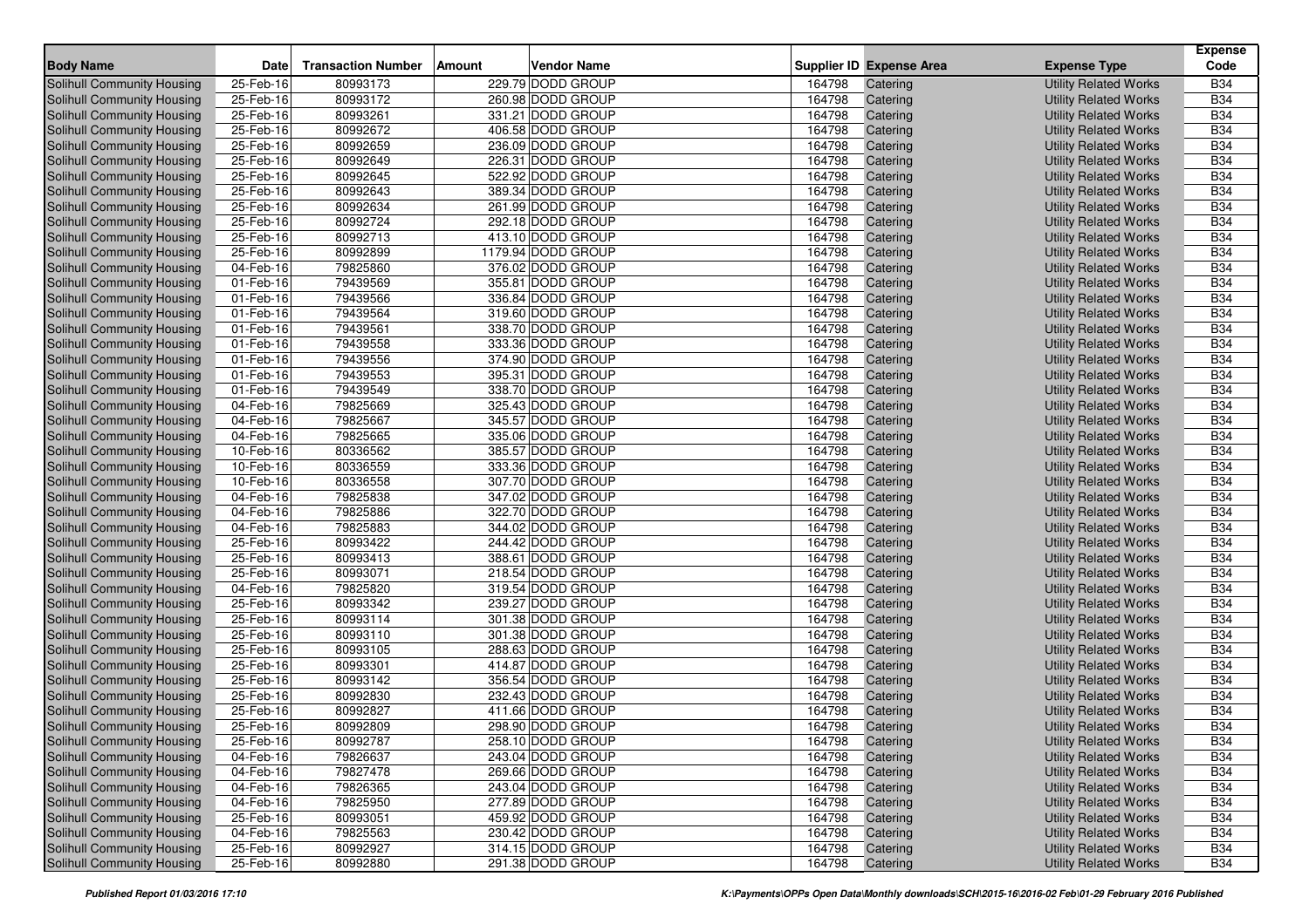| Body Name | Date | Transaction Number | Amount | Vendor Name | Supplier ID | Expense Area | Expense Type | Expense Code |
|---|---|---|---|---|---|---|---|---|
| Solihull Community Housing | 25-Feb-16 | 80993173 | 229.79 | DODD GROUP | 164798 | Catering | Utility Related Works | B34 |
| Solihull Community Housing | 25-Feb-16 | 80993172 | 260.98 | DODD GROUP | 164798 | Catering | Utility Related Works | B34 |
| Solihull Community Housing | 25-Feb-16 | 80993261 | 331.21 | DODD GROUP | 164798 | Catering | Utility Related Works | B34 |
| Solihull Community Housing | 25-Feb-16 | 80992672 | 406.58 | DODD GROUP | 164798 | Catering | Utility Related Works | B34 |
| Solihull Community Housing | 25-Feb-16 | 80992659 | 236.09 | DODD GROUP | 164798 | Catering | Utility Related Works | B34 |
| Solihull Community Housing | 25-Feb-16 | 80992649 | 226.31 | DODD GROUP | 164798 | Catering | Utility Related Works | B34 |
| Solihull Community Housing | 25-Feb-16 | 80992645 | 522.92 | DODD GROUP | 164798 | Catering | Utility Related Works | B34 |
| Solihull Community Housing | 25-Feb-16 | 80992643 | 389.34 | DODD GROUP | 164798 | Catering | Utility Related Works | B34 |
| Solihull Community Housing | 25-Feb-16 | 80992634 | 261.99 | DODD GROUP | 164798 | Catering | Utility Related Works | B34 |
| Solihull Community Housing | 25-Feb-16 | 80992724 | 292.18 | DODD GROUP | 164798 | Catering | Utility Related Works | B34 |
| Solihull Community Housing | 25-Feb-16 | 80992713 | 413.10 | DODD GROUP | 164798 | Catering | Utility Related Works | B34 |
| Solihull Community Housing | 25-Feb-16 | 80992899 | 1179.94 | DODD GROUP | 164798 | Catering | Utility Related Works | B34 |
| Solihull Community Housing | 04-Feb-16 | 79825860 | 376.02 | DODD GROUP | 164798 | Catering | Utility Related Works | B34 |
| Solihull Community Housing | 01-Feb-16 | 79439569 | 355.81 | DODD GROUP | 164798 | Catering | Utility Related Works | B34 |
| Solihull Community Housing | 01-Feb-16 | 79439566 | 336.84 | DODD GROUP | 164798 | Catering | Utility Related Works | B34 |
| Solihull Community Housing | 01-Feb-16 | 79439564 | 319.60 | DODD GROUP | 164798 | Catering | Utility Related Works | B34 |
| Solihull Community Housing | 01-Feb-16 | 79439561 | 338.70 | DODD GROUP | 164798 | Catering | Utility Related Works | B34 |
| Solihull Community Housing | 01-Feb-16 | 79439558 | 333.36 | DODD GROUP | 164798 | Catering | Utility Related Works | B34 |
| Solihull Community Housing | 01-Feb-16 | 79439556 | 374.90 | DODD GROUP | 164798 | Catering | Utility Related Works | B34 |
| Solihull Community Housing | 01-Feb-16 | 79439553 | 395.31 | DODD GROUP | 164798 | Catering | Utility Related Works | B34 |
| Solihull Community Housing | 01-Feb-16 | 79439549 | 338.70 | DODD GROUP | 164798 | Catering | Utility Related Works | B34 |
| Solihull Community Housing | 04-Feb-16 | 79825669 | 325.43 | DODD GROUP | 164798 | Catering | Utility Related Works | B34 |
| Solihull Community Housing | 04-Feb-16 | 79825667 | 345.57 | DODD GROUP | 164798 | Catering | Utility Related Works | B34 |
| Solihull Community Housing | 04-Feb-16 | 79825665 | 335.06 | DODD GROUP | 164798 | Catering | Utility Related Works | B34 |
| Solihull Community Housing | 10-Feb-16 | 80336562 | 385.57 | DODD GROUP | 164798 | Catering | Utility Related Works | B34 |
| Solihull Community Housing | 10-Feb-16 | 80336559 | 333.36 | DODD GROUP | 164798 | Catering | Utility Related Works | B34 |
| Solihull Community Housing | 10-Feb-16 | 80336558 | 307.70 | DODD GROUP | 164798 | Catering | Utility Related Works | B34 |
| Solihull Community Housing | 04-Feb-16 | 79825838 | 347.02 | DODD GROUP | 164798 | Catering | Utility Related Works | B34 |
| Solihull Community Housing | 04-Feb-16 | 79825886 | 322.70 | DODD GROUP | 164798 | Catering | Utility Related Works | B34 |
| Solihull Community Housing | 04-Feb-16 | 79825883 | 344.02 | DODD GROUP | 164798 | Catering | Utility Related Works | B34 |
| Solihull Community Housing | 25-Feb-16 | 80993422 | 244.42 | DODD GROUP | 164798 | Catering | Utility Related Works | B34 |
| Solihull Community Housing | 25-Feb-16 | 80993413 | 388.61 | DODD GROUP | 164798 | Catering | Utility Related Works | B34 |
| Solihull Community Housing | 25-Feb-16 | 80993071 | 218.54 | DODD GROUP | 164798 | Catering | Utility Related Works | B34 |
| Solihull Community Housing | 04-Feb-16 | 79825820 | 319.54 | DODD GROUP | 164798 | Catering | Utility Related Works | B34 |
| Solihull Community Housing | 25-Feb-16 | 80993342 | 239.27 | DODD GROUP | 164798 | Catering | Utility Related Works | B34 |
| Solihull Community Housing | 25-Feb-16 | 80993114 | 301.38 | DODD GROUP | 164798 | Catering | Utility Related Works | B34 |
| Solihull Community Housing | 25-Feb-16 | 80993110 | 301.38 | DODD GROUP | 164798 | Catering | Utility Related Works | B34 |
| Solihull Community Housing | 25-Feb-16 | 80993105 | 288.63 | DODD GROUP | 164798 | Catering | Utility Related Works | B34 |
| Solihull Community Housing | 25-Feb-16 | 80993301 | 414.87 | DODD GROUP | 164798 | Catering | Utility Related Works | B34 |
| Solihull Community Housing | 25-Feb-16 | 80993142 | 356.54 | DODD GROUP | 164798 | Catering | Utility Related Works | B34 |
| Solihull Community Housing | 25-Feb-16 | 80992830 | 232.43 | DODD GROUP | 164798 | Catering | Utility Related Works | B34 |
| Solihull Community Housing | 25-Feb-16 | 80992827 | 411.66 | DODD GROUP | 164798 | Catering | Utility Related Works | B34 |
| Solihull Community Housing | 25-Feb-16 | 80992809 | 298.90 | DODD GROUP | 164798 | Catering | Utility Related Works | B34 |
| Solihull Community Housing | 25-Feb-16 | 80992787 | 258.10 | DODD GROUP | 164798 | Catering | Utility Related Works | B34 |
| Solihull Community Housing | 04-Feb-16 | 79826637 | 243.04 | DODD GROUP | 164798 | Catering | Utility Related Works | B34 |
| Solihull Community Housing | 04-Feb-16 | 79827478 | 269.66 | DODD GROUP | 164798 | Catering | Utility Related Works | B34 |
| Solihull Community Housing | 04-Feb-16 | 79826365 | 243.04 | DODD GROUP | 164798 | Catering | Utility Related Works | B34 |
| Solihull Community Housing | 04-Feb-16 | 79825950 | 277.89 | DODD GROUP | 164798 | Catering | Utility Related Works | B34 |
| Solihull Community Housing | 25-Feb-16 | 80993051 | 459.92 | DODD GROUP | 164798 | Catering | Utility Related Works | B34 |
| Solihull Community Housing | 04-Feb-16 | 79825563 | 230.42 | DODD GROUP | 164798 | Catering | Utility Related Works | B34 |
| Solihull Community Housing | 25-Feb-16 | 80992927 | 314.15 | DODD GROUP | 164798 | Catering | Utility Related Works | B34 |
| Solihull Community Housing | 25-Feb-16 | 80992880 | 291.38 | DODD GROUP | 164798 | Catering | Utility Related Works | B34 |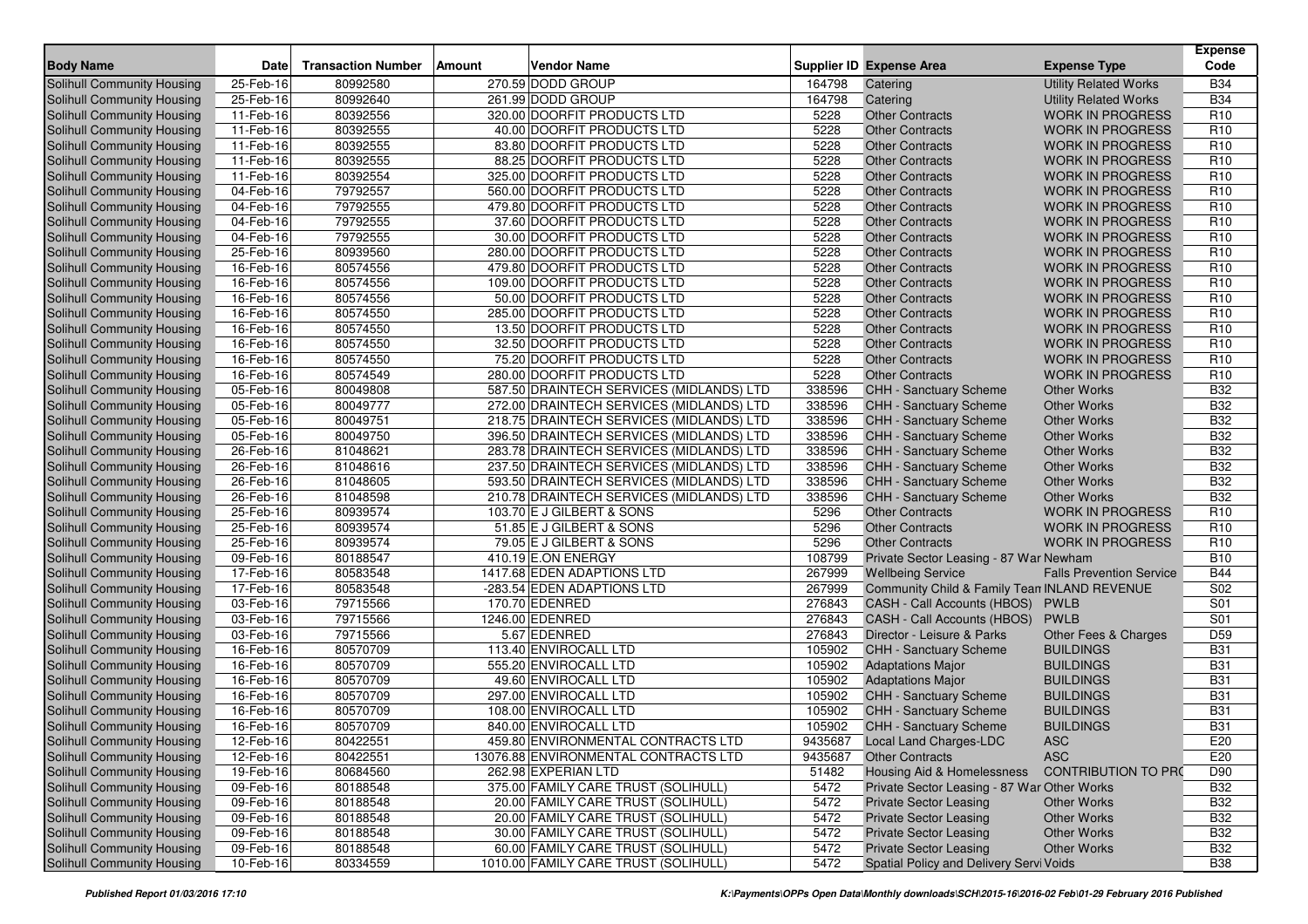| Body Name | Date | Transaction Number | Amount | Vendor Name | Supplier ID | Expense Area | Expense Type | Expense Code |
|---|---|---|---|---|---|---|---|---|
| Solihull Community Housing | 25-Feb-16 | 80992580 | 270.59 | DODD GROUP | 164798 | Catering | Utility Related Works | B34 |
| Solihull Community Housing | 25-Feb-16 | 80992640 | 261.99 | DODD GROUP | 164798 | Catering | Utility Related Works | B34 |
| Solihull Community Housing | 11-Feb-16 | 80392556 | 320.00 | DOORFIT PRODUCTS LTD | 5228 | Other Contracts | WORK IN PROGRESS | R10 |
| Solihull Community Housing | 11-Feb-16 | 80392555 | 40.00 | DOORFIT PRODUCTS LTD | 5228 | Other Contracts | WORK IN PROGRESS | R10 |
| Solihull Community Housing | 11-Feb-16 | 80392555 | 83.80 | DOORFIT PRODUCTS LTD | 5228 | Other Contracts | WORK IN PROGRESS | R10 |
| Solihull Community Housing | 11-Feb-16 | 80392555 | 88.25 | DOORFIT PRODUCTS LTD | 5228 | Other Contracts | WORK IN PROGRESS | R10 |
| Solihull Community Housing | 11-Feb-16 | 80392554 | 325.00 | DOORFIT PRODUCTS LTD | 5228 | Other Contracts | WORK IN PROGRESS | R10 |
| Solihull Community Housing | 04-Feb-16 | 79792557 | 560.00 | DOORFIT PRODUCTS LTD | 5228 | Other Contracts | WORK IN PROGRESS | R10 |
| Solihull Community Housing | 04-Feb-16 | 79792555 | 479.80 | DOORFIT PRODUCTS LTD | 5228 | Other Contracts | WORK IN PROGRESS | R10 |
| Solihull Community Housing | 04-Feb-16 | 79792555 | 37.60 | DOORFIT PRODUCTS LTD | 5228 | Other Contracts | WORK IN PROGRESS | R10 |
| Solihull Community Housing | 04-Feb-16 | 79792555 | 30.00 | DOORFIT PRODUCTS LTD | 5228 | Other Contracts | WORK IN PROGRESS | R10 |
| Solihull Community Housing | 25-Feb-16 | 80939560 | 280.00 | DOORFIT PRODUCTS LTD | 5228 | Other Contracts | WORK IN PROGRESS | R10 |
| Solihull Community Housing | 16-Feb-16 | 80574556 | 479.80 | DOORFIT PRODUCTS LTD | 5228 | Other Contracts | WORK IN PROGRESS | R10 |
| Solihull Community Housing | 16-Feb-16 | 80574556 | 109.00 | DOORFIT PRODUCTS LTD | 5228 | Other Contracts | WORK IN PROGRESS | R10 |
| Solihull Community Housing | 16-Feb-16 | 80574556 | 50.00 | DOORFIT PRODUCTS LTD | 5228 | Other Contracts | WORK IN PROGRESS | R10 |
| Solihull Community Housing | 16-Feb-16 | 80574550 | 285.00 | DOORFIT PRODUCTS LTD | 5228 | Other Contracts | WORK IN PROGRESS | R10 |
| Solihull Community Housing | 16-Feb-16 | 80574550 | 13.50 | DOORFIT PRODUCTS LTD | 5228 | Other Contracts | WORK IN PROGRESS | R10 |
| Solihull Community Housing | 16-Feb-16 | 80574550 | 32.50 | DOORFIT PRODUCTS LTD | 5228 | Other Contracts | WORK IN PROGRESS | R10 |
| Solihull Community Housing | 16-Feb-16 | 80574550 | 75.20 | DOORFIT PRODUCTS LTD | 5228 | Other Contracts | WORK IN PROGRESS | R10 |
| Solihull Community Housing | 16-Feb-16 | 80574549 | 280.00 | DOORFIT PRODUCTS LTD | 5228 | Other Contracts | WORK IN PROGRESS | R10 |
| Solihull Community Housing | 05-Feb-16 | 80049808 | 587.50 | DRAINTECH SERVICES (MIDLANDS) LTD | 338596 | CHH - Sanctuary Scheme | Other Works | B32 |
| Solihull Community Housing | 05-Feb-16 | 80049777 | 272.00 | DRAINTECH SERVICES (MIDLANDS) LTD | 338596 | CHH - Sanctuary Scheme | Other Works | B32 |
| Solihull Community Housing | 05-Feb-16 | 80049751 | 218.75 | DRAINTECH SERVICES (MIDLANDS) LTD | 338596 | CHH - Sanctuary Scheme | Other Works | B32 |
| Solihull Community Housing | 05-Feb-16 | 80049750 | 396.50 | DRAINTECH SERVICES (MIDLANDS) LTD | 338596 | CHH - Sanctuary Scheme | Other Works | B32 |
| Solihull Community Housing | 26-Feb-16 | 81048621 | 283.78 | DRAINTECH SERVICES (MIDLANDS) LTD | 338596 | CHH - Sanctuary Scheme | Other Works | B32 |
| Solihull Community Housing | 26-Feb-16 | 81048616 | 237.50 | DRAINTECH SERVICES (MIDLANDS) LTD | 338596 | CHH - Sanctuary Scheme | Other Works | B32 |
| Solihull Community Housing | 26-Feb-16 | 81048605 | 593.50 | DRAINTECH SERVICES (MIDLANDS) LTD | 338596 | CHH - Sanctuary Scheme | Other Works | B32 |
| Solihull Community Housing | 26-Feb-16 | 81048598 | 210.78 | DRAINTECH SERVICES (MIDLANDS) LTD | 338596 | CHH - Sanctuary Scheme | Other Works | B32 |
| Solihull Community Housing | 25-Feb-16 | 80939574 | 103.70 | E J GILBERT & SONS | 5296 | Other Contracts | WORK IN PROGRESS | R10 |
| Solihull Community Housing | 25-Feb-16 | 80939574 | 51.85 | E J GILBERT & SONS | 5296 | Other Contracts | WORK IN PROGRESS | R10 |
| Solihull Community Housing | 25-Feb-16 | 80939574 | 79.05 | E J GILBERT & SONS | 5296 | Other Contracts | WORK IN PROGRESS | R10 |
| Solihull Community Housing | 09-Feb-16 | 80188547 | 410.19 | E.ON ENERGY | 108799 | Private Sector Leasing - 87 War | Newham | B10 |
| Solihull Community Housing | 17-Feb-16 | 80583548 | 1417.68 | EDEN ADAPTIONS LTD | 267999 | Wellbeing Service | Falls Prevention Service | B44 |
| Solihull Community Housing | 17-Feb-16 | 80583548 | -283.54 | EDEN ADAPTIONS LTD | 267999 | Community Child & Family Tean | INLAND REVENUE | S02 |
| Solihull Community Housing | 03-Feb-16 | 79715566 | 170.70 | EDENRED | 276843 | CASH - Call Accounts (HBOS) | PWLB | S01 |
| Solihull Community Housing | 03-Feb-16 | 79715566 | 1246.00 | EDENRED | 276843 | CASH - Call Accounts (HBOS) | PWLB | S01 |
| Solihull Community Housing | 03-Feb-16 | 79715566 | 5.67 | EDENRED | 276843 | Director - Leisure & Parks | Other Fees & Charges | D59 |
| Solihull Community Housing | 16-Feb-16 | 80570709 | 113.40 | ENVIROCALL LTD | 105902 | CHH - Sanctuary Scheme | BUILDINGS | B31 |
| Solihull Community Housing | 16-Feb-16 | 80570709 | 555.20 | ENVIROCALL LTD | 105902 | Adaptations Major | BUILDINGS | B31 |
| Solihull Community Housing | 16-Feb-16 | 80570709 | 49.60 | ENVIROCALL LTD | 105902 | Adaptations Major | BUILDINGS | B31 |
| Solihull Community Housing | 16-Feb-16 | 80570709 | 297.00 | ENVIROCALL LTD | 105902 | CHH - Sanctuary Scheme | BUILDINGS | B31 |
| Solihull Community Housing | 16-Feb-16 | 80570709 | 108.00 | ENVIROCALL LTD | 105902 | CHH - Sanctuary Scheme | BUILDINGS | B31 |
| Solihull Community Housing | 16-Feb-16 | 80570709 | 840.00 | ENVIROCALL LTD | 105902 | CHH - Sanctuary Scheme | BUILDINGS | B31 |
| Solihull Community Housing | 12-Feb-16 | 80422551 | 459.80 | ENVIRONMENTAL CONTRACTS LTD | 9435687 | Local Land Charges-LDC | ASC | E20 |
| Solihull Community Housing | 12-Feb-16 | 80422551 | 13076.88 | ENVIRONMENTAL CONTRACTS LTD | 9435687 | Other Contracts | ASC | E20 |
| Solihull Community Housing | 19-Feb-16 | 80684560 | 262.98 | EXPERIAN LTD | 51482 | Housing Aid & Homelessness | CONTRIBUTION TO PRO | D90 |
| Solihull Community Housing | 09-Feb-16 | 80188548 | 375.00 | FAMILY CARE TRUST (SOLIHULL) | 5472 | Private Sector Leasing - 87 War | Other Works | B32 |
| Solihull Community Housing | 09-Feb-16 | 80188548 | 20.00 | FAMILY CARE TRUST (SOLIHULL) | 5472 | Private Sector Leasing | Other Works | B32 |
| Solihull Community Housing | 09-Feb-16 | 80188548 | 20.00 | FAMILY CARE TRUST (SOLIHULL) | 5472 | Private Sector Leasing | Other Works | B32 |
| Solihull Community Housing | 09-Feb-16 | 80188548 | 30.00 | FAMILY CARE TRUST (SOLIHULL) | 5472 | Private Sector Leasing | Other Works | B32 |
| Solihull Community Housing | 09-Feb-16 | 80188548 | 60.00 | FAMILY CARE TRUST (SOLIHULL) | 5472 | Private Sector Leasing | Other Works | B32 |
| Solihull Community Housing | 10-Feb-16 | 80334559 | 1010.00 | FAMILY CARE TRUST (SOLIHULL) | 5472 | Spatial Policy and Delivery Servi | Voids | B38 |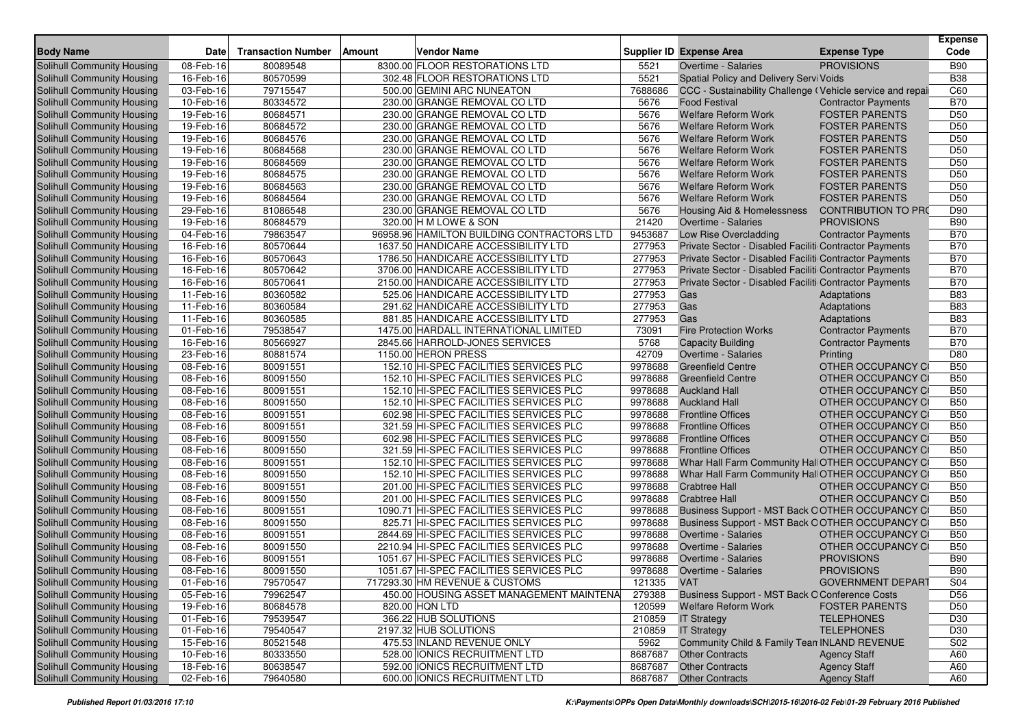| Body Name | Date | Transaction Number | Amount | Vendor Name | Supplier ID | Expense Area | Expense Type | Expense Code |
|---|---|---|---|---|---|---|---|---|
| Solihull Community Housing | 08-Feb-16 | 80089548 | 8300.00 | FLOOR RESTORATIONS LTD | 5521 | Overtime - Salaries | PROVISIONS | B90 |
| Solihull Community Housing | 16-Feb-16 | 80570599 | 302.48 | FLOOR RESTORATIONS LTD | 5521 | Spatial Policy and Delivery Servi | Voids | B38 |
| Solihull Community Housing | 03-Feb-16 | 79715547 | 500.00 | GEMINI ARC NUNEATON | 7688686 | CCC - Sustainability Challenge ( | Vehicle service and repai | C60 |
| Solihull Community Housing | 10-Feb-16 | 80334572 | 230.00 | GRANGE REMOVAL CO LTD | 5676 | Food Festival | Contractor Payments | B70 |
| Solihull Community Housing | 19-Feb-16 | 80684571 | 230.00 | GRANGE REMOVAL CO LTD | 5676 | Welfare Reform Work | FOSTER PARENTS | D50 |
| Solihull Community Housing | 19-Feb-16 | 80684572 | 230.00 | GRANGE REMOVAL CO LTD | 5676 | Welfare Reform Work | FOSTER PARENTS | D50 |
| Solihull Community Housing | 19-Feb-16 | 80684576 | 230.00 | GRANGE REMOVAL CO LTD | 5676 | Welfare Reform Work | FOSTER PARENTS | D50 |
| Solihull Community Housing | 19-Feb-16 | 80684568 | 230.00 | GRANGE REMOVAL CO LTD | 5676 | Welfare Reform Work | FOSTER PARENTS | D50 |
| Solihull Community Housing | 19-Feb-16 | 80684569 | 230.00 | GRANGE REMOVAL CO LTD | 5676 | Welfare Reform Work | FOSTER PARENTS | D50 |
| Solihull Community Housing | 19-Feb-16 | 80684575 | 230.00 | GRANGE REMOVAL CO LTD | 5676 | Welfare Reform Work | FOSTER PARENTS | D50 |
| Solihull Community Housing | 19-Feb-16 | 80684563 | 230.00 | GRANGE REMOVAL CO LTD | 5676 | Welfare Reform Work | FOSTER PARENTS | D50 |
| Solihull Community Housing | 19-Feb-16 | 80684564 | 230.00 | GRANGE REMOVAL CO LTD | 5676 | Welfare Reform Work | FOSTER PARENTS | D50 |
| Solihull Community Housing | 29-Feb-16 | 81086548 | 230.00 | GRANGE REMOVAL CO LTD | 5676 | Housing Aid & Homelessness | CONTRIBUTION TO PRO | D90 |
| Solihull Community Housing | 19-Feb-16 | 80684579 | 320.00 | H M LOWE & SON | 21420 | Overtime - Salaries | PROVISIONS | B90 |
| Solihull Community Housing | 04-Feb-16 | 79863547 | 96958.96 | HAMILTON BUILDING CONTRACTORS LTD | 9453687 | Low Rise Overcladding | Contractor Payments | B70 |
| Solihull Community Housing | 16-Feb-16 | 80570644 | 1637.50 | HANDICARE ACCESSIBILITY LTD | 277953 | Private Sector - Disabled Faciliti | Contractor Payments | B70 |
| Solihull Community Housing | 16-Feb-16 | 80570643 | 1786.50 | HANDICARE ACCESSIBILITY LTD | 277953 | Private Sector - Disabled Faciliti | Contractor Payments | B70 |
| Solihull Community Housing | 16-Feb-16 | 80570642 | 3706.00 | HANDICARE ACCESSIBILITY LTD | 277953 | Private Sector - Disabled Faciliti | Contractor Payments | B70 |
| Solihull Community Housing | 16-Feb-16 | 80570641 | 2150.00 | HANDICARE ACCESSIBILITY LTD | 277953 | Private Sector - Disabled Faciliti | Contractor Payments | B70 |
| Solihull Community Housing | 11-Feb-16 | 80360582 | 525.06 | HANDICARE ACCESSIBILITY LTD | 277953 | Gas | Adaptations | B83 |
| Solihull Community Housing | 11-Feb-16 | 80360584 | 291.62 | HANDICARE ACCESSIBILITY LTD | 277953 | Gas | Adaptations | B83 |
| Solihull Community Housing | 11-Feb-16 | 80360585 | 881.85 | HANDICARE ACCESSIBILITY LTD | 277953 | Gas | Adaptations | B83 |
| Solihull Community Housing | 01-Feb-16 | 79538547 | 1475.00 | HARDALL INTERNATIONAL LIMITED | 73091 | Fire Protection Works | Contractor Payments | B70 |
| Solihull Community Housing | 16-Feb-16 | 80566927 | 2845.66 | HARROLD-JONES SERVICES | 5768 | Capacity Building | Contractor Payments | B70 |
| Solihull Community Housing | 23-Feb-16 | 80881574 | 1150.00 | HERON PRESS | 42709 | Overtime - Salaries | Printing | D80 |
| Solihull Community Housing | 08-Feb-16 | 80091551 | 152.10 | HI-SPEC FACILITIES SERVICES PLC | 9978688 | Greenfield Centre | OTHER OCCUPANCY C | B50 |
| Solihull Community Housing | 08-Feb-16 | 80091550 | 152.10 | HI-SPEC FACILITIES SERVICES PLC | 9978688 | Greenfield Centre | OTHER OCCUPANCY C | B50 |
| Solihull Community Housing | 08-Feb-16 | 80091551 | 152.10 | HI-SPEC FACILITIES SERVICES PLC | 9978688 | Auckland Hall | OTHER OCCUPANCY C | B50 |
| Solihull Community Housing | 08-Feb-16 | 80091550 | 152.10 | HI-SPEC FACILITIES SERVICES PLC | 9978688 | Auckland Hall | OTHER OCCUPANCY C | B50 |
| Solihull Community Housing | 08-Feb-16 | 80091551 | 602.98 | HI-SPEC FACILITIES SERVICES PLC | 9978688 | Frontline Offices | OTHER OCCUPANCY C | B50 |
| Solihull Community Housing | 08-Feb-16 | 80091551 | 321.59 | HI-SPEC FACILITIES SERVICES PLC | 9978688 | Frontline Offices | OTHER OCCUPANCY C | B50 |
| Solihull Community Housing | 08-Feb-16 | 80091550 | 602.98 | HI-SPEC FACILITIES SERVICES PLC | 9978688 | Frontline Offices | OTHER OCCUPANCY C | B50 |
| Solihull Community Housing | 08-Feb-16 | 80091550 | 321.59 | HI-SPEC FACILITIES SERVICES PLC | 9978688 | Frontline Offices | OTHER OCCUPANCY C | B50 |
| Solihull Community Housing | 08-Feb-16 | 80091551 | 152.10 | HI-SPEC FACILITIES SERVICES PLC | 9978688 | Whar Hall Farm Community Hall | OTHER OCCUPANCY C | B50 |
| Solihull Community Housing | 08-Feb-16 | 80091550 | 152.10 | HI-SPEC FACILITIES SERVICES PLC | 9978688 | Whar Hall Farm Community Hall | OTHER OCCUPANCY C | B50 |
| Solihull Community Housing | 08-Feb-16 | 80091551 | 201.00 | HI-SPEC FACILITIES SERVICES PLC | 9978688 | Crabtree Hall | OTHER OCCUPANCY C | B50 |
| Solihull Community Housing | 08-Feb-16 | 80091550 | 201.00 | HI-SPEC FACILITIES SERVICES PLC | 9978688 | Crabtree Hall | OTHER OCCUPANCY C | B50 |
| Solihull Community Housing | 08-Feb-16 | 80091551 | 1090.71 | HI-SPEC FACILITIES SERVICES PLC | 9978688 | Business Support - MST Back O | OTHER OCCUPANCY C | B50 |
| Solihull Community Housing | 08-Feb-16 | 80091550 | 825.71 | HI-SPEC FACILITIES SERVICES PLC | 9978688 | Business Support - MST Back O | OTHER OCCUPANCY C | B50 |
| Solihull Community Housing | 08-Feb-16 | 80091551 | 2844.69 | HI-SPEC FACILITIES SERVICES PLC | 9978688 | Overtime - Salaries | OTHER OCCUPANCY C | B50 |
| Solihull Community Housing | 08-Feb-16 | 80091550 | 2210.94 | HI-SPEC FACILITIES SERVICES PLC | 9978688 | Overtime - Salaries | OTHER OCCUPANCY C | B50 |
| Solihull Community Housing | 08-Feb-16 | 80091551 | 1051.67 | HI-SPEC FACILITIES SERVICES PLC | 9978688 | Overtime - Salaries | PROVISIONS | B90 |
| Solihull Community Housing | 08-Feb-16 | 80091550 | 1051.67 | HI-SPEC FACILITIES SERVICES PLC | 9978688 | Overtime - Salaries | PROVISIONS | B90 |
| Solihull Community Housing | 01-Feb-16 | 79570547 | 717293.30 | HM REVENUE & CUSTOMS | 121335 | VAT | GOVERNMENT DEPART | S04 |
| Solihull Community Housing | 05-Feb-16 | 79962547 | 450.00 | HOUSING ASSET MANAGEMENT MAINTENA | 279388 | Business Support - MST Back O | Conference Costs | D56 |
| Solihull Community Housing | 19-Feb-16 | 80684578 | 820.00 | HQN LTD | 120599 | Welfare Reform Work | FOSTER PARENTS | D50 |
| Solihull Community Housing | 01-Feb-16 | 79539547 | 366.22 | HUB SOLUTIONS | 210859 | IT Strategy | TELEPHONES | D30 |
| Solihull Community Housing | 01-Feb-16 | 79540547 | 2197.32 | HUB SOLUTIONS | 210859 | IT Strategy | TELEPHONES | D30 |
| Solihull Community Housing | 15-Feb-16 | 80521548 | 475.53 | INLAND REVENUE ONLY | 5962 | Community Child & Family Tean | INLAND REVENUE | S02 |
| Solihull Community Housing | 10-Feb-16 | 80333550 | 528.00 | IONICS RECRUITMENT LTD | 8687687 | Other Contracts | Agency Staff | A60 |
| Solihull Community Housing | 18-Feb-16 | 80638547 | 592.00 | IONICS RECRUITMENT LTD | 8687687 | Other Contracts | Agency Staff | A60 |
| Solihull Community Housing | 02-Feb-16 | 79640580 | 600.00 | IONICS RECRUITMENT LTD | 8687687 | Other Contracts | Agency Staff | A60 |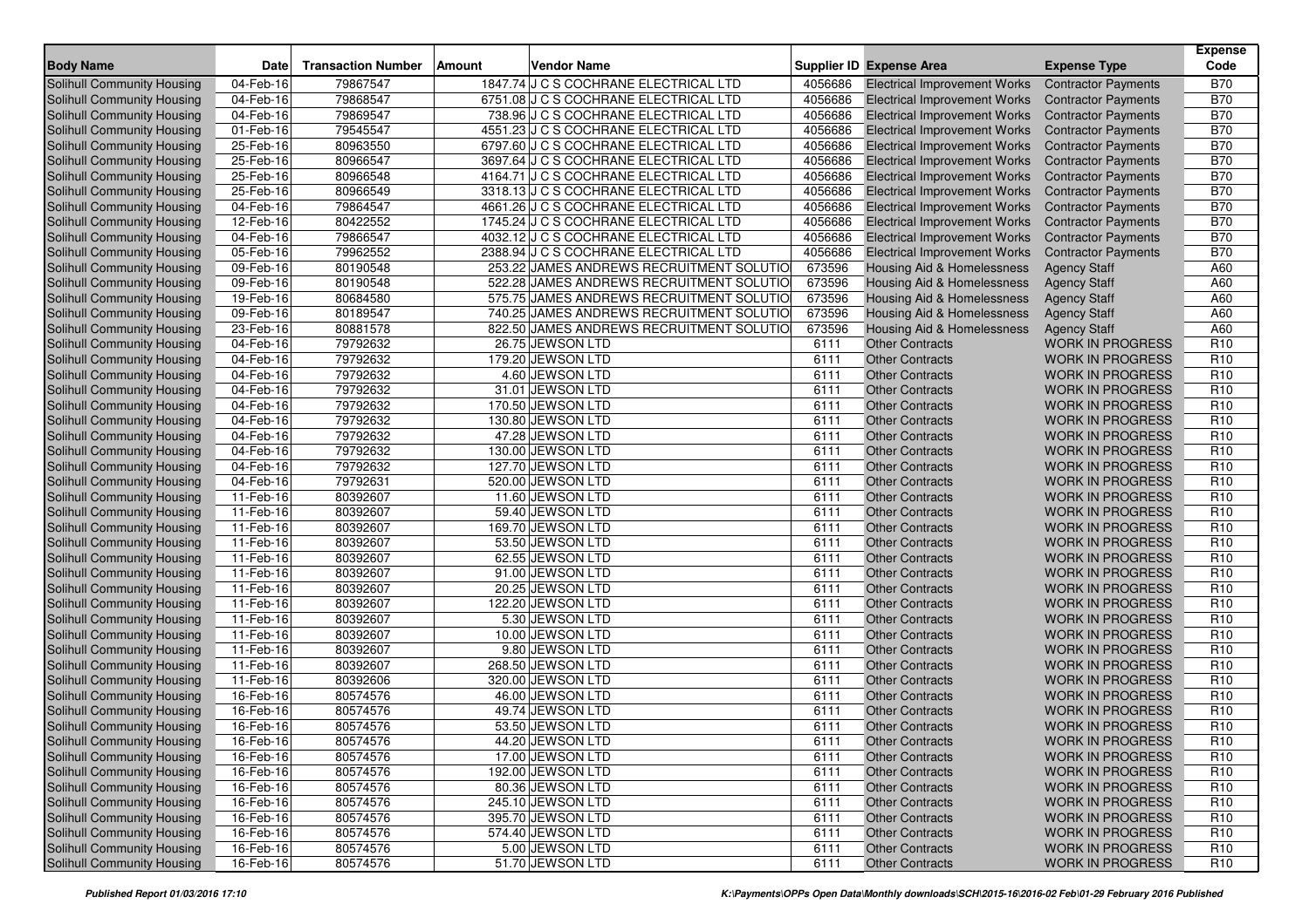| Body Name | Date | Transaction Number | Amount | Vendor Name | Supplier ID | Expense Area | Expense Type | Expense Code |
|---|---|---|---|---|---|---|---|---|
| Solihull Community Housing | 04-Feb-16 | 79867547 | 1847.74 | J C S COCHRANE ELECTRICAL LTD | 4056686 | Electrical Improvement Works | Contractor Payments | B70 |
| Solihull Community Housing | 04-Feb-16 | 79868547 | 6751.08 | J C S COCHRANE ELECTRICAL LTD | 4056686 | Electrical Improvement Works | Contractor Payments | B70 |
| Solihull Community Housing | 04-Feb-16 | 79869547 | 738.96 | J C S COCHRANE ELECTRICAL LTD | 4056686 | Electrical Improvement Works | Contractor Payments | B70 |
| Solihull Community Housing | 01-Feb-16 | 79545547 | 4551.23 | J C S COCHRANE ELECTRICAL LTD | 4056686 | Electrical Improvement Works | Contractor Payments | B70 |
| Solihull Community Housing | 25-Feb-16 | 80963550 | 6797.60 | J C S COCHRANE ELECTRICAL LTD | 4056686 | Electrical Improvement Works | Contractor Payments | B70 |
| Solihull Community Housing | 25-Feb-16 | 80966547 | 3697.64 | J C S COCHRANE ELECTRICAL LTD | 4056686 | Electrical Improvement Works | Contractor Payments | B70 |
| Solihull Community Housing | 25-Feb-16 | 80966548 | 4164.71 | J C S COCHRANE ELECTRICAL LTD | 4056686 | Electrical Improvement Works | Contractor Payments | B70 |
| Solihull Community Housing | 25-Feb-16 | 80966549 | 3318.13 | J C S COCHRANE ELECTRICAL LTD | 4056686 | Electrical Improvement Works | Contractor Payments | B70 |
| Solihull Community Housing | 04-Feb-16 | 79864547 | 4661.26 | J C S COCHRANE ELECTRICAL LTD | 4056686 | Electrical Improvement Works | Contractor Payments | B70 |
| Solihull Community Housing | 12-Feb-16 | 80422552 | 1745.24 | J C S COCHRANE ELECTRICAL LTD | 4056686 | Electrical Improvement Works | Contractor Payments | B70 |
| Solihull Community Housing | 04-Feb-16 | 79866547 | 4032.12 | J C S COCHRANE ELECTRICAL LTD | 4056686 | Electrical Improvement Works | Contractor Payments | B70 |
| Solihull Community Housing | 05-Feb-16 | 79962552 | 2388.94 | J C S COCHRANE ELECTRICAL LTD | 4056686 | Electrical Improvement Works | Contractor Payments | B70 |
| Solihull Community Housing | 09-Feb-16 | 80190548 | 253.22 | JAMES ANDREWS RECRUITMENT SOLUTIO | 673596 | Housing Aid & Homelessness | Agency Staff | A60 |
| Solihull Community Housing | 09-Feb-16 | 80190548 | 522.28 | JAMES ANDREWS RECRUITMENT SOLUTIO | 673596 | Housing Aid & Homelessness | Agency Staff | A60 |
| Solihull Community Housing | 19-Feb-16 | 80684580 | 575.75 | JAMES ANDREWS RECRUITMENT SOLUTIO | 673596 | Housing Aid & Homelessness | Agency Staff | A60 |
| Solihull Community Housing | 09-Feb-16 | 80189547 | 740.25 | JAMES ANDREWS RECRUITMENT SOLUTIO | 673596 | Housing Aid & Homelessness | Agency Staff | A60 |
| Solihull Community Housing | 23-Feb-16 | 80881578 | 822.50 | JAMES ANDREWS RECRUITMENT SOLUTIO | 673596 | Housing Aid & Homelessness | Agency Staff | A60 |
| Solihull Community Housing | 04-Feb-16 | 79792632 | 26.75 | JEWSON LTD | 6111 | Other Contracts | WORK IN PROGRESS | R10 |
| Solihull Community Housing | 04-Feb-16 | 79792632 | 179.20 | JEWSON LTD | 6111 | Other Contracts | WORK IN PROGRESS | R10 |
| Solihull Community Housing | 04-Feb-16 | 79792632 | 4.60 | JEWSON LTD | 6111 | Other Contracts | WORK IN PROGRESS | R10 |
| Solihull Community Housing | 04-Feb-16 | 79792632 | 31.01 | JEWSON LTD | 6111 | Other Contracts | WORK IN PROGRESS | R10 |
| Solihull Community Housing | 04-Feb-16 | 79792632 | 170.50 | JEWSON LTD | 6111 | Other Contracts | WORK IN PROGRESS | R10 |
| Solihull Community Housing | 04-Feb-16 | 79792632 | 130.80 | JEWSON LTD | 6111 | Other Contracts | WORK IN PROGRESS | R10 |
| Solihull Community Housing | 04-Feb-16 | 79792632 | 47.28 | JEWSON LTD | 6111 | Other Contracts | WORK IN PROGRESS | R10 |
| Solihull Community Housing | 04-Feb-16 | 79792632 | 130.00 | JEWSON LTD | 6111 | Other Contracts | WORK IN PROGRESS | R10 |
| Solihull Community Housing | 04-Feb-16 | 79792632 | 127.70 | JEWSON LTD | 6111 | Other Contracts | WORK IN PROGRESS | R10 |
| Solihull Community Housing | 04-Feb-16 | 79792631 | 520.00 | JEWSON LTD | 6111 | Other Contracts | WORK IN PROGRESS | R10 |
| Solihull Community Housing | 11-Feb-16 | 80392607 | 11.60 | JEWSON LTD | 6111 | Other Contracts | WORK IN PROGRESS | R10 |
| Solihull Community Housing | 11-Feb-16 | 80392607 | 59.40 | JEWSON LTD | 6111 | Other Contracts | WORK IN PROGRESS | R10 |
| Solihull Community Housing | 11-Feb-16 | 80392607 | 169.70 | JEWSON LTD | 6111 | Other Contracts | WORK IN PROGRESS | R10 |
| Solihull Community Housing | 11-Feb-16 | 80392607 | 53.50 | JEWSON LTD | 6111 | Other Contracts | WORK IN PROGRESS | R10 |
| Solihull Community Housing | 11-Feb-16 | 80392607 | 62.55 | JEWSON LTD | 6111 | Other Contracts | WORK IN PROGRESS | R10 |
| Solihull Community Housing | 11-Feb-16 | 80392607 | 91.00 | JEWSON LTD | 6111 | Other Contracts | WORK IN PROGRESS | R10 |
| Solihull Community Housing | 11-Feb-16 | 80392607 | 20.25 | JEWSON LTD | 6111 | Other Contracts | WORK IN PROGRESS | R10 |
| Solihull Community Housing | 11-Feb-16 | 80392607 | 122.20 | JEWSON LTD | 6111 | Other Contracts | WORK IN PROGRESS | R10 |
| Solihull Community Housing | 11-Feb-16 | 80392607 | 5.30 | JEWSON LTD | 6111 | Other Contracts | WORK IN PROGRESS | R10 |
| Solihull Community Housing | 11-Feb-16 | 80392607 | 10.00 | JEWSON LTD | 6111 | Other Contracts | WORK IN PROGRESS | R10 |
| Solihull Community Housing | 11-Feb-16 | 80392607 | 9.80 | JEWSON LTD | 6111 | Other Contracts | WORK IN PROGRESS | R10 |
| Solihull Community Housing | 11-Feb-16 | 80392607 | 268.50 | JEWSON LTD | 6111 | Other Contracts | WORK IN PROGRESS | R10 |
| Solihull Community Housing | 11-Feb-16 | 80392606 | 320.00 | JEWSON LTD | 6111 | Other Contracts | WORK IN PROGRESS | R10 |
| Solihull Community Housing | 16-Feb-16 | 80574576 | 46.00 | JEWSON LTD | 6111 | Other Contracts | WORK IN PROGRESS | R10 |
| Solihull Community Housing | 16-Feb-16 | 80574576 | 49.74 | JEWSON LTD | 6111 | Other Contracts | WORK IN PROGRESS | R10 |
| Solihull Community Housing | 16-Feb-16 | 80574576 | 53.50 | JEWSON LTD | 6111 | Other Contracts | WORK IN PROGRESS | R10 |
| Solihull Community Housing | 16-Feb-16 | 80574576 | 44.20 | JEWSON LTD | 6111 | Other Contracts | WORK IN PROGRESS | R10 |
| Solihull Community Housing | 16-Feb-16 | 80574576 | 17.00 | JEWSON LTD | 6111 | Other Contracts | WORK IN PROGRESS | R10 |
| Solihull Community Housing | 16-Feb-16 | 80574576 | 192.00 | JEWSON LTD | 6111 | Other Contracts | WORK IN PROGRESS | R10 |
| Solihull Community Housing | 16-Feb-16 | 80574576 | 80.36 | JEWSON LTD | 6111 | Other Contracts | WORK IN PROGRESS | R10 |
| Solihull Community Housing | 16-Feb-16 | 80574576 | 245.10 | JEWSON LTD | 6111 | Other Contracts | WORK IN PROGRESS | R10 |
| Solihull Community Housing | 16-Feb-16 | 80574576 | 395.70 | JEWSON LTD | 6111 | Other Contracts | WORK IN PROGRESS | R10 |
| Solihull Community Housing | 16-Feb-16 | 80574576 | 574.40 | JEWSON LTD | 6111 | Other Contracts | WORK IN PROGRESS | R10 |
| Solihull Community Housing | 16-Feb-16 | 80574576 | 5.00 | JEWSON LTD | 6111 | Other Contracts | WORK IN PROGRESS | R10 |
| Solihull Community Housing | 16-Feb-16 | 80574576 | 51.70 | JEWSON LTD | 6111 | Other Contracts | WORK IN PROGRESS | R10 |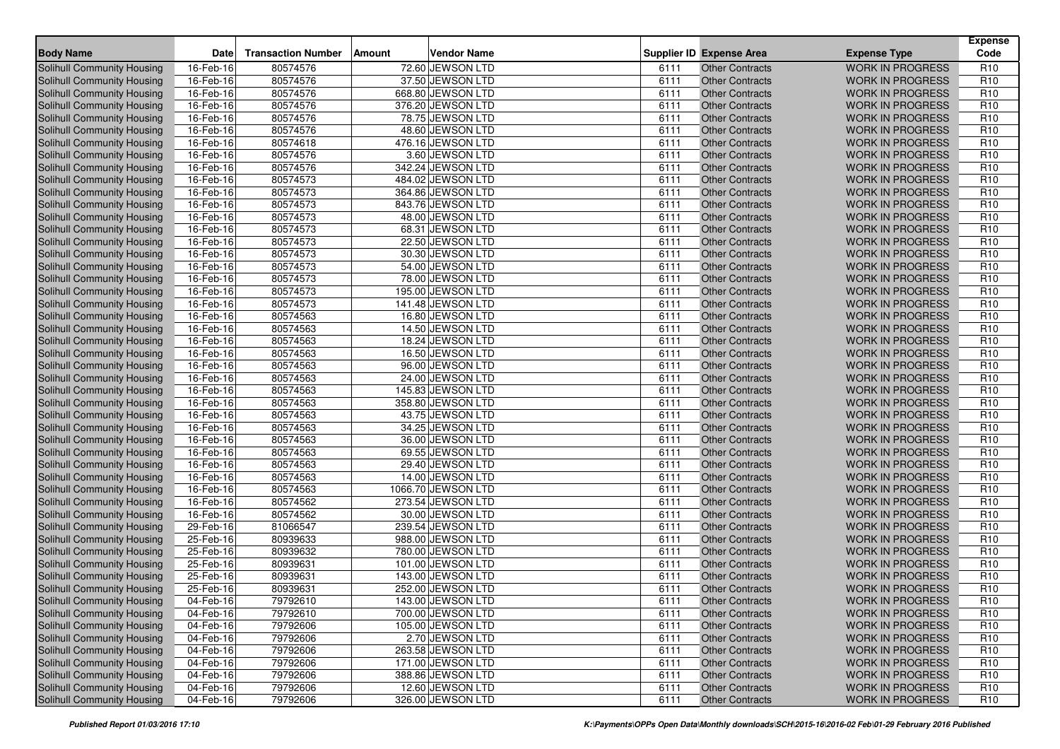| Body Name | Date | Transaction Number | Amount | Vendor Name | Supplier ID | Expense Area | Expense Type | Expense Code |
|---|---|---|---|---|---|---|---|---|
| Solihull Community Housing | 16-Feb-16 | 80574576 | 72.60 | JEWSON LTD | 6111 | Other Contracts | WORK IN PROGRESS | R10 |
| Solihull Community Housing | 16-Feb-16 | 80574576 | 37.50 | JEWSON LTD | 6111 | Other Contracts | WORK IN PROGRESS | R10 |
| Solihull Community Housing | 16-Feb-16 | 80574576 | 668.80 | JEWSON LTD | 6111 | Other Contracts | WORK IN PROGRESS | R10 |
| Solihull Community Housing | 16-Feb-16 | 80574576 | 376.20 | JEWSON LTD | 6111 | Other Contracts | WORK IN PROGRESS | R10 |
| Solihull Community Housing | 16-Feb-16 | 80574576 | 78.75 | JEWSON LTD | 6111 | Other Contracts | WORK IN PROGRESS | R10 |
| Solihull Community Housing | 16-Feb-16 | 80574576 | 48.60 | JEWSON LTD | 6111 | Other Contracts | WORK IN PROGRESS | R10 |
| Solihull Community Housing | 16-Feb-16 | 80574618 | 476.16 | JEWSON LTD | 6111 | Other Contracts | WORK IN PROGRESS | R10 |
| Solihull Community Housing | 16-Feb-16 | 80574576 | 3.60 | JEWSON LTD | 6111 | Other Contracts | WORK IN PROGRESS | R10 |
| Solihull Community Housing | 16-Feb-16 | 80574576 | 342.24 | JEWSON LTD | 6111 | Other Contracts | WORK IN PROGRESS | R10 |
| Solihull Community Housing | 16-Feb-16 | 80574573 | 484.02 | JEWSON LTD | 6111 | Other Contracts | WORK IN PROGRESS | R10 |
| Solihull Community Housing | 16-Feb-16 | 80574573 | 364.86 | JEWSON LTD | 6111 | Other Contracts | WORK IN PROGRESS | R10 |
| Solihull Community Housing | 16-Feb-16 | 80574573 | 843.76 | JEWSON LTD | 6111 | Other Contracts | WORK IN PROGRESS | R10 |
| Solihull Community Housing | 16-Feb-16 | 80574573 | 48.00 | JEWSON LTD | 6111 | Other Contracts | WORK IN PROGRESS | R10 |
| Solihull Community Housing | 16-Feb-16 | 80574573 | 68.31 | JEWSON LTD | 6111 | Other Contracts | WORK IN PROGRESS | R10 |
| Solihull Community Housing | 16-Feb-16 | 80574573 | 22.50 | JEWSON LTD | 6111 | Other Contracts | WORK IN PROGRESS | R10 |
| Solihull Community Housing | 16-Feb-16 | 80574573 | 30.30 | JEWSON LTD | 6111 | Other Contracts | WORK IN PROGRESS | R10 |
| Solihull Community Housing | 16-Feb-16 | 80574573 | 54.00 | JEWSON LTD | 6111 | Other Contracts | WORK IN PROGRESS | R10 |
| Solihull Community Housing | 16-Feb-16 | 80574573 | 78.00 | JEWSON LTD | 6111 | Other Contracts | WORK IN PROGRESS | R10 |
| Solihull Community Housing | 16-Feb-16 | 80574573 | 195.00 | JEWSON LTD | 6111 | Other Contracts | WORK IN PROGRESS | R10 |
| Solihull Community Housing | 16-Feb-16 | 80574573 | 141.48 | JEWSON LTD | 6111 | Other Contracts | WORK IN PROGRESS | R10 |
| Solihull Community Housing | 16-Feb-16 | 80574563 | 16.80 | JEWSON LTD | 6111 | Other Contracts | WORK IN PROGRESS | R10 |
| Solihull Community Housing | 16-Feb-16 | 80574563 | 14.50 | JEWSON LTD | 6111 | Other Contracts | WORK IN PROGRESS | R10 |
| Solihull Community Housing | 16-Feb-16 | 80574563 | 18.24 | JEWSON LTD | 6111 | Other Contracts | WORK IN PROGRESS | R10 |
| Solihull Community Housing | 16-Feb-16 | 80574563 | 16.50 | JEWSON LTD | 6111 | Other Contracts | WORK IN PROGRESS | R10 |
| Solihull Community Housing | 16-Feb-16 | 80574563 | 96.00 | JEWSON LTD | 6111 | Other Contracts | WORK IN PROGRESS | R10 |
| Solihull Community Housing | 16-Feb-16 | 80574563 | 24.00 | JEWSON LTD | 6111 | Other Contracts | WORK IN PROGRESS | R10 |
| Solihull Community Housing | 16-Feb-16 | 80574563 | 145.83 | JEWSON LTD | 6111 | Other Contracts | WORK IN PROGRESS | R10 |
| Solihull Community Housing | 16-Feb-16 | 80574563 | 358.80 | JEWSON LTD | 6111 | Other Contracts | WORK IN PROGRESS | R10 |
| Solihull Community Housing | 16-Feb-16 | 80574563 | 43.75 | JEWSON LTD | 6111 | Other Contracts | WORK IN PROGRESS | R10 |
| Solihull Community Housing | 16-Feb-16 | 80574563 | 34.25 | JEWSON LTD | 6111 | Other Contracts | WORK IN PROGRESS | R10 |
| Solihull Community Housing | 16-Feb-16 | 80574563 | 36.00 | JEWSON LTD | 6111 | Other Contracts | WORK IN PROGRESS | R10 |
| Solihull Community Housing | 16-Feb-16 | 80574563 | 69.55 | JEWSON LTD | 6111 | Other Contracts | WORK IN PROGRESS | R10 |
| Solihull Community Housing | 16-Feb-16 | 80574563 | 29.40 | JEWSON LTD | 6111 | Other Contracts | WORK IN PROGRESS | R10 |
| Solihull Community Housing | 16-Feb-16 | 80574563 | 14.00 | JEWSON LTD | 6111 | Other Contracts | WORK IN PROGRESS | R10 |
| Solihull Community Housing | 16-Feb-16 | 80574563 | 1066.70 | JEWSON LTD | 6111 | Other Contracts | WORK IN PROGRESS | R10 |
| Solihull Community Housing | 16-Feb-16 | 80574562 | 273.54 | JEWSON LTD | 6111 | Other Contracts | WORK IN PROGRESS | R10 |
| Solihull Community Housing | 16-Feb-16 | 80574562 | 30.00 | JEWSON LTD | 6111 | Other Contracts | WORK IN PROGRESS | R10 |
| Solihull Community Housing | 29-Feb-16 | 81066547 | 239.54 | JEWSON LTD | 6111 | Other Contracts | WORK IN PROGRESS | R10 |
| Solihull Community Housing | 25-Feb-16 | 80939633 | 988.00 | JEWSON LTD | 6111 | Other Contracts | WORK IN PROGRESS | R10 |
| Solihull Community Housing | 25-Feb-16 | 80939632 | 780.00 | JEWSON LTD | 6111 | Other Contracts | WORK IN PROGRESS | R10 |
| Solihull Community Housing | 25-Feb-16 | 80939631 | 101.00 | JEWSON LTD | 6111 | Other Contracts | WORK IN PROGRESS | R10 |
| Solihull Community Housing | 25-Feb-16 | 80939631 | 143.00 | JEWSON LTD | 6111 | Other Contracts | WORK IN PROGRESS | R10 |
| Solihull Community Housing | 25-Feb-16 | 80939631 | 252.00 | JEWSON LTD | 6111 | Other Contracts | WORK IN PROGRESS | R10 |
| Solihull Community Housing | 04-Feb-16 | 79792610 | 143.00 | JEWSON LTD | 6111 | Other Contracts | WORK IN PROGRESS | R10 |
| Solihull Community Housing | 04-Feb-16 | 79792610 | 700.00 | JEWSON LTD | 6111 | Other Contracts | WORK IN PROGRESS | R10 |
| Solihull Community Housing | 04-Feb-16 | 79792606 | 105.00 | JEWSON LTD | 6111 | Other Contracts | WORK IN PROGRESS | R10 |
| Solihull Community Housing | 04-Feb-16 | 79792606 | 2.70 | JEWSON LTD | 6111 | Other Contracts | WORK IN PROGRESS | R10 |
| Solihull Community Housing | 04-Feb-16 | 79792606 | 263.58 | JEWSON LTD | 6111 | Other Contracts | WORK IN PROGRESS | R10 |
| Solihull Community Housing | 04-Feb-16 | 79792606 | 171.00 | JEWSON LTD | 6111 | Other Contracts | WORK IN PROGRESS | R10 |
| Solihull Community Housing | 04-Feb-16 | 79792606 | 388.86 | JEWSON LTD | 6111 | Other Contracts | WORK IN PROGRESS | R10 |
| Solihull Community Housing | 04-Feb-16 | 79792606 | 12.60 | JEWSON LTD | 6111 | Other Contracts | WORK IN PROGRESS | R10 |
| Solihull Community Housing | 04-Feb-16 | 79792606 | 326.00 | JEWSON LTD | 6111 | Other Contracts | WORK IN PROGRESS | R10 |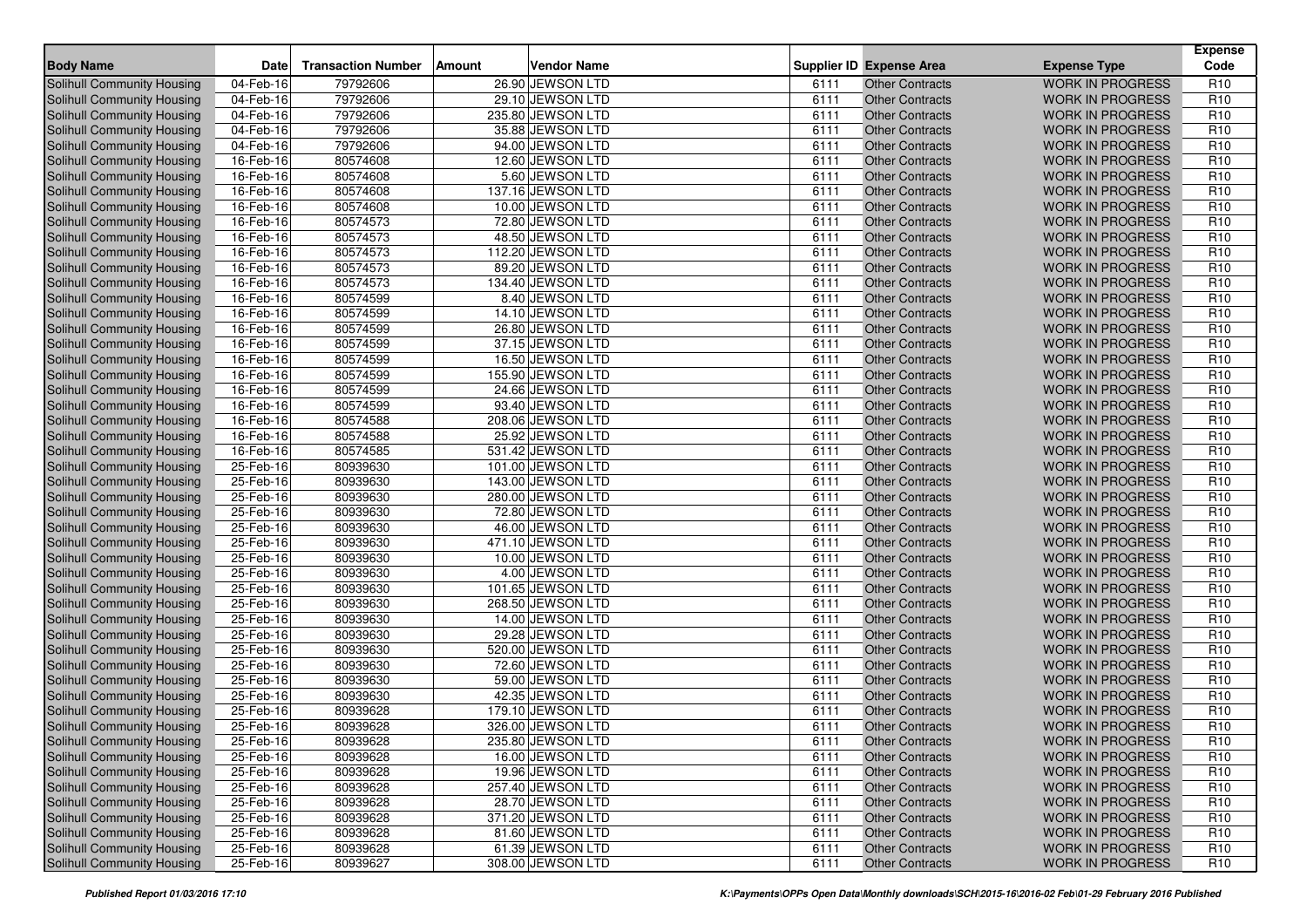| Body Name | Date | Transaction Number | Amount | Vendor Name | Supplier ID | Expense Area | Expense Type | Expense Code |
|---|---|---|---|---|---|---|---|---|
| Solihull Community Housing | 04-Feb-16 | 79792606 | 26.90 | JEWSON LTD | 6111 | Other Contracts | WORK IN PROGRESS | R10 |
| Solihull Community Housing | 04-Feb-16 | 79792606 | 29.10 | JEWSON LTD | 6111 | Other Contracts | WORK IN PROGRESS | R10 |
| Solihull Community Housing | 04-Feb-16 | 79792606 | 235.80 | JEWSON LTD | 6111 | Other Contracts | WORK IN PROGRESS | R10 |
| Solihull Community Housing | 04-Feb-16 | 79792606 | 35.88 | JEWSON LTD | 6111 | Other Contracts | WORK IN PROGRESS | R10 |
| Solihull Community Housing | 04-Feb-16 | 79792606 | 94.00 | JEWSON LTD | 6111 | Other Contracts | WORK IN PROGRESS | R10 |
| Solihull Community Housing | 16-Feb-16 | 80574608 | 12.60 | JEWSON LTD | 6111 | Other Contracts | WORK IN PROGRESS | R10 |
| Solihull Community Housing | 16-Feb-16 | 80574608 | 5.60 | JEWSON LTD | 6111 | Other Contracts | WORK IN PROGRESS | R10 |
| Solihull Community Housing | 16-Feb-16 | 80574608 | 137.16 | JEWSON LTD | 6111 | Other Contracts | WORK IN PROGRESS | R10 |
| Solihull Community Housing | 16-Feb-16 | 80574608 | 10.00 | JEWSON LTD | 6111 | Other Contracts | WORK IN PROGRESS | R10 |
| Solihull Community Housing | 16-Feb-16 | 80574573 | 72.80 | JEWSON LTD | 6111 | Other Contracts | WORK IN PROGRESS | R10 |
| Solihull Community Housing | 16-Feb-16 | 80574573 | 48.50 | JEWSON LTD | 6111 | Other Contracts | WORK IN PROGRESS | R10 |
| Solihull Community Housing | 16-Feb-16 | 80574573 | 112.20 | JEWSON LTD | 6111 | Other Contracts | WORK IN PROGRESS | R10 |
| Solihull Community Housing | 16-Feb-16 | 80574573 | 89.20 | JEWSON LTD | 6111 | Other Contracts | WORK IN PROGRESS | R10 |
| Solihull Community Housing | 16-Feb-16 | 80574573 | 134.40 | JEWSON LTD | 6111 | Other Contracts | WORK IN PROGRESS | R10 |
| Solihull Community Housing | 16-Feb-16 | 80574599 | 8.40 | JEWSON LTD | 6111 | Other Contracts | WORK IN PROGRESS | R10 |
| Solihull Community Housing | 16-Feb-16 | 80574599 | 14.10 | JEWSON LTD | 6111 | Other Contracts | WORK IN PROGRESS | R10 |
| Solihull Community Housing | 16-Feb-16 | 80574599 | 26.80 | JEWSON LTD | 6111 | Other Contracts | WORK IN PROGRESS | R10 |
| Solihull Community Housing | 16-Feb-16 | 80574599 | 37.15 | JEWSON LTD | 6111 | Other Contracts | WORK IN PROGRESS | R10 |
| Solihull Community Housing | 16-Feb-16 | 80574599 | 16.50 | JEWSON LTD | 6111 | Other Contracts | WORK IN PROGRESS | R10 |
| Solihull Community Housing | 16-Feb-16 | 80574599 | 155.90 | JEWSON LTD | 6111 | Other Contracts | WORK IN PROGRESS | R10 |
| Solihull Community Housing | 16-Feb-16 | 80574599 | 24.66 | JEWSON LTD | 6111 | Other Contracts | WORK IN PROGRESS | R10 |
| Solihull Community Housing | 16-Feb-16 | 80574599 | 93.40 | JEWSON LTD | 6111 | Other Contracts | WORK IN PROGRESS | R10 |
| Solihull Community Housing | 16-Feb-16 | 80574588 | 208.06 | JEWSON LTD | 6111 | Other Contracts | WORK IN PROGRESS | R10 |
| Solihull Community Housing | 16-Feb-16 | 80574588 | 25.92 | JEWSON LTD | 6111 | Other Contracts | WORK IN PROGRESS | R10 |
| Solihull Community Housing | 16-Feb-16 | 80574585 | 531.42 | JEWSON LTD | 6111 | Other Contracts | WORK IN PROGRESS | R10 |
| Solihull Community Housing | 25-Feb-16 | 80939630 | 101.00 | JEWSON LTD | 6111 | Other Contracts | WORK IN PROGRESS | R10 |
| Solihull Community Housing | 25-Feb-16 | 80939630 | 143.00 | JEWSON LTD | 6111 | Other Contracts | WORK IN PROGRESS | R10 |
| Solihull Community Housing | 25-Feb-16 | 80939630 | 280.00 | JEWSON LTD | 6111 | Other Contracts | WORK IN PROGRESS | R10 |
| Solihull Community Housing | 25-Feb-16 | 80939630 | 72.80 | JEWSON LTD | 6111 | Other Contracts | WORK IN PROGRESS | R10 |
| Solihull Community Housing | 25-Feb-16 | 80939630 | 46.00 | JEWSON LTD | 6111 | Other Contracts | WORK IN PROGRESS | R10 |
| Solihull Community Housing | 25-Feb-16 | 80939630 | 471.10 | JEWSON LTD | 6111 | Other Contracts | WORK IN PROGRESS | R10 |
| Solihull Community Housing | 25-Feb-16 | 80939630 | 10.00 | JEWSON LTD | 6111 | Other Contracts | WORK IN PROGRESS | R10 |
| Solihull Community Housing | 25-Feb-16 | 80939630 | 4.00 | JEWSON LTD | 6111 | Other Contracts | WORK IN PROGRESS | R10 |
| Solihull Community Housing | 25-Feb-16 | 80939630 | 101.65 | JEWSON LTD | 6111 | Other Contracts | WORK IN PROGRESS | R10 |
| Solihull Community Housing | 25-Feb-16 | 80939630 | 268.50 | JEWSON LTD | 6111 | Other Contracts | WORK IN PROGRESS | R10 |
| Solihull Community Housing | 25-Feb-16 | 80939630 | 14.00 | JEWSON LTD | 6111 | Other Contracts | WORK IN PROGRESS | R10 |
| Solihull Community Housing | 25-Feb-16 | 80939630 | 29.28 | JEWSON LTD | 6111 | Other Contracts | WORK IN PROGRESS | R10 |
| Solihull Community Housing | 25-Feb-16 | 80939630 | 520.00 | JEWSON LTD | 6111 | Other Contracts | WORK IN PROGRESS | R10 |
| Solihull Community Housing | 25-Feb-16 | 80939630 | 72.60 | JEWSON LTD | 6111 | Other Contracts | WORK IN PROGRESS | R10 |
| Solihull Community Housing | 25-Feb-16 | 80939630 | 59.00 | JEWSON LTD | 6111 | Other Contracts | WORK IN PROGRESS | R10 |
| Solihull Community Housing | 25-Feb-16 | 80939630 | 42.35 | JEWSON LTD | 6111 | Other Contracts | WORK IN PROGRESS | R10 |
| Solihull Community Housing | 25-Feb-16 | 80939628 | 179.10 | JEWSON LTD | 6111 | Other Contracts | WORK IN PROGRESS | R10 |
| Solihull Community Housing | 25-Feb-16 | 80939628 | 326.00 | JEWSON LTD | 6111 | Other Contracts | WORK IN PROGRESS | R10 |
| Solihull Community Housing | 25-Feb-16 | 80939628 | 235.80 | JEWSON LTD | 6111 | Other Contracts | WORK IN PROGRESS | R10 |
| Solihull Community Housing | 25-Feb-16 | 80939628 | 16.00 | JEWSON LTD | 6111 | Other Contracts | WORK IN PROGRESS | R10 |
| Solihull Community Housing | 25-Feb-16 | 80939628 | 19.96 | JEWSON LTD | 6111 | Other Contracts | WORK IN PROGRESS | R10 |
| Solihull Community Housing | 25-Feb-16 | 80939628 | 257.40 | JEWSON LTD | 6111 | Other Contracts | WORK IN PROGRESS | R10 |
| Solihull Community Housing | 25-Feb-16 | 80939628 | 28.70 | JEWSON LTD | 6111 | Other Contracts | WORK IN PROGRESS | R10 |
| Solihull Community Housing | 25-Feb-16 | 80939628 | 371.20 | JEWSON LTD | 6111 | Other Contracts | WORK IN PROGRESS | R10 |
| Solihull Community Housing | 25-Feb-16 | 80939628 | 81.60 | JEWSON LTD | 6111 | Other Contracts | WORK IN PROGRESS | R10 |
| Solihull Community Housing | 25-Feb-16 | 80939628 | 61.39 | JEWSON LTD | 6111 | Other Contracts | WORK IN PROGRESS | R10 |
| Solihull Community Housing | 25-Feb-16 | 80939627 | 308.00 | JEWSON LTD | 6111 | Other Contracts | WORK IN PROGRESS | R10 |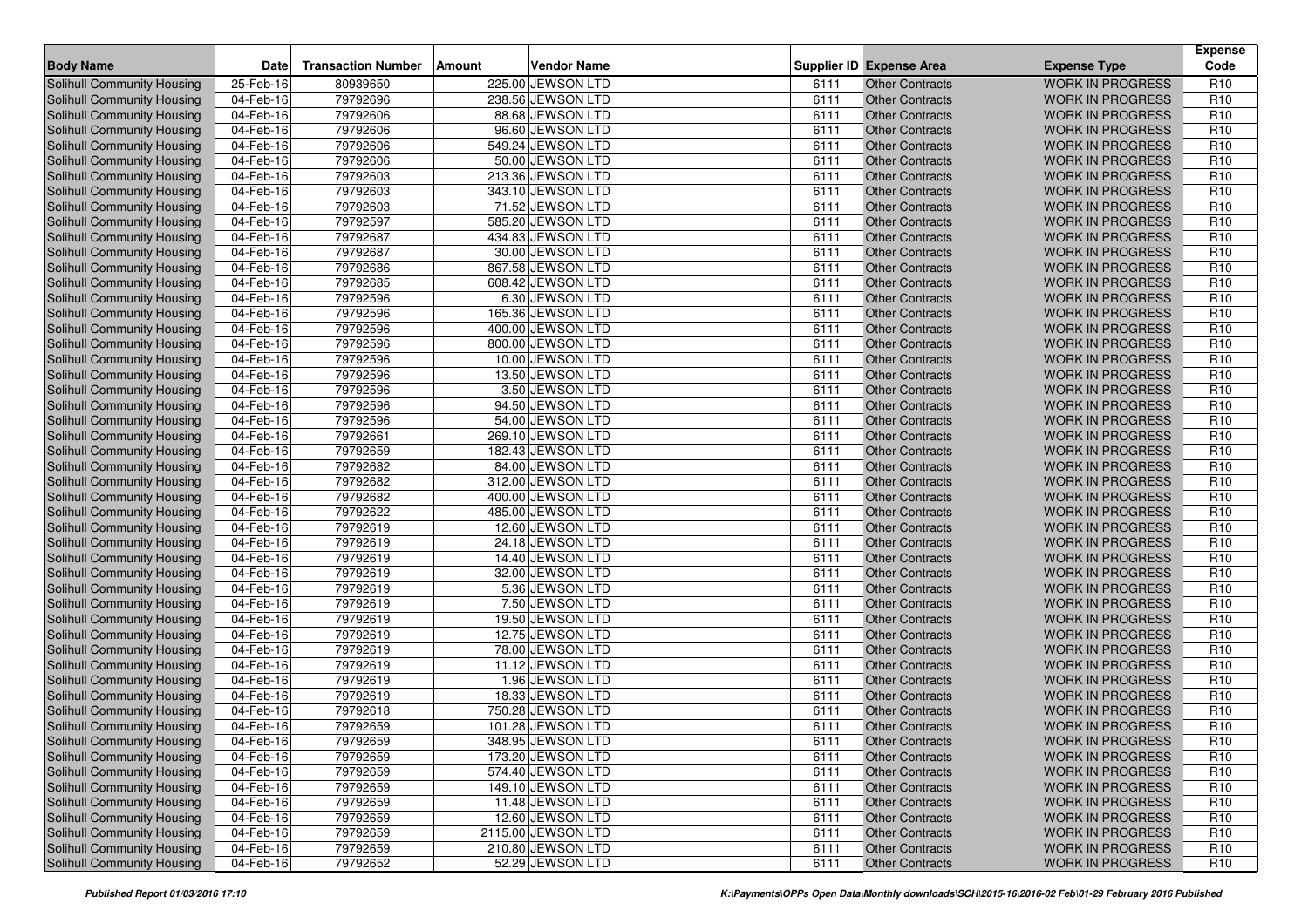| Body Name | Date | Transaction Number | Amount | Vendor Name | Supplier ID | Expense Area | Expense Type | Expense Code |
|---|---|---|---|---|---|---|---|---|
| Solihull Community Housing | 25-Feb-16 | 80939650 | 225.00 | JEWSON LTD | 6111 | Other Contracts | WORK IN PROGRESS | R10 |
| Solihull Community Housing | 04-Feb-16 | 79792696 | 238.56 | JEWSON LTD | 6111 | Other Contracts | WORK IN PROGRESS | R10 |
| Solihull Community Housing | 04-Feb-16 | 79792606 | 88.68 | JEWSON LTD | 6111 | Other Contracts | WORK IN PROGRESS | R10 |
| Solihull Community Housing | 04-Feb-16 | 79792606 | 96.60 | JEWSON LTD | 6111 | Other Contracts | WORK IN PROGRESS | R10 |
| Solihull Community Housing | 04-Feb-16 | 79792606 | 549.24 | JEWSON LTD | 6111 | Other Contracts | WORK IN PROGRESS | R10 |
| Solihull Community Housing | 04-Feb-16 | 79792606 | 50.00 | JEWSON LTD | 6111 | Other Contracts | WORK IN PROGRESS | R10 |
| Solihull Community Housing | 04-Feb-16 | 79792603 | 213.36 | JEWSON LTD | 6111 | Other Contracts | WORK IN PROGRESS | R10 |
| Solihull Community Housing | 04-Feb-16 | 79792603 | 343.10 | JEWSON LTD | 6111 | Other Contracts | WORK IN PROGRESS | R10 |
| Solihull Community Housing | 04-Feb-16 | 79792603 | 71.52 | JEWSON LTD | 6111 | Other Contracts | WORK IN PROGRESS | R10 |
| Solihull Community Housing | 04-Feb-16 | 79792597 | 585.20 | JEWSON LTD | 6111 | Other Contracts | WORK IN PROGRESS | R10 |
| Solihull Community Housing | 04-Feb-16 | 79792687 | 434.83 | JEWSON LTD | 6111 | Other Contracts | WORK IN PROGRESS | R10 |
| Solihull Community Housing | 04-Feb-16 | 79792687 | 30.00 | JEWSON LTD | 6111 | Other Contracts | WORK IN PROGRESS | R10 |
| Solihull Community Housing | 04-Feb-16 | 79792686 | 867.58 | JEWSON LTD | 6111 | Other Contracts | WORK IN PROGRESS | R10 |
| Solihull Community Housing | 04-Feb-16 | 79792685 | 608.42 | JEWSON LTD | 6111 | Other Contracts | WORK IN PROGRESS | R10 |
| Solihull Community Housing | 04-Feb-16 | 79792596 | 6.30 | JEWSON LTD | 6111 | Other Contracts | WORK IN PROGRESS | R10 |
| Solihull Community Housing | 04-Feb-16 | 79792596 | 165.36 | JEWSON LTD | 6111 | Other Contracts | WORK IN PROGRESS | R10 |
| Solihull Community Housing | 04-Feb-16 | 79792596 | 400.00 | JEWSON LTD | 6111 | Other Contracts | WORK IN PROGRESS | R10 |
| Solihull Community Housing | 04-Feb-16 | 79792596 | 800.00 | JEWSON LTD | 6111 | Other Contracts | WORK IN PROGRESS | R10 |
| Solihull Community Housing | 04-Feb-16 | 79792596 | 10.00 | JEWSON LTD | 6111 | Other Contracts | WORK IN PROGRESS | R10 |
| Solihull Community Housing | 04-Feb-16 | 79792596 | 13.50 | JEWSON LTD | 6111 | Other Contracts | WORK IN PROGRESS | R10 |
| Solihull Community Housing | 04-Feb-16 | 79792596 | 3.50 | JEWSON LTD | 6111 | Other Contracts | WORK IN PROGRESS | R10 |
| Solihull Community Housing | 04-Feb-16 | 79792596 | 94.50 | JEWSON LTD | 6111 | Other Contracts | WORK IN PROGRESS | R10 |
| Solihull Community Housing | 04-Feb-16 | 79792596 | 54.00 | JEWSON LTD | 6111 | Other Contracts | WORK IN PROGRESS | R10 |
| Solihull Community Housing | 04-Feb-16 | 79792661 | 269.10 | JEWSON LTD | 6111 | Other Contracts | WORK IN PROGRESS | R10 |
| Solihull Community Housing | 04-Feb-16 | 79792659 | 182.43 | JEWSON LTD | 6111 | Other Contracts | WORK IN PROGRESS | R10 |
| Solihull Community Housing | 04-Feb-16 | 79792682 | 84.00 | JEWSON LTD | 6111 | Other Contracts | WORK IN PROGRESS | R10 |
| Solihull Community Housing | 04-Feb-16 | 79792682 | 312.00 | JEWSON LTD | 6111 | Other Contracts | WORK IN PROGRESS | R10 |
| Solihull Community Housing | 04-Feb-16 | 79792682 | 400.00 | JEWSON LTD | 6111 | Other Contracts | WORK IN PROGRESS | R10 |
| Solihull Community Housing | 04-Feb-16 | 79792622 | 485.00 | JEWSON LTD | 6111 | Other Contracts | WORK IN PROGRESS | R10 |
| Solihull Community Housing | 04-Feb-16 | 79792619 | 12.60 | JEWSON LTD | 6111 | Other Contracts | WORK IN PROGRESS | R10 |
| Solihull Community Housing | 04-Feb-16 | 79792619 | 24.18 | JEWSON LTD | 6111 | Other Contracts | WORK IN PROGRESS | R10 |
| Solihull Community Housing | 04-Feb-16 | 79792619 | 14.40 | JEWSON LTD | 6111 | Other Contracts | WORK IN PROGRESS | R10 |
| Solihull Community Housing | 04-Feb-16 | 79792619 | 32.00 | JEWSON LTD | 6111 | Other Contracts | WORK IN PROGRESS | R10 |
| Solihull Community Housing | 04-Feb-16 | 79792619 | 5.36 | JEWSON LTD | 6111 | Other Contracts | WORK IN PROGRESS | R10 |
| Solihull Community Housing | 04-Feb-16 | 79792619 | 7.50 | JEWSON LTD | 6111 | Other Contracts | WORK IN PROGRESS | R10 |
| Solihull Community Housing | 04-Feb-16 | 79792619 | 19.50 | JEWSON LTD | 6111 | Other Contracts | WORK IN PROGRESS | R10 |
| Solihull Community Housing | 04-Feb-16 | 79792619 | 12.75 | JEWSON LTD | 6111 | Other Contracts | WORK IN PROGRESS | R10 |
| Solihull Community Housing | 04-Feb-16 | 79792619 | 78.00 | JEWSON LTD | 6111 | Other Contracts | WORK IN PROGRESS | R10 |
| Solihull Community Housing | 04-Feb-16 | 79792619 | 11.12 | JEWSON LTD | 6111 | Other Contracts | WORK IN PROGRESS | R10 |
| Solihull Community Housing | 04-Feb-16 | 79792619 | 1.96 | JEWSON LTD | 6111 | Other Contracts | WORK IN PROGRESS | R10 |
| Solihull Community Housing | 04-Feb-16 | 79792619 | 18.33 | JEWSON LTD | 6111 | Other Contracts | WORK IN PROGRESS | R10 |
| Solihull Community Housing | 04-Feb-16 | 79792618 | 750.28 | JEWSON LTD | 6111 | Other Contracts | WORK IN PROGRESS | R10 |
| Solihull Community Housing | 04-Feb-16 | 79792659 | 101.28 | JEWSON LTD | 6111 | Other Contracts | WORK IN PROGRESS | R10 |
| Solihull Community Housing | 04-Feb-16 | 79792659 | 348.95 | JEWSON LTD | 6111 | Other Contracts | WORK IN PROGRESS | R10 |
| Solihull Community Housing | 04-Feb-16 | 79792659 | 173.20 | JEWSON LTD | 6111 | Other Contracts | WORK IN PROGRESS | R10 |
| Solihull Community Housing | 04-Feb-16 | 79792659 | 574.40 | JEWSON LTD | 6111 | Other Contracts | WORK IN PROGRESS | R10 |
| Solihull Community Housing | 04-Feb-16 | 79792659 | 149.10 | JEWSON LTD | 6111 | Other Contracts | WORK IN PROGRESS | R10 |
| Solihull Community Housing | 04-Feb-16 | 79792659 | 11.48 | JEWSON LTD | 6111 | Other Contracts | WORK IN PROGRESS | R10 |
| Solihull Community Housing | 04-Feb-16 | 79792659 | 12.60 | JEWSON LTD | 6111 | Other Contracts | WORK IN PROGRESS | R10 |
| Solihull Community Housing | 04-Feb-16 | 79792659 | 2115.00 | JEWSON LTD | 6111 | Other Contracts | WORK IN PROGRESS | R10 |
| Solihull Community Housing | 04-Feb-16 | 79792659 | 210.80 | JEWSON LTD | 6111 | Other Contracts | WORK IN PROGRESS | R10 |
| Solihull Community Housing | 04-Feb-16 | 79792652 | 52.29 | JEWSON LTD | 6111 | Other Contracts | WORK IN PROGRESS | R10 |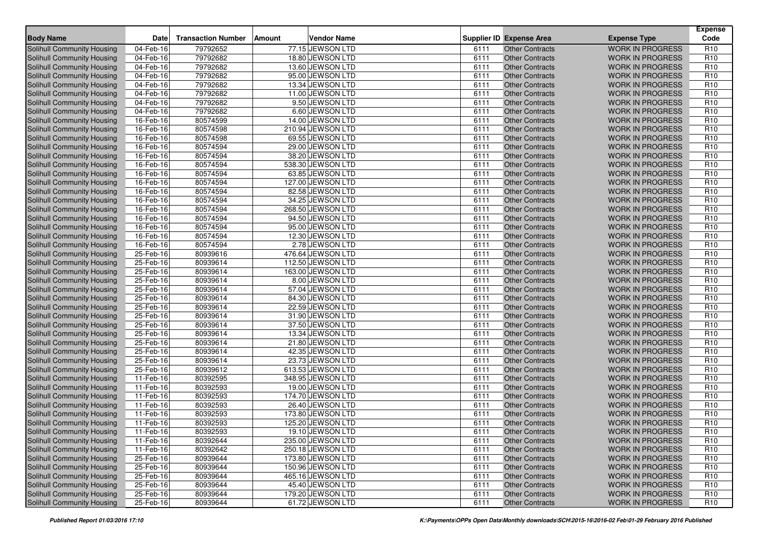| Body Name | Date | Transaction Number | Amount | Vendor Name | Supplier ID | Expense Area | Expense Type | Expense Code |
|---|---|---|---|---|---|---|---|---|
| Solihull Community Housing | 04-Feb-16 | 79792652 | 77.15 | JEWSON LTD | 6111 | Other Contracts | WORK IN PROGRESS | R10 |
| Solihull Community Housing | 04-Feb-16 | 79792682 | 18.80 | JEWSON LTD | 6111 | Other Contracts | WORK IN PROGRESS | R10 |
| Solihull Community Housing | 04-Feb-16 | 79792682 | 13.60 | JEWSON LTD | 6111 | Other Contracts | WORK IN PROGRESS | R10 |
| Solihull Community Housing | 04-Feb-16 | 79792682 | 95.00 | JEWSON LTD | 6111 | Other Contracts | WORK IN PROGRESS | R10 |
| Solihull Community Housing | 04-Feb-16 | 79792682 | 13.34 | JEWSON LTD | 6111 | Other Contracts | WORK IN PROGRESS | R10 |
| Solihull Community Housing | 04-Feb-16 | 79792682 | 11.00 | JEWSON LTD | 6111 | Other Contracts | WORK IN PROGRESS | R10 |
| Solihull Community Housing | 04-Feb-16 | 79792682 | 9.50 | JEWSON LTD | 6111 | Other Contracts | WORK IN PROGRESS | R10 |
| Solihull Community Housing | 04-Feb-16 | 79792682 | 6.60 | JEWSON LTD | 6111 | Other Contracts | WORK IN PROGRESS | R10 |
| Solihull Community Housing | 16-Feb-16 | 80574599 | 14.00 | JEWSON LTD | 6111 | Other Contracts | WORK IN PROGRESS | R10 |
| Solihull Community Housing | 16-Feb-16 | 80574598 | 210.94 | JEWSON LTD | 6111 | Other Contracts | WORK IN PROGRESS | R10 |
| Solihull Community Housing | 16-Feb-16 | 80574598 | 69.55 | JEWSON LTD | 6111 | Other Contracts | WORK IN PROGRESS | R10 |
| Solihull Community Housing | 16-Feb-16 | 80574594 | 29.00 | JEWSON LTD | 6111 | Other Contracts | WORK IN PROGRESS | R10 |
| Solihull Community Housing | 16-Feb-16 | 80574594 | 38.20 | JEWSON LTD | 6111 | Other Contracts | WORK IN PROGRESS | R10 |
| Solihull Community Housing | 16-Feb-16 | 80574594 | 538.30 | JEWSON LTD | 6111 | Other Contracts | WORK IN PROGRESS | R10 |
| Solihull Community Housing | 16-Feb-16 | 80574594 | 63.85 | JEWSON LTD | 6111 | Other Contracts | WORK IN PROGRESS | R10 |
| Solihull Community Housing | 16-Feb-16 | 80574594 | 127.00 | JEWSON LTD | 6111 | Other Contracts | WORK IN PROGRESS | R10 |
| Solihull Community Housing | 16-Feb-16 | 80574594 | 82.58 | JEWSON LTD | 6111 | Other Contracts | WORK IN PROGRESS | R10 |
| Solihull Community Housing | 16-Feb-16 | 80574594 | 34.25 | JEWSON LTD | 6111 | Other Contracts | WORK IN PROGRESS | R10 |
| Solihull Community Housing | 16-Feb-16 | 80574594 | 268.50 | JEWSON LTD | 6111 | Other Contracts | WORK IN PROGRESS | R10 |
| Solihull Community Housing | 16-Feb-16 | 80574594 | 94.50 | JEWSON LTD | 6111 | Other Contracts | WORK IN PROGRESS | R10 |
| Solihull Community Housing | 16-Feb-16 | 80574594 | 95.00 | JEWSON LTD | 6111 | Other Contracts | WORK IN PROGRESS | R10 |
| Solihull Community Housing | 16-Feb-16 | 80574594 | 12.30 | JEWSON LTD | 6111 | Other Contracts | WORK IN PROGRESS | R10 |
| Solihull Community Housing | 16-Feb-16 | 80574594 | 2.78 | JEWSON LTD | 6111 | Other Contracts | WORK IN PROGRESS | R10 |
| Solihull Community Housing | 25-Feb-16 | 80939616 | 476.64 | JEWSON LTD | 6111 | Other Contracts | WORK IN PROGRESS | R10 |
| Solihull Community Housing | 25-Feb-16 | 80939614 | 112.50 | JEWSON LTD | 6111 | Other Contracts | WORK IN PROGRESS | R10 |
| Solihull Community Housing | 25-Feb-16 | 80939614 | 163.00 | JEWSON LTD | 6111 | Other Contracts | WORK IN PROGRESS | R10 |
| Solihull Community Housing | 25-Feb-16 | 80939614 | 8.00 | JEWSON LTD | 6111 | Other Contracts | WORK IN PROGRESS | R10 |
| Solihull Community Housing | 25-Feb-16 | 80939614 | 57.04 | JEWSON LTD | 6111 | Other Contracts | WORK IN PROGRESS | R10 |
| Solihull Community Housing | 25-Feb-16 | 80939614 | 84.30 | JEWSON LTD | 6111 | Other Contracts | WORK IN PROGRESS | R10 |
| Solihull Community Housing | 25-Feb-16 | 80939614 | 22.59 | JEWSON LTD | 6111 | Other Contracts | WORK IN PROGRESS | R10 |
| Solihull Community Housing | 25-Feb-16 | 80939614 | 31.90 | JEWSON LTD | 6111 | Other Contracts | WORK IN PROGRESS | R10 |
| Solihull Community Housing | 25-Feb-16 | 80939614 | 37.50 | JEWSON LTD | 6111 | Other Contracts | WORK IN PROGRESS | R10 |
| Solihull Community Housing | 25-Feb-16 | 80939614 | 13.34 | JEWSON LTD | 6111 | Other Contracts | WORK IN PROGRESS | R10 |
| Solihull Community Housing | 25-Feb-16 | 80939614 | 21.80 | JEWSON LTD | 6111 | Other Contracts | WORK IN PROGRESS | R10 |
| Solihull Community Housing | 25-Feb-16 | 80939614 | 42.35 | JEWSON LTD | 6111 | Other Contracts | WORK IN PROGRESS | R10 |
| Solihull Community Housing | 25-Feb-16 | 80939614 | 23.73 | JEWSON LTD | 6111 | Other Contracts | WORK IN PROGRESS | R10 |
| Solihull Community Housing | 25-Feb-16 | 80939612 | 613.53 | JEWSON LTD | 6111 | Other Contracts | WORK IN PROGRESS | R10 |
| Solihull Community Housing | 11-Feb-16 | 80392595 | 348.95 | JEWSON LTD | 6111 | Other Contracts | WORK IN PROGRESS | R10 |
| Solihull Community Housing | 11-Feb-16 | 80392593 | 19.00 | JEWSON LTD | 6111 | Other Contracts | WORK IN PROGRESS | R10 |
| Solihull Community Housing | 11-Feb-16 | 80392593 | 174.70 | JEWSON LTD | 6111 | Other Contracts | WORK IN PROGRESS | R10 |
| Solihull Community Housing | 11-Feb-16 | 80392593 | 26.40 | JEWSON LTD | 6111 | Other Contracts | WORK IN PROGRESS | R10 |
| Solihull Community Housing | 11-Feb-16 | 80392593 | 173.80 | JEWSON LTD | 6111 | Other Contracts | WORK IN PROGRESS | R10 |
| Solihull Community Housing | 11-Feb-16 | 80392593 | 125.20 | JEWSON LTD | 6111 | Other Contracts | WORK IN PROGRESS | R10 |
| Solihull Community Housing | 11-Feb-16 | 80392593 | 19.10 | JEWSON LTD | 6111 | Other Contracts | WORK IN PROGRESS | R10 |
| Solihull Community Housing | 11-Feb-16 | 80392644 | 235.00 | JEWSON LTD | 6111 | Other Contracts | WORK IN PROGRESS | R10 |
| Solihull Community Housing | 11-Feb-16 | 80392642 | 250.18 | JEWSON LTD | 6111 | Other Contracts | WORK IN PROGRESS | R10 |
| Solihull Community Housing | 25-Feb-16 | 80939644 | 173.80 | JEWSON LTD | 6111 | Other Contracts | WORK IN PROGRESS | R10 |
| Solihull Community Housing | 25-Feb-16 | 80939644 | 150.96 | JEWSON LTD | 6111 | Other Contracts | WORK IN PROGRESS | R10 |
| Solihull Community Housing | 25-Feb-16 | 80939644 | 465.16 | JEWSON LTD | 6111 | Other Contracts | WORK IN PROGRESS | R10 |
| Solihull Community Housing | 25-Feb-16 | 80939644 | 45.40 | JEWSON LTD | 6111 | Other Contracts | WORK IN PROGRESS | R10 |
| Solihull Community Housing | 25-Feb-16 | 80939644 | 179.20 | JEWSON LTD | 6111 | Other Contracts | WORK IN PROGRESS | R10 |
| Solihull Community Housing | 25-Feb-16 | 80939644 | 61.72 | JEWSON LTD | 6111 | Other Contracts | WORK IN PROGRESS | R10 |

*Published Report 01/03/2016 17:10*

*K:\Payments\OPPs Open Data\Monthly downloads\SCH\2015-16\2016-02 Feb\01-29 February 2016 Published*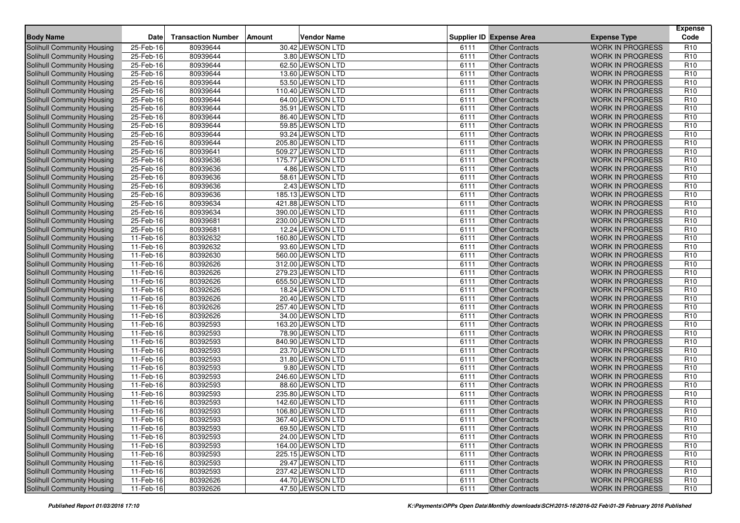| Body Name | Date | Transaction Number | Amount | Vendor Name | Supplier ID | Expense Area | Expense Type | Expense Code |
|---|---|---|---|---|---|---|---|---|
| Solihull Community Housing | 25-Feb-16 | 80939644 | 30.42 | JEWSON LTD | 6111 | Other Contracts | WORK IN PROGRESS | R10 |
| Solihull Community Housing | 25-Feb-16 | 80939644 | 3.80 | JEWSON LTD | 6111 | Other Contracts | WORK IN PROGRESS | R10 |
| Solihull Community Housing | 25-Feb-16 | 80939644 | 62.50 | JEWSON LTD | 6111 | Other Contracts | WORK IN PROGRESS | R10 |
| Solihull Community Housing | 25-Feb-16 | 80939644 | 13.60 | JEWSON LTD | 6111 | Other Contracts | WORK IN PROGRESS | R10 |
| Solihull Community Housing | 25-Feb-16 | 80939644 | 53.50 | JEWSON LTD | 6111 | Other Contracts | WORK IN PROGRESS | R10 |
| Solihull Community Housing | 25-Feb-16 | 80939644 | 110.40 | JEWSON LTD | 6111 | Other Contracts | WORK IN PROGRESS | R10 |
| Solihull Community Housing | 25-Feb-16 | 80939644 | 64.00 | JEWSON LTD | 6111 | Other Contracts | WORK IN PROGRESS | R10 |
| Solihull Community Housing | 25-Feb-16 | 80939644 | 35.91 | JEWSON LTD | 6111 | Other Contracts | WORK IN PROGRESS | R10 |
| Solihull Community Housing | 25-Feb-16 | 80939644 | 86.40 | JEWSON LTD | 6111 | Other Contracts | WORK IN PROGRESS | R10 |
| Solihull Community Housing | 25-Feb-16 | 80939644 | 59.85 | JEWSON LTD | 6111 | Other Contracts | WORK IN PROGRESS | R10 |
| Solihull Community Housing | 25-Feb-16 | 80939644 | 93.24 | JEWSON LTD | 6111 | Other Contracts | WORK IN PROGRESS | R10 |
| Solihull Community Housing | 25-Feb-16 | 80939644 | 205.80 | JEWSON LTD | 6111 | Other Contracts | WORK IN PROGRESS | R10 |
| Solihull Community Housing | 25-Feb-16 | 80939641 | 509.27 | JEWSON LTD | 6111 | Other Contracts | WORK IN PROGRESS | R10 |
| Solihull Community Housing | 25-Feb-16 | 80939636 | 175.77 | JEWSON LTD | 6111 | Other Contracts | WORK IN PROGRESS | R10 |
| Solihull Community Housing | 25-Feb-16 | 80939636 | 4.86 | JEWSON LTD | 6111 | Other Contracts | WORK IN PROGRESS | R10 |
| Solihull Community Housing | 25-Feb-16 | 80939636 | 58.61 | JEWSON LTD | 6111 | Other Contracts | WORK IN PROGRESS | R10 |
| Solihull Community Housing | 25-Feb-16 | 80939636 | 2.43 | JEWSON LTD | 6111 | Other Contracts | WORK IN PROGRESS | R10 |
| Solihull Community Housing | 25-Feb-16 | 80939636 | 185.13 | JEWSON LTD | 6111 | Other Contracts | WORK IN PROGRESS | R10 |
| Solihull Community Housing | 25-Feb-16 | 80939634 | 421.88 | JEWSON LTD | 6111 | Other Contracts | WORK IN PROGRESS | R10 |
| Solihull Community Housing | 25-Feb-16 | 80939634 | 390.00 | JEWSON LTD | 6111 | Other Contracts | WORK IN PROGRESS | R10 |
| Solihull Community Housing | 25-Feb-16 | 80939681 | 230.00 | JEWSON LTD | 6111 | Other Contracts | WORK IN PROGRESS | R10 |
| Solihull Community Housing | 25-Feb-16 | 80939681 | 12.24 | JEWSON LTD | 6111 | Other Contracts | WORK IN PROGRESS | R10 |
| Solihull Community Housing | 11-Feb-16 | 80392632 | 160.80 | JEWSON LTD | 6111 | Other Contracts | WORK IN PROGRESS | R10 |
| Solihull Community Housing | 11-Feb-16 | 80392632 | 93.60 | JEWSON LTD | 6111 | Other Contracts | WORK IN PROGRESS | R10 |
| Solihull Community Housing | 11-Feb-16 | 80392630 | 560.00 | JEWSON LTD | 6111 | Other Contracts | WORK IN PROGRESS | R10 |
| Solihull Community Housing | 11-Feb-16 | 80392626 | 312.00 | JEWSON LTD | 6111 | Other Contracts | WORK IN PROGRESS | R10 |
| Solihull Community Housing | 11-Feb-16 | 80392626 | 279.23 | JEWSON LTD | 6111 | Other Contracts | WORK IN PROGRESS | R10 |
| Solihull Community Housing | 11-Feb-16 | 80392626 | 655.50 | JEWSON LTD | 6111 | Other Contracts | WORK IN PROGRESS | R10 |
| Solihull Community Housing | 11-Feb-16 | 80392626 | 18.24 | JEWSON LTD | 6111 | Other Contracts | WORK IN PROGRESS | R10 |
| Solihull Community Housing | 11-Feb-16 | 80392626 | 20.40 | JEWSON LTD | 6111 | Other Contracts | WORK IN PROGRESS | R10 |
| Solihull Community Housing | 11-Feb-16 | 80392626 | 257.40 | JEWSON LTD | 6111 | Other Contracts | WORK IN PROGRESS | R10 |
| Solihull Community Housing | 11-Feb-16 | 80392626 | 34.00 | JEWSON LTD | 6111 | Other Contracts | WORK IN PROGRESS | R10 |
| Solihull Community Housing | 11-Feb-16 | 80392593 | 163.20 | JEWSON LTD | 6111 | Other Contracts | WORK IN PROGRESS | R10 |
| Solihull Community Housing | 11-Feb-16 | 80392593 | 78.90 | JEWSON LTD | 6111 | Other Contracts | WORK IN PROGRESS | R10 |
| Solihull Community Housing | 11-Feb-16 | 80392593 | 840.90 | JEWSON LTD | 6111 | Other Contracts | WORK IN PROGRESS | R10 |
| Solihull Community Housing | 11-Feb-16 | 80392593 | 23.70 | JEWSON LTD | 6111 | Other Contracts | WORK IN PROGRESS | R10 |
| Solihull Community Housing | 11-Feb-16 | 80392593 | 31.80 | JEWSON LTD | 6111 | Other Contracts | WORK IN PROGRESS | R10 |
| Solihull Community Housing | 11-Feb-16 | 80392593 | 9.80 | JEWSON LTD | 6111 | Other Contracts | WORK IN PROGRESS | R10 |
| Solihull Community Housing | 11-Feb-16 | 80392593 | 246.60 | JEWSON LTD | 6111 | Other Contracts | WORK IN PROGRESS | R10 |
| Solihull Community Housing | 11-Feb-16 | 80392593 | 88.60 | JEWSON LTD | 6111 | Other Contracts | WORK IN PROGRESS | R10 |
| Solihull Community Housing | 11-Feb-16 | 80392593 | 235.80 | JEWSON LTD | 6111 | Other Contracts | WORK IN PROGRESS | R10 |
| Solihull Community Housing | 11-Feb-16 | 80392593 | 142.60 | JEWSON LTD | 6111 | Other Contracts | WORK IN PROGRESS | R10 |
| Solihull Community Housing | 11-Feb-16 | 80392593 | 106.80 | JEWSON LTD | 6111 | Other Contracts | WORK IN PROGRESS | R10 |
| Solihull Community Housing | 11-Feb-16 | 80392593 | 367.40 | JEWSON LTD | 6111 | Other Contracts | WORK IN PROGRESS | R10 |
| Solihull Community Housing | 11-Feb-16 | 80392593 | 69.50 | JEWSON LTD | 6111 | Other Contracts | WORK IN PROGRESS | R10 |
| Solihull Community Housing | 11-Feb-16 | 80392593 | 24.00 | JEWSON LTD | 6111 | Other Contracts | WORK IN PROGRESS | R10 |
| Solihull Community Housing | 11-Feb-16 | 80392593 | 164.00 | JEWSON LTD | 6111 | Other Contracts | WORK IN PROGRESS | R10 |
| Solihull Community Housing | 11-Feb-16 | 80392593 | 225.15 | JEWSON LTD | 6111 | Other Contracts | WORK IN PROGRESS | R10 |
| Solihull Community Housing | 11-Feb-16 | 80392593 | 29.47 | JEWSON LTD | 6111 | Other Contracts | WORK IN PROGRESS | R10 |
| Solihull Community Housing | 11-Feb-16 | 80392593 | 237.42 | JEWSON LTD | 6111 | Other Contracts | WORK IN PROGRESS | R10 |
| Solihull Community Housing | 11-Feb-16 | 80392626 | 44.70 | JEWSON LTD | 6111 | Other Contracts | WORK IN PROGRESS | R10 |
| Solihull Community Housing | 11-Feb-16 | 80392626 | 47.50 | JEWSON LTD | 6111 | Other Contracts | WORK IN PROGRESS | R10 |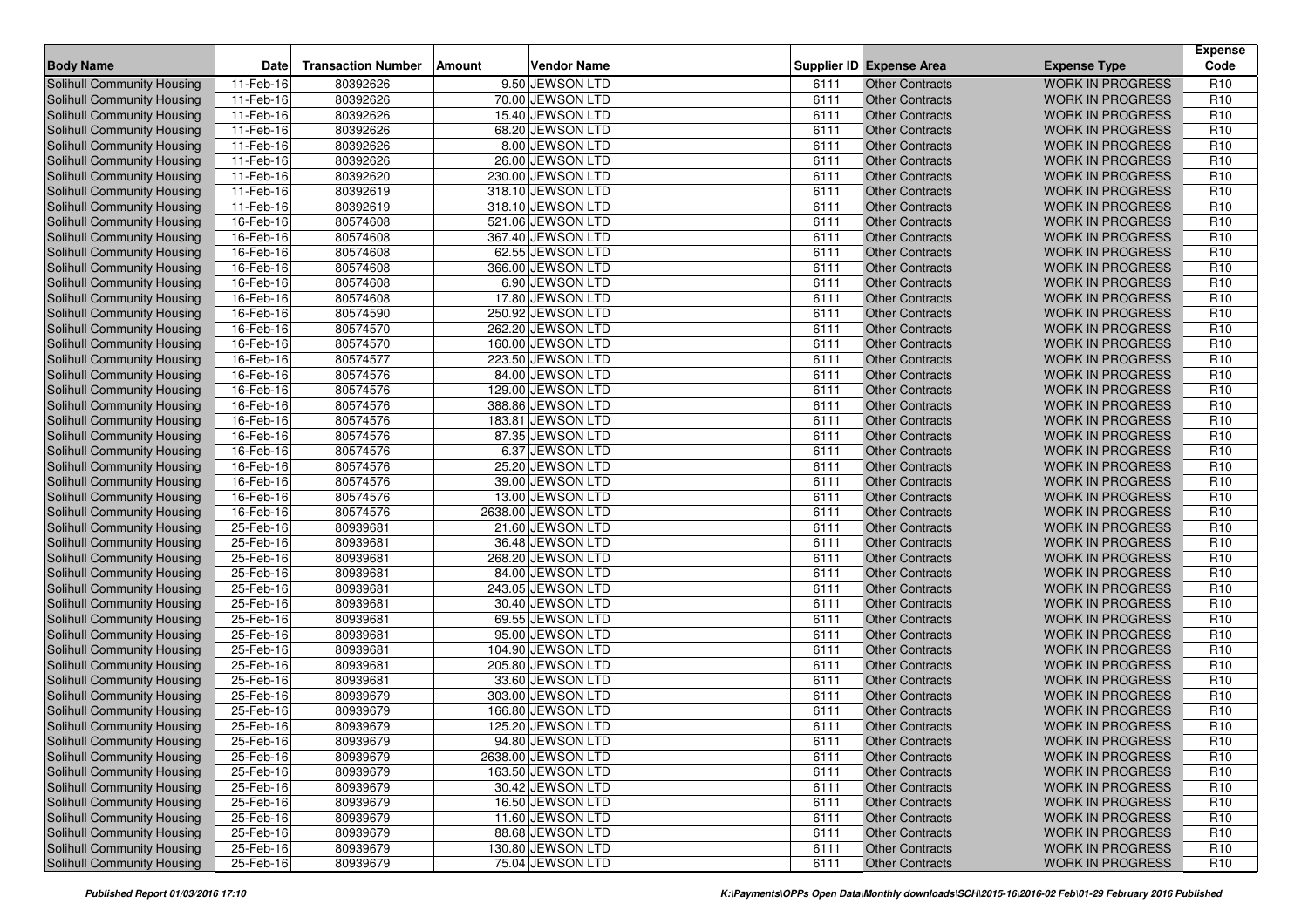| Body Name | Date | Transaction Number | Amount | Vendor Name | Supplier ID | Expense Area | Expense Type | Expense Code |
|---|---|---|---|---|---|---|---|---|
| Solihull Community Housing | 11-Feb-16 | 80392626 | 9.50 | JEWSON LTD | 6111 | Other Contracts | WORK IN PROGRESS | R10 |
| Solihull Community Housing | 11-Feb-16 | 80392626 | 70.00 | JEWSON LTD | 6111 | Other Contracts | WORK IN PROGRESS | R10 |
| Solihull Community Housing | 11-Feb-16 | 80392626 | 15.40 | JEWSON LTD | 6111 | Other Contracts | WORK IN PROGRESS | R10 |
| Solihull Community Housing | 11-Feb-16 | 80392626 | 68.20 | JEWSON LTD | 6111 | Other Contracts | WORK IN PROGRESS | R10 |
| Solihull Community Housing | 11-Feb-16 | 80392626 | 8.00 | JEWSON LTD | 6111 | Other Contracts | WORK IN PROGRESS | R10 |
| Solihull Community Housing | 11-Feb-16 | 80392626 | 26.00 | JEWSON LTD | 6111 | Other Contracts | WORK IN PROGRESS | R10 |
| Solihull Community Housing | 11-Feb-16 | 80392620 | 230.00 | JEWSON LTD | 6111 | Other Contracts | WORK IN PROGRESS | R10 |
| Solihull Community Housing | 11-Feb-16 | 80392619 | 318.10 | JEWSON LTD | 6111 | Other Contracts | WORK IN PROGRESS | R10 |
| Solihull Community Housing | 11-Feb-16 | 80392619 | 318.10 | JEWSON LTD | 6111 | Other Contracts | WORK IN PROGRESS | R10 |
| Solihull Community Housing | 16-Feb-16 | 80574608 | 521.06 | JEWSON LTD | 6111 | Other Contracts | WORK IN PROGRESS | R10 |
| Solihull Community Housing | 16-Feb-16 | 80574608 | 367.40 | JEWSON LTD | 6111 | Other Contracts | WORK IN PROGRESS | R10 |
| Solihull Community Housing | 16-Feb-16 | 80574608 | 62.55 | JEWSON LTD | 6111 | Other Contracts | WORK IN PROGRESS | R10 |
| Solihull Community Housing | 16-Feb-16 | 80574608 | 366.00 | JEWSON LTD | 6111 | Other Contracts | WORK IN PROGRESS | R10 |
| Solihull Community Housing | 16-Feb-16 | 80574608 | 6.90 | JEWSON LTD | 6111 | Other Contracts | WORK IN PROGRESS | R10 |
| Solihull Community Housing | 16-Feb-16 | 80574608 | 17.80 | JEWSON LTD | 6111 | Other Contracts | WORK IN PROGRESS | R10 |
| Solihull Community Housing | 16-Feb-16 | 80574590 | 250.92 | JEWSON LTD | 6111 | Other Contracts | WORK IN PROGRESS | R10 |
| Solihull Community Housing | 16-Feb-16 | 80574570 | 262.20 | JEWSON LTD | 6111 | Other Contracts | WORK IN PROGRESS | R10 |
| Solihull Community Housing | 16-Feb-16 | 80574570 | 160.00 | JEWSON LTD | 6111 | Other Contracts | WORK IN PROGRESS | R10 |
| Solihull Community Housing | 16-Feb-16 | 80574577 | 223.50 | JEWSON LTD | 6111 | Other Contracts | WORK IN PROGRESS | R10 |
| Solihull Community Housing | 16-Feb-16 | 80574576 | 84.00 | JEWSON LTD | 6111 | Other Contracts | WORK IN PROGRESS | R10 |
| Solihull Community Housing | 16-Feb-16 | 80574576 | 129.00 | JEWSON LTD | 6111 | Other Contracts | WORK IN PROGRESS | R10 |
| Solihull Community Housing | 16-Feb-16 | 80574576 | 388.86 | JEWSON LTD | 6111 | Other Contracts | WORK IN PROGRESS | R10 |
| Solihull Community Housing | 16-Feb-16 | 80574576 | 183.81 | JEWSON LTD | 6111 | Other Contracts | WORK IN PROGRESS | R10 |
| Solihull Community Housing | 16-Feb-16 | 80574576 | 87.35 | JEWSON LTD | 6111 | Other Contracts | WORK IN PROGRESS | R10 |
| Solihull Community Housing | 16-Feb-16 | 80574576 | 6.37 | JEWSON LTD | 6111 | Other Contracts | WORK IN PROGRESS | R10 |
| Solihull Community Housing | 16-Feb-16 | 80574576 | 25.20 | JEWSON LTD | 6111 | Other Contracts | WORK IN PROGRESS | R10 |
| Solihull Community Housing | 16-Feb-16 | 80574576 | 39.00 | JEWSON LTD | 6111 | Other Contracts | WORK IN PROGRESS | R10 |
| Solihull Community Housing | 16-Feb-16 | 80574576 | 13.00 | JEWSON LTD | 6111 | Other Contracts | WORK IN PROGRESS | R10 |
| Solihull Community Housing | 16-Feb-16 | 80574576 | 2638.00 | JEWSON LTD | 6111 | Other Contracts | WORK IN PROGRESS | R10 |
| Solihull Community Housing | 25-Feb-16 | 80939681 | 21.60 | JEWSON LTD | 6111 | Other Contracts | WORK IN PROGRESS | R10 |
| Solihull Community Housing | 25-Feb-16 | 80939681 | 36.48 | JEWSON LTD | 6111 | Other Contracts | WORK IN PROGRESS | R10 |
| Solihull Community Housing | 25-Feb-16 | 80939681 | 268.20 | JEWSON LTD | 6111 | Other Contracts | WORK IN PROGRESS | R10 |
| Solihull Community Housing | 25-Feb-16 | 80939681 | 84.00 | JEWSON LTD | 6111 | Other Contracts | WORK IN PROGRESS | R10 |
| Solihull Community Housing | 25-Feb-16 | 80939681 | 243.05 | JEWSON LTD | 6111 | Other Contracts | WORK IN PROGRESS | R10 |
| Solihull Community Housing | 25-Feb-16 | 80939681 | 30.40 | JEWSON LTD | 6111 | Other Contracts | WORK IN PROGRESS | R10 |
| Solihull Community Housing | 25-Feb-16 | 80939681 | 69.55 | JEWSON LTD | 6111 | Other Contracts | WORK IN PROGRESS | R10 |
| Solihull Community Housing | 25-Feb-16 | 80939681 | 95.00 | JEWSON LTD | 6111 | Other Contracts | WORK IN PROGRESS | R10 |
| Solihull Community Housing | 25-Feb-16 | 80939681 | 104.90 | JEWSON LTD | 6111 | Other Contracts | WORK IN PROGRESS | R10 |
| Solihull Community Housing | 25-Feb-16 | 80939681 | 205.80 | JEWSON LTD | 6111 | Other Contracts | WORK IN PROGRESS | R10 |
| Solihull Community Housing | 25-Feb-16 | 80939681 | 33.60 | JEWSON LTD | 6111 | Other Contracts | WORK IN PROGRESS | R10 |
| Solihull Community Housing | 25-Feb-16 | 80939679 | 303.00 | JEWSON LTD | 6111 | Other Contracts | WORK IN PROGRESS | R10 |
| Solihull Community Housing | 25-Feb-16 | 80939679 | 166.80 | JEWSON LTD | 6111 | Other Contracts | WORK IN PROGRESS | R10 |
| Solihull Community Housing | 25-Feb-16 | 80939679 | 125.20 | JEWSON LTD | 6111 | Other Contracts | WORK IN PROGRESS | R10 |
| Solihull Community Housing | 25-Feb-16 | 80939679 | 94.80 | JEWSON LTD | 6111 | Other Contracts | WORK IN PROGRESS | R10 |
| Solihull Community Housing | 25-Feb-16 | 80939679 | 2638.00 | JEWSON LTD | 6111 | Other Contracts | WORK IN PROGRESS | R10 |
| Solihull Community Housing | 25-Feb-16 | 80939679 | 163.50 | JEWSON LTD | 6111 | Other Contracts | WORK IN PROGRESS | R10 |
| Solihull Community Housing | 25-Feb-16 | 80939679 | 30.42 | JEWSON LTD | 6111 | Other Contracts | WORK IN PROGRESS | R10 |
| Solihull Community Housing | 25-Feb-16 | 80939679 | 16.50 | JEWSON LTD | 6111 | Other Contracts | WORK IN PROGRESS | R10 |
| Solihull Community Housing | 25-Feb-16 | 80939679 | 11.60 | JEWSON LTD | 6111 | Other Contracts | WORK IN PROGRESS | R10 |
| Solihull Community Housing | 25-Feb-16 | 80939679 | 88.68 | JEWSON LTD | 6111 | Other Contracts | WORK IN PROGRESS | R10 |
| Solihull Community Housing | 25-Feb-16 | 80939679 | 130.80 | JEWSON LTD | 6111 | Other Contracts | WORK IN PROGRESS | R10 |
| Solihull Community Housing | 25-Feb-16 | 80939679 | 75.04 | JEWSON LTD | 6111 | Other Contracts | WORK IN PROGRESS | R10 |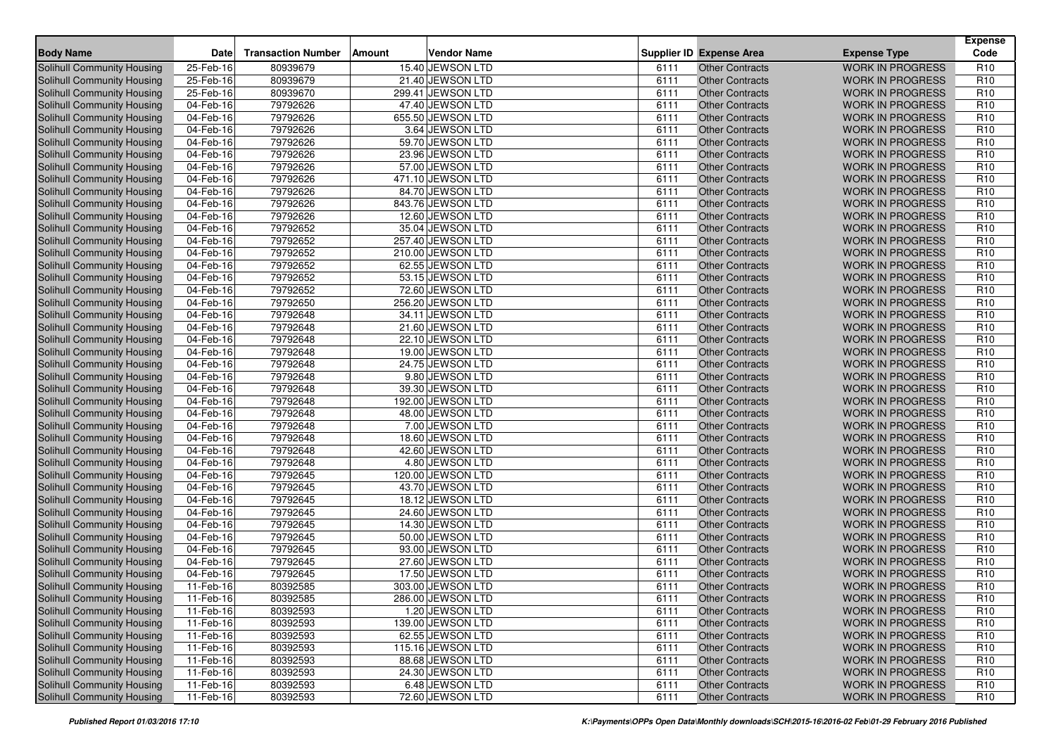| Body Name | Date | Transaction Number | Amount | Vendor Name | Supplier ID | Expense Area | Expense Type | Expense Code |
|---|---|---|---|---|---|---|---|---|
| Solihull Community Housing | 25-Feb-16 | 80939679 | 15.40 | JEWSON LTD | 6111 | Other Contracts | WORK IN PROGRESS | R10 |
| Solihull Community Housing | 25-Feb-16 | 80939679 | 21.40 | JEWSON LTD | 6111 | Other Contracts | WORK IN PROGRESS | R10 |
| Solihull Community Housing | 25-Feb-16 | 80939670 | 299.41 | JEWSON LTD | 6111 | Other Contracts | WORK IN PROGRESS | R10 |
| Solihull Community Housing | 04-Feb-16 | 79792626 | 47.40 | JEWSON LTD | 6111 | Other Contracts | WORK IN PROGRESS | R10 |
| Solihull Community Housing | 04-Feb-16 | 79792626 | 655.50 | JEWSON LTD | 6111 | Other Contracts | WORK IN PROGRESS | R10 |
| Solihull Community Housing | 04-Feb-16 | 79792626 | 3.64 | JEWSON LTD | 6111 | Other Contracts | WORK IN PROGRESS | R10 |
| Solihull Community Housing | 04-Feb-16 | 79792626 | 59.70 | JEWSON LTD | 6111 | Other Contracts | WORK IN PROGRESS | R10 |
| Solihull Community Housing | 04-Feb-16 | 79792626 | 23.96 | JEWSON LTD | 6111 | Other Contracts | WORK IN PROGRESS | R10 |
| Solihull Community Housing | 04-Feb-16 | 79792626 | 57.00 | JEWSON LTD | 6111 | Other Contracts | WORK IN PROGRESS | R10 |
| Solihull Community Housing | 04-Feb-16 | 79792626 | 471.10 | JEWSON LTD | 6111 | Other Contracts | WORK IN PROGRESS | R10 |
| Solihull Community Housing | 04-Feb-16 | 79792626 | 84.70 | JEWSON LTD | 6111 | Other Contracts | WORK IN PROGRESS | R10 |
| Solihull Community Housing | 04-Feb-16 | 79792626 | 843.76 | JEWSON LTD | 6111 | Other Contracts | WORK IN PROGRESS | R10 |
| Solihull Community Housing | 04-Feb-16 | 79792626 | 12.60 | JEWSON LTD | 6111 | Other Contracts | WORK IN PROGRESS | R10 |
| Solihull Community Housing | 04-Feb-16 | 79792652 | 35.04 | JEWSON LTD | 6111 | Other Contracts | WORK IN PROGRESS | R10 |
| Solihull Community Housing | 04-Feb-16 | 79792652 | 257.40 | JEWSON LTD | 6111 | Other Contracts | WORK IN PROGRESS | R10 |
| Solihull Community Housing | 04-Feb-16 | 79792652 | 210.00 | JEWSON LTD | 6111 | Other Contracts | WORK IN PROGRESS | R10 |
| Solihull Community Housing | 04-Feb-16 | 79792652 | 62.55 | JEWSON LTD | 6111 | Other Contracts | WORK IN PROGRESS | R10 |
| Solihull Community Housing | 04-Feb-16 | 79792652 | 53.15 | JEWSON LTD | 6111 | Other Contracts | WORK IN PROGRESS | R10 |
| Solihull Community Housing | 04-Feb-16 | 79792652 | 72.60 | JEWSON LTD | 6111 | Other Contracts | WORK IN PROGRESS | R10 |
| Solihull Community Housing | 04-Feb-16 | 79792650 | 256.20 | JEWSON LTD | 6111 | Other Contracts | WORK IN PROGRESS | R10 |
| Solihull Community Housing | 04-Feb-16 | 79792648 | 34.11 | JEWSON LTD | 6111 | Other Contracts | WORK IN PROGRESS | R10 |
| Solihull Community Housing | 04-Feb-16 | 79792648 | 21.60 | JEWSON LTD | 6111 | Other Contracts | WORK IN PROGRESS | R10 |
| Solihull Community Housing | 04-Feb-16 | 79792648 | 22.10 | JEWSON LTD | 6111 | Other Contracts | WORK IN PROGRESS | R10 |
| Solihull Community Housing | 04-Feb-16 | 79792648 | 19.00 | JEWSON LTD | 6111 | Other Contracts | WORK IN PROGRESS | R10 |
| Solihull Community Housing | 04-Feb-16 | 79792648 | 24.75 | JEWSON LTD | 6111 | Other Contracts | WORK IN PROGRESS | R10 |
| Solihull Community Housing | 04-Feb-16 | 79792648 | 9.80 | JEWSON LTD | 6111 | Other Contracts | WORK IN PROGRESS | R10 |
| Solihull Community Housing | 04-Feb-16 | 79792648 | 39.30 | JEWSON LTD | 6111 | Other Contracts | WORK IN PROGRESS | R10 |
| Solihull Community Housing | 04-Feb-16 | 79792648 | 192.00 | JEWSON LTD | 6111 | Other Contracts | WORK IN PROGRESS | R10 |
| Solihull Community Housing | 04-Feb-16 | 79792648 | 48.00 | JEWSON LTD | 6111 | Other Contracts | WORK IN PROGRESS | R10 |
| Solihull Community Housing | 04-Feb-16 | 79792648 | 7.00 | JEWSON LTD | 6111 | Other Contracts | WORK IN PROGRESS | R10 |
| Solihull Community Housing | 04-Feb-16 | 79792648 | 18.60 | JEWSON LTD | 6111 | Other Contracts | WORK IN PROGRESS | R10 |
| Solihull Community Housing | 04-Feb-16 | 79792648 | 42.60 | JEWSON LTD | 6111 | Other Contracts | WORK IN PROGRESS | R10 |
| Solihull Community Housing | 04-Feb-16 | 79792648 | 4.80 | JEWSON LTD | 6111 | Other Contracts | WORK IN PROGRESS | R10 |
| Solihull Community Housing | 04-Feb-16 | 79792645 | 120.00 | JEWSON LTD | 6111 | Other Contracts | WORK IN PROGRESS | R10 |
| Solihull Community Housing | 04-Feb-16 | 79792645 | 43.70 | JEWSON LTD | 6111 | Other Contracts | WORK IN PROGRESS | R10 |
| Solihull Community Housing | 04-Feb-16 | 79792645 | 18.12 | JEWSON LTD | 6111 | Other Contracts | WORK IN PROGRESS | R10 |
| Solihull Community Housing | 04-Feb-16 | 79792645 | 24.60 | JEWSON LTD | 6111 | Other Contracts | WORK IN PROGRESS | R10 |
| Solihull Community Housing | 04-Feb-16 | 79792645 | 14.30 | JEWSON LTD | 6111 | Other Contracts | WORK IN PROGRESS | R10 |
| Solihull Community Housing | 04-Feb-16 | 79792645 | 50.00 | JEWSON LTD | 6111 | Other Contracts | WORK IN PROGRESS | R10 |
| Solihull Community Housing | 04-Feb-16 | 79792645 | 93.00 | JEWSON LTD | 6111 | Other Contracts | WORK IN PROGRESS | R10 |
| Solihull Community Housing | 04-Feb-16 | 79792645 | 27.60 | JEWSON LTD | 6111 | Other Contracts | WORK IN PROGRESS | R10 |
| Solihull Community Housing | 04-Feb-16 | 79792645 | 17.50 | JEWSON LTD | 6111 | Other Contracts | WORK IN PROGRESS | R10 |
| Solihull Community Housing | 11-Feb-16 | 80392585 | 303.00 | JEWSON LTD | 6111 | Other Contracts | WORK IN PROGRESS | R10 |
| Solihull Community Housing | 11-Feb-16 | 80392585 | 286.00 | JEWSON LTD | 6111 | Other Contracts | WORK IN PROGRESS | R10 |
| Solihull Community Housing | 11-Feb-16 | 80392593 | 1.20 | JEWSON LTD | 6111 | Other Contracts | WORK IN PROGRESS | R10 |
| Solihull Community Housing | 11-Feb-16 | 80392593 | 139.00 | JEWSON LTD | 6111 | Other Contracts | WORK IN PROGRESS | R10 |
| Solihull Community Housing | 11-Feb-16 | 80392593 | 62.55 | JEWSON LTD | 6111 | Other Contracts | WORK IN PROGRESS | R10 |
| Solihull Community Housing | 11-Feb-16 | 80392593 | 115.16 | JEWSON LTD | 6111 | Other Contracts | WORK IN PROGRESS | R10 |
| Solihull Community Housing | 11-Feb-16 | 80392593 | 88.68 | JEWSON LTD | 6111 | Other Contracts | WORK IN PROGRESS | R10 |
| Solihull Community Housing | 11-Feb-16 | 80392593 | 24.30 | JEWSON LTD | 6111 | Other Contracts | WORK IN PROGRESS | R10 |
| Solihull Community Housing | 11-Feb-16 | 80392593 | 6.48 | JEWSON LTD | 6111 | Other Contracts | WORK IN PROGRESS | R10 |
| Solihull Community Housing | 11-Feb-16 | 80392593 | 72.60 | JEWSON LTD | 6111 | Other Contracts | WORK IN PROGRESS | R10 |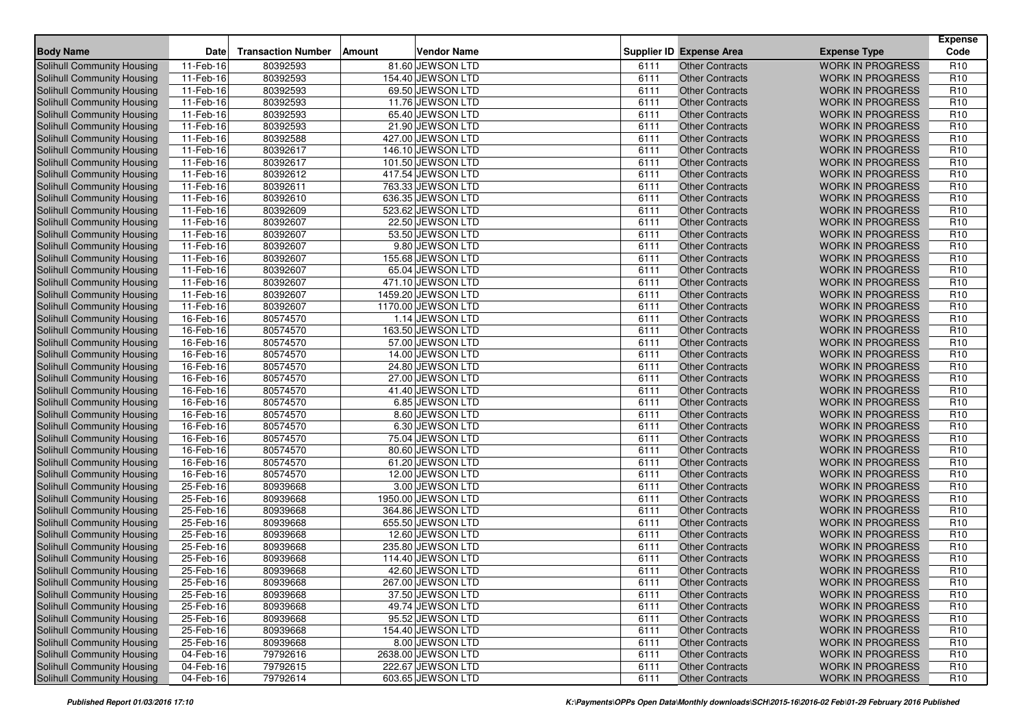| Body Name | Date | Transaction Number | Amount | Vendor Name | Supplier ID | Expense Area | Expense Type | Expense Code |
|---|---|---|---|---|---|---|---|---|
| Solihull Community Housing | 11-Feb-16 | 80392593 | 81.60 | JEWSON LTD | 6111 | Other Contracts | WORK IN PROGRESS | R10 |
| Solihull Community Housing | 11-Feb-16 | 80392593 | 154.40 | JEWSON LTD | 6111 | Other Contracts | WORK IN PROGRESS | R10 |
| Solihull Community Housing | 11-Feb-16 | 80392593 | 69.50 | JEWSON LTD | 6111 | Other Contracts | WORK IN PROGRESS | R10 |
| Solihull Community Housing | 11-Feb-16 | 80392593 | 11.76 | JEWSON LTD | 6111 | Other Contracts | WORK IN PROGRESS | R10 |
| Solihull Community Housing | 11-Feb-16 | 80392593 | 65.40 | JEWSON LTD | 6111 | Other Contracts | WORK IN PROGRESS | R10 |
| Solihull Community Housing | 11-Feb-16 | 80392593 | 21.90 | JEWSON LTD | 6111 | Other Contracts | WORK IN PROGRESS | R10 |
| Solihull Community Housing | 11-Feb-16 | 80392588 | 427.00 | JEWSON LTD | 6111 | Other Contracts | WORK IN PROGRESS | R10 |
| Solihull Community Housing | 11-Feb-16 | 80392617 | 146.10 | JEWSON LTD | 6111 | Other Contracts | WORK IN PROGRESS | R10 |
| Solihull Community Housing | 11-Feb-16 | 80392617 | 101.50 | JEWSON LTD | 6111 | Other Contracts | WORK IN PROGRESS | R10 |
| Solihull Community Housing | 11-Feb-16 | 80392612 | 417.54 | JEWSON LTD | 6111 | Other Contracts | WORK IN PROGRESS | R10 |
| Solihull Community Housing | 11-Feb-16 | 80392611 | 763.33 | JEWSON LTD | 6111 | Other Contracts | WORK IN PROGRESS | R10 |
| Solihull Community Housing | 11-Feb-16 | 80392610 | 636.35 | JEWSON LTD | 6111 | Other Contracts | WORK IN PROGRESS | R10 |
| Solihull Community Housing | 11-Feb-16 | 80392609 | 523.62 | JEWSON LTD | 6111 | Other Contracts | WORK IN PROGRESS | R10 |
| Solihull Community Housing | 11-Feb-16 | 80392607 | 22.50 | JEWSON LTD | 6111 | Other Contracts | WORK IN PROGRESS | R10 |
| Solihull Community Housing | 11-Feb-16 | 80392607 | 53.50 | JEWSON LTD | 6111 | Other Contracts | WORK IN PROGRESS | R10 |
| Solihull Community Housing | 11-Feb-16 | 80392607 | 9.80 | JEWSON LTD | 6111 | Other Contracts | WORK IN PROGRESS | R10 |
| Solihull Community Housing | 11-Feb-16 | 80392607 | 155.68 | JEWSON LTD | 6111 | Other Contracts | WORK IN PROGRESS | R10 |
| Solihull Community Housing | 11-Feb-16 | 80392607 | 65.04 | JEWSON LTD | 6111 | Other Contracts | WORK IN PROGRESS | R10 |
| Solihull Community Housing | 11-Feb-16 | 80392607 | 471.10 | JEWSON LTD | 6111 | Other Contracts | WORK IN PROGRESS | R10 |
| Solihull Community Housing | 11-Feb-16 | 80392607 | 1459.20 | JEWSON LTD | 6111 | Other Contracts | WORK IN PROGRESS | R10 |
| Solihull Community Housing | 11-Feb-16 | 80392607 | 1170.00 | JEWSON LTD | 6111 | Other Contracts | WORK IN PROGRESS | R10 |
| Solihull Community Housing | 16-Feb-16 | 80574570 | 1.14 | JEWSON LTD | 6111 | Other Contracts | WORK IN PROGRESS | R10 |
| Solihull Community Housing | 16-Feb-16 | 80574570 | 163.50 | JEWSON LTD | 6111 | Other Contracts | WORK IN PROGRESS | R10 |
| Solihull Community Housing | 16-Feb-16 | 80574570 | 57.00 | JEWSON LTD | 6111 | Other Contracts | WORK IN PROGRESS | R10 |
| Solihull Community Housing | 16-Feb-16 | 80574570 | 14.00 | JEWSON LTD | 6111 | Other Contracts | WORK IN PROGRESS | R10 |
| Solihull Community Housing | 16-Feb-16 | 80574570 | 24.80 | JEWSON LTD | 6111 | Other Contracts | WORK IN PROGRESS | R10 |
| Solihull Community Housing | 16-Feb-16 | 80574570 | 27.00 | JEWSON LTD | 6111 | Other Contracts | WORK IN PROGRESS | R10 |
| Solihull Community Housing | 16-Feb-16 | 80574570 | 41.40 | JEWSON LTD | 6111 | Other Contracts | WORK IN PROGRESS | R10 |
| Solihull Community Housing | 16-Feb-16 | 80574570 | 6.85 | JEWSON LTD | 6111 | Other Contracts | WORK IN PROGRESS | R10 |
| Solihull Community Housing | 16-Feb-16 | 80574570 | 8.60 | JEWSON LTD | 6111 | Other Contracts | WORK IN PROGRESS | R10 |
| Solihull Community Housing | 16-Feb-16 | 80574570 | 6.30 | JEWSON LTD | 6111 | Other Contracts | WORK IN PROGRESS | R10 |
| Solihull Community Housing | 16-Feb-16 | 80574570 | 75.04 | JEWSON LTD | 6111 | Other Contracts | WORK IN PROGRESS | R10 |
| Solihull Community Housing | 16-Feb-16 | 80574570 | 80.60 | JEWSON LTD | 6111 | Other Contracts | WORK IN PROGRESS | R10 |
| Solihull Community Housing | 16-Feb-16 | 80574570 | 61.20 | JEWSON LTD | 6111 | Other Contracts | WORK IN PROGRESS | R10 |
| Solihull Community Housing | 16-Feb-16 | 80574570 | 12.00 | JEWSON LTD | 6111 | Other Contracts | WORK IN PROGRESS | R10 |
| Solihull Community Housing | 25-Feb-16 | 80939668 | 3.00 | JEWSON LTD | 6111 | Other Contracts | WORK IN PROGRESS | R10 |
| Solihull Community Housing | 25-Feb-16 | 80939668 | 1950.00 | JEWSON LTD | 6111 | Other Contracts | WORK IN PROGRESS | R10 |
| Solihull Community Housing | 25-Feb-16 | 80939668 | 364.86 | JEWSON LTD | 6111 | Other Contracts | WORK IN PROGRESS | R10 |
| Solihull Community Housing | 25-Feb-16 | 80939668 | 655.50 | JEWSON LTD | 6111 | Other Contracts | WORK IN PROGRESS | R10 |
| Solihull Community Housing | 25-Feb-16 | 80939668 | 12.60 | JEWSON LTD | 6111 | Other Contracts | WORK IN PROGRESS | R10 |
| Solihull Community Housing | 25-Feb-16 | 80939668 | 235.80 | JEWSON LTD | 6111 | Other Contracts | WORK IN PROGRESS | R10 |
| Solihull Community Housing | 25-Feb-16 | 80939668 | 114.40 | JEWSON LTD | 6111 | Other Contracts | WORK IN PROGRESS | R10 |
| Solihull Community Housing | 25-Feb-16 | 80939668 | 42.60 | JEWSON LTD | 6111 | Other Contracts | WORK IN PROGRESS | R10 |
| Solihull Community Housing | 25-Feb-16 | 80939668 | 267.00 | JEWSON LTD | 6111 | Other Contracts | WORK IN PROGRESS | R10 |
| Solihull Community Housing | 25-Feb-16 | 80939668 | 37.50 | JEWSON LTD | 6111 | Other Contracts | WORK IN PROGRESS | R10 |
| Solihull Community Housing | 25-Feb-16 | 80939668 | 49.74 | JEWSON LTD | 6111 | Other Contracts | WORK IN PROGRESS | R10 |
| Solihull Community Housing | 25-Feb-16 | 80939668 | 95.52 | JEWSON LTD | 6111 | Other Contracts | WORK IN PROGRESS | R10 |
| Solihull Community Housing | 25-Feb-16 | 80939668 | 154.40 | JEWSON LTD | 6111 | Other Contracts | WORK IN PROGRESS | R10 |
| Solihull Community Housing | 25-Feb-16 | 80939668 | 8.00 | JEWSON LTD | 6111 | Other Contracts | WORK IN PROGRESS | R10 |
| Solihull Community Housing | 04-Feb-16 | 79792616 | 2638.00 | JEWSON LTD | 6111 | Other Contracts | WORK IN PROGRESS | R10 |
| Solihull Community Housing | 04-Feb-16 | 79792615 | 222.67 | JEWSON LTD | 6111 | Other Contracts | WORK IN PROGRESS | R10 |
| Solihull Community Housing | 04-Feb-16 | 79792614 | 603.65 | JEWSON LTD | 6111 | Other Contracts | WORK IN PROGRESS | R10 |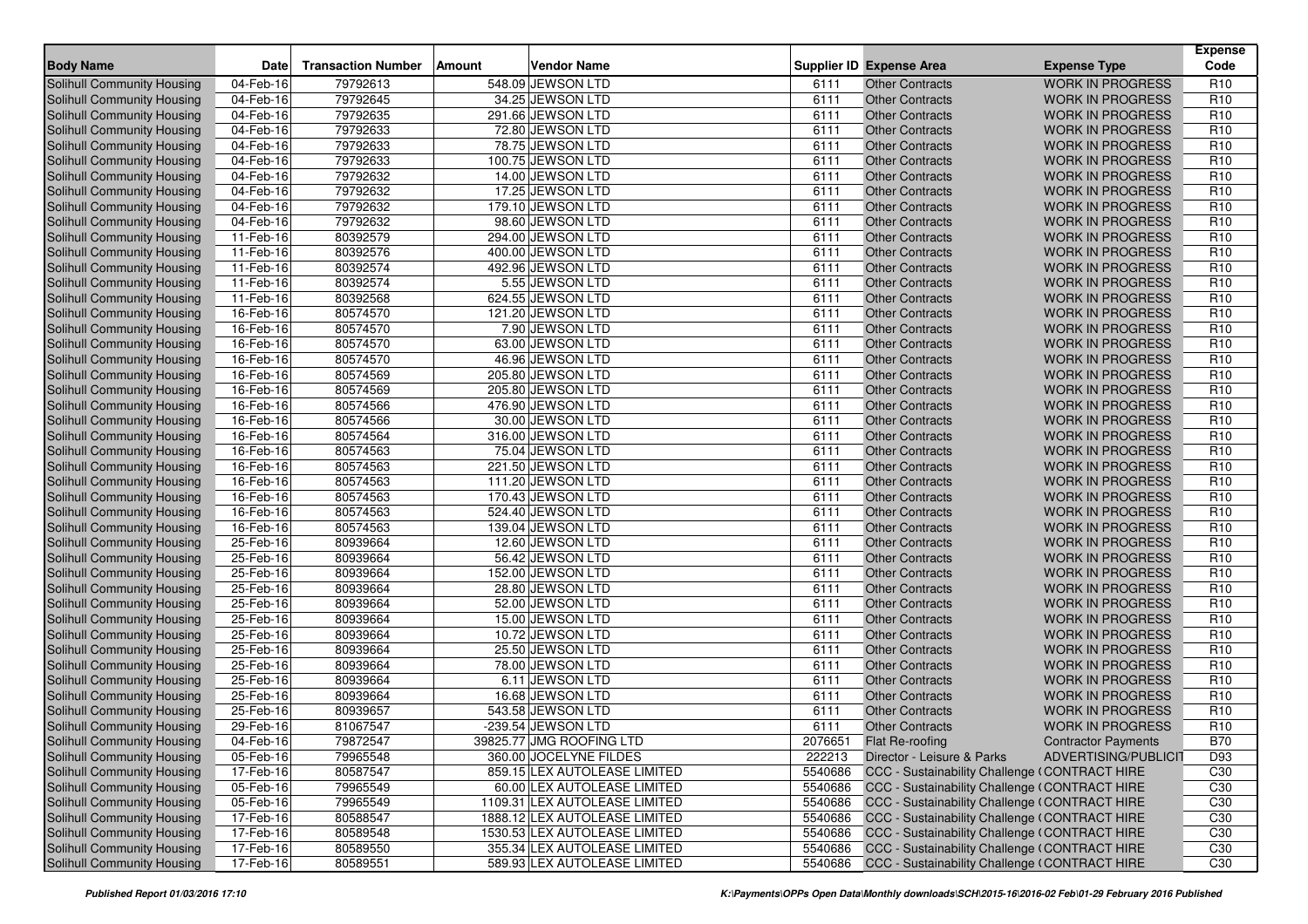| Body Name | Date | Transaction Number | Amount | Vendor Name | Supplier ID | Expense Area | Expense Type | Expense Code |
|---|---|---|---|---|---|---|---|---|
| Solihull Community Housing | 04-Feb-16 | 79792613 | 548.09 | JEWSON LTD | 6111 | Other Contracts | WORK IN PROGRESS | R10 |
| Solihull Community Housing | 04-Feb-16 | 79792645 | 34.25 | JEWSON LTD | 6111 | Other Contracts | WORK IN PROGRESS | R10 |
| Solihull Community Housing | 04-Feb-16 | 79792635 | 291.66 | JEWSON LTD | 6111 | Other Contracts | WORK IN PROGRESS | R10 |
| Solihull Community Housing | 04-Feb-16 | 79792633 | 72.80 | JEWSON LTD | 6111 | Other Contracts | WORK IN PROGRESS | R10 |
| Solihull Community Housing | 04-Feb-16 | 79792633 | 78.75 | JEWSON LTD | 6111 | Other Contracts | WORK IN PROGRESS | R10 |
| Solihull Community Housing | 04-Feb-16 | 79792633 | 100.75 | JEWSON LTD | 6111 | Other Contracts | WORK IN PROGRESS | R10 |
| Solihull Community Housing | 04-Feb-16 | 79792632 | 14.00 | JEWSON LTD | 6111 | Other Contracts | WORK IN PROGRESS | R10 |
| Solihull Community Housing | 04-Feb-16 | 79792632 | 17.25 | JEWSON LTD | 6111 | Other Contracts | WORK IN PROGRESS | R10 |
| Solihull Community Housing | 04-Feb-16 | 79792632 | 179.10 | JEWSON LTD | 6111 | Other Contracts | WORK IN PROGRESS | R10 |
| Solihull Community Housing | 04-Feb-16 | 79792632 | 98.60 | JEWSON LTD | 6111 | Other Contracts | WORK IN PROGRESS | R10 |
| Solihull Community Housing | 11-Feb-16 | 80392579 | 294.00 | JEWSON LTD | 6111 | Other Contracts | WORK IN PROGRESS | R10 |
| Solihull Community Housing | 11-Feb-16 | 80392576 | 400.00 | JEWSON LTD | 6111 | Other Contracts | WORK IN PROGRESS | R10 |
| Solihull Community Housing | 11-Feb-16 | 80392574 | 492.96 | JEWSON LTD | 6111 | Other Contracts | WORK IN PROGRESS | R10 |
| Solihull Community Housing | 11-Feb-16 | 80392574 | 5.55 | JEWSON LTD | 6111 | Other Contracts | WORK IN PROGRESS | R10 |
| Solihull Community Housing | 11-Feb-16 | 80392568 | 624.55 | JEWSON LTD | 6111 | Other Contracts | WORK IN PROGRESS | R10 |
| Solihull Community Housing | 16-Feb-16 | 80574570 | 121.20 | JEWSON LTD | 6111 | Other Contracts | WORK IN PROGRESS | R10 |
| Solihull Community Housing | 16-Feb-16 | 80574570 | 7.90 | JEWSON LTD | 6111 | Other Contracts | WORK IN PROGRESS | R10 |
| Solihull Community Housing | 16-Feb-16 | 80574570 | 63.00 | JEWSON LTD | 6111 | Other Contracts | WORK IN PROGRESS | R10 |
| Solihull Community Housing | 16-Feb-16 | 80574570 | 46.96 | JEWSON LTD | 6111 | Other Contracts | WORK IN PROGRESS | R10 |
| Solihull Community Housing | 16-Feb-16 | 80574569 | 205.80 | JEWSON LTD | 6111 | Other Contracts | WORK IN PROGRESS | R10 |
| Solihull Community Housing | 16-Feb-16 | 80574569 | 205.80 | JEWSON LTD | 6111 | Other Contracts | WORK IN PROGRESS | R10 |
| Solihull Community Housing | 16-Feb-16 | 80574566 | 476.90 | JEWSON LTD | 6111 | Other Contracts | WORK IN PROGRESS | R10 |
| Solihull Community Housing | 16-Feb-16 | 80574566 | 30.00 | JEWSON LTD | 6111 | Other Contracts | WORK IN PROGRESS | R10 |
| Solihull Community Housing | 16-Feb-16 | 80574564 | 316.00 | JEWSON LTD | 6111 | Other Contracts | WORK IN PROGRESS | R10 |
| Solihull Community Housing | 16-Feb-16 | 80574563 | 75.04 | JEWSON LTD | 6111 | Other Contracts | WORK IN PROGRESS | R10 |
| Solihull Community Housing | 16-Feb-16 | 80574563 | 221.50 | JEWSON LTD | 6111 | Other Contracts | WORK IN PROGRESS | R10 |
| Solihull Community Housing | 16-Feb-16 | 80574563 | 111.20 | JEWSON LTD | 6111 | Other Contracts | WORK IN PROGRESS | R10 |
| Solihull Community Housing | 16-Feb-16 | 80574563 | 170.43 | JEWSON LTD | 6111 | Other Contracts | WORK IN PROGRESS | R10 |
| Solihull Community Housing | 16-Feb-16 | 80574563 | 524.40 | JEWSON LTD | 6111 | Other Contracts | WORK IN PROGRESS | R10 |
| Solihull Community Housing | 16-Feb-16 | 80574563 | 139.04 | JEWSON LTD | 6111 | Other Contracts | WORK IN PROGRESS | R10 |
| Solihull Community Housing | 25-Feb-16 | 80939664 | 12.60 | JEWSON LTD | 6111 | Other Contracts | WORK IN PROGRESS | R10 |
| Solihull Community Housing | 25-Feb-16 | 80939664 | 56.42 | JEWSON LTD | 6111 | Other Contracts | WORK IN PROGRESS | R10 |
| Solihull Community Housing | 25-Feb-16 | 80939664 | 152.00 | JEWSON LTD | 6111 | Other Contracts | WORK IN PROGRESS | R10 |
| Solihull Community Housing | 25-Feb-16 | 80939664 | 28.80 | JEWSON LTD | 6111 | Other Contracts | WORK IN PROGRESS | R10 |
| Solihull Community Housing | 25-Feb-16 | 80939664 | 52.00 | JEWSON LTD | 6111 | Other Contracts | WORK IN PROGRESS | R10 |
| Solihull Community Housing | 25-Feb-16 | 80939664 | 15.00 | JEWSON LTD | 6111 | Other Contracts | WORK IN PROGRESS | R10 |
| Solihull Community Housing | 25-Feb-16 | 80939664 | 10.72 | JEWSON LTD | 6111 | Other Contracts | WORK IN PROGRESS | R10 |
| Solihull Community Housing | 25-Feb-16 | 80939664 | 25.50 | JEWSON LTD | 6111 | Other Contracts | WORK IN PROGRESS | R10 |
| Solihull Community Housing | 25-Feb-16 | 80939664 | 78.00 | JEWSON LTD | 6111 | Other Contracts | WORK IN PROGRESS | R10 |
| Solihull Community Housing | 25-Feb-16 | 80939664 | 6.11 | JEWSON LTD | 6111 | Other Contracts | WORK IN PROGRESS | R10 |
| Solihull Community Housing | 25-Feb-16 | 80939664 | 16.68 | JEWSON LTD | 6111 | Other Contracts | WORK IN PROGRESS | R10 |
| Solihull Community Housing | 25-Feb-16 | 80939657 | 543.58 | JEWSON LTD | 6111 | Other Contracts | WORK IN PROGRESS | R10 |
| Solihull Community Housing | 29-Feb-16 | 81067547 | -239.54 | JEWSON LTD | 6111 | Other Contracts | WORK IN PROGRESS | R10 |
| Solihull Community Housing | 04-Feb-16 | 79872547 | 39825.77 | JMG ROOFING LTD | 2076651 | Flat Re-roofing | Contractor Payments | B70 |
| Solihull Community Housing | 05-Feb-16 | 79965548 | 360.00 | JOCELYNE FILDES | 222213 | Director - Leisure & Parks | ADVERTISING/PUBLICIT | D93 |
| Solihull Community Housing | 17-Feb-16 | 80587547 | 859.15 | LEX AUTOLEASE LIMITED | 5540686 | CCC - Sustainability Challenge ( | CONTRACT HIRE | C30 |
| Solihull Community Housing | 05-Feb-16 | 79965549 | 60.00 | LEX AUTOLEASE LIMITED | 5540686 | CCC - Sustainability Challenge ( | CONTRACT HIRE | C30 |
| Solihull Community Housing | 05-Feb-16 | 79965549 | 1109.31 | LEX AUTOLEASE LIMITED | 5540686 | CCC - Sustainability Challenge ( | CONTRACT HIRE | C30 |
| Solihull Community Housing | 17-Feb-16 | 80588547 | 1888.12 | LEX AUTOLEASE LIMITED | 5540686 | CCC - Sustainability Challenge ( | CONTRACT HIRE | C30 |
| Solihull Community Housing | 17-Feb-16 | 80589548 | 1530.53 | LEX AUTOLEASE LIMITED | 5540686 | CCC - Sustainability Challenge ( | CONTRACT HIRE | C30 |
| Solihull Community Housing | 17-Feb-16 | 80589550 | 355.34 | LEX AUTOLEASE LIMITED | 5540686 | CCC - Sustainability Challenge ( | CONTRACT HIRE | C30 |
| Solihull Community Housing | 17-Feb-16 | 80589551 | 589.93 | LEX AUTOLEASE LIMITED | 5540686 | CCC - Sustainability Challenge ( | CONTRACT HIRE | C30 |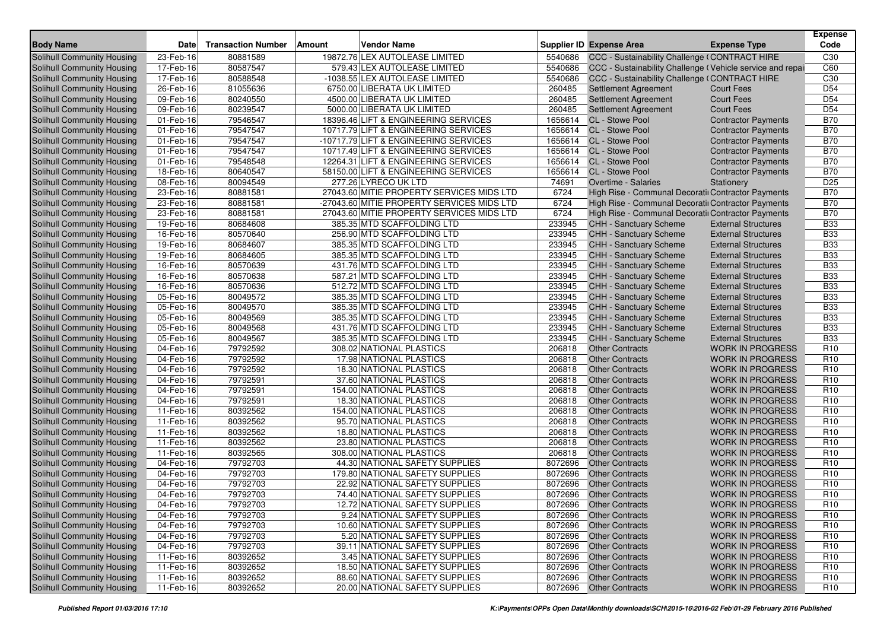| Body Name | Date | Transaction Number | Amount | Vendor Name | Supplier ID | Expense Area | Expense Type | Expense Code |
|---|---|---|---|---|---|---|---|---|
| Solihull Community Housing | 23-Feb-16 | 80881589 | 19872.76 | LEX AUTOLEASE LIMITED | 5540686 | CCC - Sustainability Challenge (CONTRACT HIRE | | C30 |
| Solihull Community Housing | 17-Feb-16 | 80587547 | 579.43 | LEX AUTOLEASE LIMITED | 5540686 | CCC - Sustainability Challenge (Vehicle service and repai | | C60 |
| Solihull Community Housing | 17-Feb-16 | 80588548 | -1038.55 | LEX AUTOLEASE LIMITED | 5540686 | CCC - Sustainability Challenge (CONTRACT HIRE | | C30 |
| Solihull Community Housing | 26-Feb-16 | 81055636 | 6750.00 | LIBERATA UK LIMITED | 260485 | Settlement Agreement | Court Fees | D54 |
| Solihull Community Housing | 09-Feb-16 | 80240550 | 4500.00 | LIBERATA UK LIMITED | 260485 | Settlement Agreement | Court Fees | D54 |
| Solihull Community Housing | 09-Feb-16 | 80239547 | 5000.00 | LIBERATA UK LIMITED | 260485 | Settlement Agreement | Court Fees | D54 |
| Solihull Community Housing | 01-Feb-16 | 79546547 | 18396.46 | LIFT & ENGINEERING SERVICES | 1656614 | CL - Stowe Pool | Contractor Payments | B70 |
| Solihull Community Housing | 01-Feb-16 | 79547547 | 10717.79 | LIFT & ENGINEERING SERVICES | 1656614 | CL - Stowe Pool | Contractor Payments | B70 |
| Solihull Community Housing | 01-Feb-16 | 79547547 | -10717.79 | LIFT & ENGINEERING SERVICES | 1656614 | CL - Stowe Pool | Contractor Payments | B70 |
| Solihull Community Housing | 01-Feb-16 | 79547547 | 10717.49 | LIFT & ENGINEERING SERVICES | 1656614 | CL - Stowe Pool | Contractor Payments | B70 |
| Solihull Community Housing | 01-Feb-16 | 79548548 | 12264.31 | LIFT & ENGINEERING SERVICES | 1656614 | CL - Stowe Pool | Contractor Payments | B70 |
| Solihull Community Housing | 18-Feb-16 | 80640547 | 58150.00 | LIFT & ENGINEERING SERVICES | 1656614 | CL - Stowe Pool | Contractor Payments | B70 |
| Solihull Community Housing | 08-Feb-16 | 80094549 | 277.26 | LYRECO UK LTD | 74691 | Overtime - Salaries | Stationery | D25 |
| Solihull Community Housing | 23-Feb-16 | 80881581 | 27043.60 | MITIE PROPERTY SERVICES MIDS LTD | 6724 | High Rise - Communal Decorati Contractor Payments | | B70 |
| Solihull Community Housing | 23-Feb-16 | 80881581 | -27043.60 | MITIE PROPERTY SERVICES MIDS LTD | 6724 | High Rise - Communal Decorati Contractor Payments | | B70 |
| Solihull Community Housing | 23-Feb-16 | 80881581 | 27043.60 | MITIE PROPERTY SERVICES MIDS LTD | 6724 | High Rise - Communal Decorati Contractor Payments | | B70 |
| Solihull Community Housing | 19-Feb-16 | 80684608 | 385.35 | MTD SCAFFOLDING LTD | 233945 | CHH - Sanctuary Scheme | External Structures | B33 |
| Solihull Community Housing | 16-Feb-16 | 80570640 | 256.90 | MTD SCAFFOLDING LTD | 233945 | CHH - Sanctuary Scheme | External Structures | B33 |
| Solihull Community Housing | 19-Feb-16 | 80684607 | 385.35 | MTD SCAFFOLDING LTD | 233945 | CHH - Sanctuary Scheme | External Structures | B33 |
| Solihull Community Housing | 19-Feb-16 | 80684605 | 385.35 | MTD SCAFFOLDING LTD | 233945 | CHH - Sanctuary Scheme | External Structures | B33 |
| Solihull Community Housing | 16-Feb-16 | 80570639 | 431.76 | MTD SCAFFOLDING LTD | 233945 | CHH - Sanctuary Scheme | External Structures | B33 |
| Solihull Community Housing | 16-Feb-16 | 80570638 | 587.21 | MTD SCAFFOLDING LTD | 233945 | CHH - Sanctuary Scheme | External Structures | B33 |
| Solihull Community Housing | 16-Feb-16 | 80570636 | 512.72 | MTD SCAFFOLDING LTD | 233945 | CHH - Sanctuary Scheme | External Structures | B33 |
| Solihull Community Housing | 05-Feb-16 | 80049572 | 385.35 | MTD SCAFFOLDING LTD | 233945 | CHH - Sanctuary Scheme | External Structures | B33 |
| Solihull Community Housing | 05-Feb-16 | 80049570 | 385.35 | MTD SCAFFOLDING LTD | 233945 | CHH - Sanctuary Scheme | External Structures | B33 |
| Solihull Community Housing | 05-Feb-16 | 80049569 | 385.35 | MTD SCAFFOLDING LTD | 233945 | CHH - Sanctuary Scheme | External Structures | B33 |
| Solihull Community Housing | 05-Feb-16 | 80049568 | 431.76 | MTD SCAFFOLDING LTD | 233945 | CHH - Sanctuary Scheme | External Structures | B33 |
| Solihull Community Housing | 05-Feb-16 | 80049567 | 385.35 | MTD SCAFFOLDING LTD | 233945 | CHH - Sanctuary Scheme | External Structures | B33 |
| Solihull Community Housing | 04-Feb-16 | 79792592 | 308.02 | NATIONAL PLASTICS | 206818 | Other Contracts | WORK IN PROGRESS | R10 |
| Solihull Community Housing | 04-Feb-16 | 79792592 | 17.98 | NATIONAL PLASTICS | 206818 | Other Contracts | WORK IN PROGRESS | R10 |
| Solihull Community Housing | 04-Feb-16 | 79792592 | 18.30 | NATIONAL PLASTICS | 206818 | Other Contracts | WORK IN PROGRESS | R10 |
| Solihull Community Housing | 04-Feb-16 | 79792591 | 37.60 | NATIONAL PLASTICS | 206818 | Other Contracts | WORK IN PROGRESS | R10 |
| Solihull Community Housing | 04-Feb-16 | 79792591 | 154.00 | NATIONAL PLASTICS | 206818 | Other Contracts | WORK IN PROGRESS | R10 |
| Solihull Community Housing | 04-Feb-16 | 79792591 | 18.30 | NATIONAL PLASTICS | 206818 | Other Contracts | WORK IN PROGRESS | R10 |
| Solihull Community Housing | 11-Feb-16 | 80392562 | 154.00 | NATIONAL PLASTICS | 206818 | Other Contracts | WORK IN PROGRESS | R10 |
| Solihull Community Housing | 11-Feb-16 | 80392562 | 95.70 | NATIONAL PLASTICS | 206818 | Other Contracts | WORK IN PROGRESS | R10 |
| Solihull Community Housing | 11-Feb-16 | 80392562 | 18.80 | NATIONAL PLASTICS | 206818 | Other Contracts | WORK IN PROGRESS | R10 |
| Solihull Community Housing | 11-Feb-16 | 80392562 | 23.80 | NATIONAL PLASTICS | 206818 | Other Contracts | WORK IN PROGRESS | R10 |
| Solihull Community Housing | 11-Feb-16 | 80392565 | 308.00 | NATIONAL PLASTICS | 206818 | Other Contracts | WORK IN PROGRESS | R10 |
| Solihull Community Housing | 04-Feb-16 | 79792703 | 44.30 | NATIONAL SAFETY SUPPLIES | 8072696 | Other Contracts | WORK IN PROGRESS | R10 |
| Solihull Community Housing | 04-Feb-16 | 79792703 | 179.80 | NATIONAL SAFETY SUPPLIES | 8072696 | Other Contracts | WORK IN PROGRESS | R10 |
| Solihull Community Housing | 04-Feb-16 | 79792703 | 22.92 | NATIONAL SAFETY SUPPLIES | 8072696 | Other Contracts | WORK IN PROGRESS | R10 |
| Solihull Community Housing | 04-Feb-16 | 79792703 | 74.40 | NATIONAL SAFETY SUPPLIES | 8072696 | Other Contracts | WORK IN PROGRESS | R10 |
| Solihull Community Housing | 04-Feb-16 | 79792703 | 12.72 | NATIONAL SAFETY SUPPLIES | 8072696 | Other Contracts | WORK IN PROGRESS | R10 |
| Solihull Community Housing | 04-Feb-16 | 79792703 | 9.24 | NATIONAL SAFETY SUPPLIES | 8072696 | Other Contracts | WORK IN PROGRESS | R10 |
| Solihull Community Housing | 04-Feb-16 | 79792703 | 10.60 | NATIONAL SAFETY SUPPLIES | 8072696 | Other Contracts | WORK IN PROGRESS | R10 |
| Solihull Community Housing | 04-Feb-16 | 79792703 | 5.20 | NATIONAL SAFETY SUPPLIES | 8072696 | Other Contracts | WORK IN PROGRESS | R10 |
| Solihull Community Housing | 04-Feb-16 | 79792703 | 39.11 | NATIONAL SAFETY SUPPLIES | 8072696 | Other Contracts | WORK IN PROGRESS | R10 |
| Solihull Community Housing | 11-Feb-16 | 80392652 | 3.45 | NATIONAL SAFETY SUPPLIES | 8072696 | Other Contracts | WORK IN PROGRESS | R10 |
| Solihull Community Housing | 11-Feb-16 | 80392652 | 18.50 | NATIONAL SAFETY SUPPLIES | 8072696 | Other Contracts | WORK IN PROGRESS | R10 |
| Solihull Community Housing | 11-Feb-16 | 80392652 | 88.60 | NATIONAL SAFETY SUPPLIES | 8072696 | Other Contracts | WORK IN PROGRESS | R10 |
| Solihull Community Housing | 11-Feb-16 | 80392652 | 20.00 | NATIONAL SAFETY SUPPLIES | 8072696 | Other Contracts | WORK IN PROGRESS | R10 |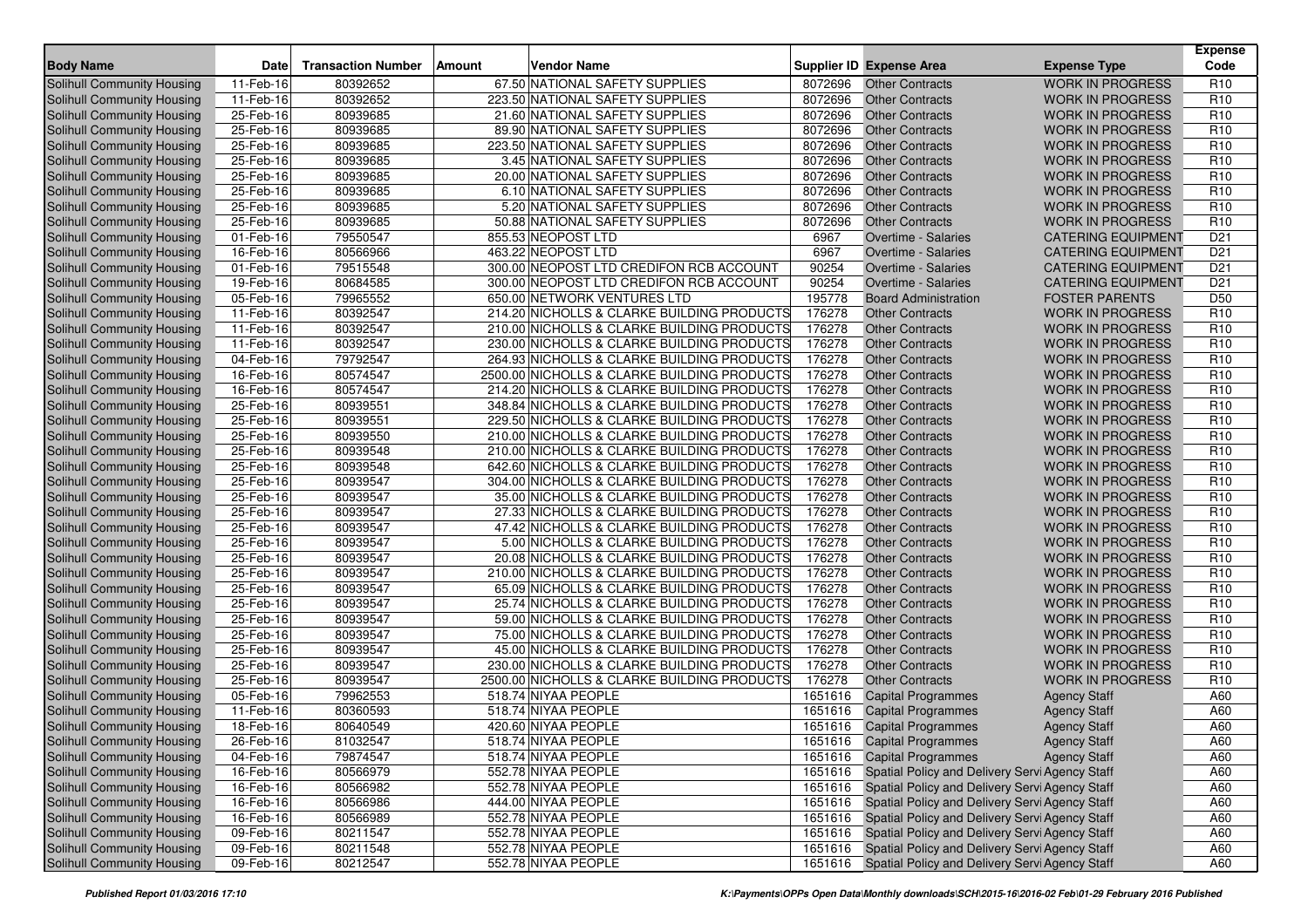| Body Name | Date | Transaction Number | Amount | Vendor Name | Supplier ID | Expense Area | Expense Type | Expense Code |
|---|---|---|---|---|---|---|---|---|
| Solihull Community Housing | 11-Feb-16 | 80392652 | 67.50 | NATIONAL SAFETY SUPPLIES | 8072696 | Other Contracts | WORK IN PROGRESS | R10 |
| Solihull Community Housing | 11-Feb-16 | 80392652 | 223.50 | NATIONAL SAFETY SUPPLIES | 8072696 | Other Contracts | WORK IN PROGRESS | R10 |
| Solihull Community Housing | 25-Feb-16 | 80939685 | 21.60 | NATIONAL SAFETY SUPPLIES | 8072696 | Other Contracts | WORK IN PROGRESS | R10 |
| Solihull Community Housing | 25-Feb-16 | 80939685 | 89.90 | NATIONAL SAFETY SUPPLIES | 8072696 | Other Contracts | WORK IN PROGRESS | R10 |
| Solihull Community Housing | 25-Feb-16 | 80939685 | 223.50 | NATIONAL SAFETY SUPPLIES | 8072696 | Other Contracts | WORK IN PROGRESS | R10 |
| Solihull Community Housing | 25-Feb-16 | 80939685 | 3.45 | NATIONAL SAFETY SUPPLIES | 8072696 | Other Contracts | WORK IN PROGRESS | R10 |
| Solihull Community Housing | 25-Feb-16 | 80939685 | 20.00 | NATIONAL SAFETY SUPPLIES | 8072696 | Other Contracts | WORK IN PROGRESS | R10 |
| Solihull Community Housing | 25-Feb-16 | 80939685 | 6.10 | NATIONAL SAFETY SUPPLIES | 8072696 | Other Contracts | WORK IN PROGRESS | R10 |
| Solihull Community Housing | 25-Feb-16 | 80939685 | 5.20 | NATIONAL SAFETY SUPPLIES | 8072696 | Other Contracts | WORK IN PROGRESS | R10 |
| Solihull Community Housing | 25-Feb-16 | 80939685 | 50.88 | NATIONAL SAFETY SUPPLIES | 8072696 | Other Contracts | WORK IN PROGRESS | R10 |
| Solihull Community Housing | 01-Feb-16 | 79550547 | 855.53 | NEOPOST LTD | 6967 | Overtime - Salaries | CATERING EQUIPMENT | D21 |
| Solihull Community Housing | 16-Feb-16 | 80566966 | 463.22 | NEOPOST LTD | 6967 | Overtime - Salaries | CATERING EQUIPMENT | D21 |
| Solihull Community Housing | 01-Feb-16 | 79515548 | 300.00 | NEOPOST LTD CREDIFON RCB ACCOUNT | 90254 | Overtime - Salaries | CATERING EQUIPMENT | D21 |
| Solihull Community Housing | 19-Feb-16 | 80684585 | 300.00 | NEOPOST LTD CREDIFON RCB ACCOUNT | 90254 | Overtime - Salaries | CATERING EQUIPMENT | D21 |
| Solihull Community Housing | 05-Feb-16 | 79965552 | 650.00 | NETWORK VENTURES LTD | 195778 | Board Administration | FOSTER PARENTS | D50 |
| Solihull Community Housing | 11-Feb-16 | 80392547 | 214.20 | NICHOLLS & CLARKE BUILDING PRODUCTS | 176278 | Other Contracts | WORK IN PROGRESS | R10 |
| Solihull Community Housing | 11-Feb-16 | 80392547 | 210.00 | NICHOLLS & CLARKE BUILDING PRODUCTS | 176278 | Other Contracts | WORK IN PROGRESS | R10 |
| Solihull Community Housing | 11-Feb-16 | 80392547 | 230.00 | NICHOLLS & CLARKE BUILDING PRODUCTS | 176278 | Other Contracts | WORK IN PROGRESS | R10 |
| Solihull Community Housing | 04-Feb-16 | 79792547 | 264.93 | NICHOLLS & CLARKE BUILDING PRODUCTS | 176278 | Other Contracts | WORK IN PROGRESS | R10 |
| Solihull Community Housing | 16-Feb-16 | 80574547 | 2500.00 | NICHOLLS & CLARKE BUILDING PRODUCTS | 176278 | Other Contracts | WORK IN PROGRESS | R10 |
| Solihull Community Housing | 16-Feb-16 | 80574547 | 214.20 | NICHOLLS & CLARKE BUILDING PRODUCTS | 176278 | Other Contracts | WORK IN PROGRESS | R10 |
| Solihull Community Housing | 25-Feb-16 | 80939551 | 348.84 | NICHOLLS & CLARKE BUILDING PRODUCTS | 176278 | Other Contracts | WORK IN PROGRESS | R10 |
| Solihull Community Housing | 25-Feb-16 | 80939551 | 229.50 | NICHOLLS & CLARKE BUILDING PRODUCTS | 176278 | Other Contracts | WORK IN PROGRESS | R10 |
| Solihull Community Housing | 25-Feb-16 | 80939550 | 210.00 | NICHOLLS & CLARKE BUILDING PRODUCTS | 176278 | Other Contracts | WORK IN PROGRESS | R10 |
| Solihull Community Housing | 25-Feb-16 | 80939548 | 210.00 | NICHOLLS & CLARKE BUILDING PRODUCTS | 176278 | Other Contracts | WORK IN PROGRESS | R10 |
| Solihull Community Housing | 25-Feb-16 | 80939548 | 642.60 | NICHOLLS & CLARKE BUILDING PRODUCTS | 176278 | Other Contracts | WORK IN PROGRESS | R10 |
| Solihull Community Housing | 25-Feb-16 | 80939547 | 304.00 | NICHOLLS & CLARKE BUILDING PRODUCTS | 176278 | Other Contracts | WORK IN PROGRESS | R10 |
| Solihull Community Housing | 25-Feb-16 | 80939547 | 35.00 | NICHOLLS & CLARKE BUILDING PRODUCTS | 176278 | Other Contracts | WORK IN PROGRESS | R10 |
| Solihull Community Housing | 25-Feb-16 | 80939547 | 27.33 | NICHOLLS & CLARKE BUILDING PRODUCTS | 176278 | Other Contracts | WORK IN PROGRESS | R10 |
| Solihull Community Housing | 25-Feb-16 | 80939547 | 47.42 | NICHOLLS & CLARKE BUILDING PRODUCTS | 176278 | Other Contracts | WORK IN PROGRESS | R10 |
| Solihull Community Housing | 25-Feb-16 | 80939547 | 5.00 | NICHOLLS & CLARKE BUILDING PRODUCTS | 176278 | Other Contracts | WORK IN PROGRESS | R10 |
| Solihull Community Housing | 25-Feb-16 | 80939547 | 20.08 | NICHOLLS & CLARKE BUILDING PRODUCTS | 176278 | Other Contracts | WORK IN PROGRESS | R10 |
| Solihull Community Housing | 25-Feb-16 | 80939547 | 210.00 | NICHOLLS & CLARKE BUILDING PRODUCTS | 176278 | Other Contracts | WORK IN PROGRESS | R10 |
| Solihull Community Housing | 25-Feb-16 | 80939547 | 65.09 | NICHOLLS & CLARKE BUILDING PRODUCTS | 176278 | Other Contracts | WORK IN PROGRESS | R10 |
| Solihull Community Housing | 25-Feb-16 | 80939547 | 25.74 | NICHOLLS & CLARKE BUILDING PRODUCTS | 176278 | Other Contracts | WORK IN PROGRESS | R10 |
| Solihull Community Housing | 25-Feb-16 | 80939547 | 59.00 | NICHOLLS & CLARKE BUILDING PRODUCTS | 176278 | Other Contracts | WORK IN PROGRESS | R10 |
| Solihull Community Housing | 25-Feb-16 | 80939547 | 75.00 | NICHOLLS & CLARKE BUILDING PRODUCTS | 176278 | Other Contracts | WORK IN PROGRESS | R10 |
| Solihull Community Housing | 25-Feb-16 | 80939547 | 45.00 | NICHOLLS & CLARKE BUILDING PRODUCTS | 176278 | Other Contracts | WORK IN PROGRESS | R10 |
| Solihull Community Housing | 25-Feb-16 | 80939547 | 230.00 | NICHOLLS & CLARKE BUILDING PRODUCTS | 176278 | Other Contracts | WORK IN PROGRESS | R10 |
| Solihull Community Housing | 25-Feb-16 | 80939547 | 2500.00 | NICHOLLS & CLARKE BUILDING PRODUCTS | 176278 | Other Contracts | WORK IN PROGRESS | R10 |
| Solihull Community Housing | 05-Feb-16 | 79962553 | 518.74 | NIYAA PEOPLE | 1651616 | Capital Programmes | Agency Staff | A60 |
| Solihull Community Housing | 11-Feb-16 | 80360593 | 518.74 | NIYAA PEOPLE | 1651616 | Capital Programmes | Agency Staff | A60 |
| Solihull Community Housing | 18-Feb-16 | 80640549 | 420.60 | NIYAA PEOPLE | 1651616 | Capital Programmes | Agency Staff | A60 |
| Solihull Community Housing | 26-Feb-16 | 81032547 | 518.74 | NIYAA PEOPLE | 1651616 | Capital Programmes | Agency Staff | A60 |
| Solihull Community Housing | 04-Feb-16 | 79874547 | 518.74 | NIYAA PEOPLE | 1651616 | Capital Programmes | Agency Staff | A60 |
| Solihull Community Housing | 16-Feb-16 | 80566979 | 552.78 | NIYAA PEOPLE | 1651616 | Spatial Policy and Delivery Servi | Agency Staff | A60 |
| Solihull Community Housing | 16-Feb-16 | 80566982 | 552.78 | NIYAA PEOPLE | 1651616 | Spatial Policy and Delivery Servi | Agency Staff | A60 |
| Solihull Community Housing | 16-Feb-16 | 80566986 | 444.00 | NIYAA PEOPLE | 1651616 | Spatial Policy and Delivery Servi | Agency Staff | A60 |
| Solihull Community Housing | 16-Feb-16 | 80566989 | 552.78 | NIYAA PEOPLE | 1651616 | Spatial Policy and Delivery Servi | Agency Staff | A60 |
| Solihull Community Housing | 09-Feb-16 | 80211547 | 552.78 | NIYAA PEOPLE | 1651616 | Spatial Policy and Delivery Servi | Agency Staff | A60 |
| Solihull Community Housing | 09-Feb-16 | 80211548 | 552.78 | NIYAA PEOPLE | 1651616 | Spatial Policy and Delivery Servi | Agency Staff | A60 |
| Solihull Community Housing | 09-Feb-16 | 80212547 | 552.78 | NIYAA PEOPLE | 1651616 | Spatial Policy and Delivery Servi | Agency Staff | A60 |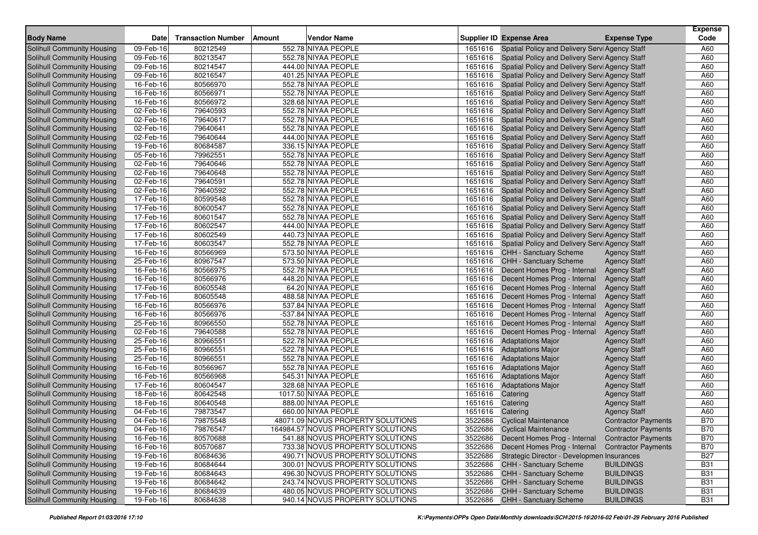| Body Name | Date | Transaction Number | Amount | Vendor Name | Supplier ID | Expense Area | Expense Type | Expense Code |
|---|---|---|---|---|---|---|---|---|
| Solihull Community Housing | 09-Feb-16 | 80212549 | 552.78 | NIYAA PEOPLE | 1651616 | Spatial Policy and Delivery Servi | Agency Staff | A60 |
| Solihull Community Housing | 09-Feb-16 | 80213547 | 552.78 | NIYAA PEOPLE | 1651616 | Spatial Policy and Delivery Servi | Agency Staff | A60 |
| Solihull Community Housing | 09-Feb-16 | 80214547 | 444.00 | NIYAA PEOPLE | 1651616 | Spatial Policy and Delivery Servi | Agency Staff | A60 |
| Solihull Community Housing | 09-Feb-16 | 80216547 | 401.25 | NIYAA PEOPLE | 1651616 | Spatial Policy and Delivery Servi | Agency Staff | A60 |
| Solihull Community Housing | 16-Feb-16 | 80566970 | 552.78 | NIYAA PEOPLE | 1651616 | Spatial Policy and Delivery Servi | Agency Staff | A60 |
| Solihull Community Housing | 16-Feb-16 | 80566971 | 552.78 | NIYAA PEOPLE | 1651616 | Spatial Policy and Delivery Servi | Agency Staff | A60 |
| Solihull Community Housing | 16-Feb-16 | 80566972 | 328.68 | NIYAA PEOPLE | 1651616 | Spatial Policy and Delivery Servi | Agency Staff | A60 |
| Solihull Community Housing | 02-Feb-16 | 79640593 | 552.78 | NIYAA PEOPLE | 1651616 | Spatial Policy and Delivery Servi | Agency Staff | A60 |
| Solihull Community Housing | 02-Feb-16 | 79640617 | 552.78 | NIYAA PEOPLE | 1651616 | Spatial Policy and Delivery Servi | Agency Staff | A60 |
| Solihull Community Housing | 02-Feb-16 | 79640641 | 552.78 | NIYAA PEOPLE | 1651616 | Spatial Policy and Delivery Servi | Agency Staff | A60 |
| Solihull Community Housing | 02-Feb-16 | 79640644 | 444.00 | NIYAA PEOPLE | 1651616 | Spatial Policy and Delivery Servi | Agency Staff | A60 |
| Solihull Community Housing | 19-Feb-16 | 80684587 | 336.15 | NIYAA PEOPLE | 1651616 | Spatial Policy and Delivery Servi | Agency Staff | A60 |
| Solihull Community Housing | 05-Feb-16 | 79962551 | 552.78 | NIYAA PEOPLE | 1651616 | Spatial Policy and Delivery Servi | Agency Staff | A60 |
| Solihull Community Housing | 02-Feb-16 | 79640646 | 552.78 | NIYAA PEOPLE | 1651616 | Spatial Policy and Delivery Servi | Agency Staff | A60 |
| Solihull Community Housing | 02-Feb-16 | 79640648 | 552.78 | NIYAA PEOPLE | 1651616 | Spatial Policy and Delivery Servi | Agency Staff | A60 |
| Solihull Community Housing | 02-Feb-16 | 79640591 | 552.78 | NIYAA PEOPLE | 1651616 | Spatial Policy and Delivery Servi | Agency Staff | A60 |
| Solihull Community Housing | 02-Feb-16 | 79640592 | 552.78 | NIYAA PEOPLE | 1651616 | Spatial Policy and Delivery Servi | Agency Staff | A60 |
| Solihull Community Housing | 17-Feb-16 | 80599548 | 552.78 | NIYAA PEOPLE | 1651616 | Spatial Policy and Delivery Servi | Agency Staff | A60 |
| Solihull Community Housing | 17-Feb-16 | 80600547 | 552.78 | NIYAA PEOPLE | 1651616 | Spatial Policy and Delivery Servi | Agency Staff | A60 |
| Solihull Community Housing | 17-Feb-16 | 80601547 | 552.78 | NIYAA PEOPLE | 1651616 | Spatial Policy and Delivery Servi | Agency Staff | A60 |
| Solihull Community Housing | 17-Feb-16 | 80602547 | 444.00 | NIYAA PEOPLE | 1651616 | Spatial Policy and Delivery Servi | Agency Staff | A60 |
| Solihull Community Housing | 17-Feb-16 | 80602549 | 440.73 | NIYAA PEOPLE | 1651616 | Spatial Policy and Delivery Servi | Agency Staff | A60 |
| Solihull Community Housing | 17-Feb-16 | 80603547 | 552.78 | NIYAA PEOPLE | 1651616 | Spatial Policy and Delivery Servi | Agency Staff | A60 |
| Solihull Community Housing | 16-Feb-16 | 80566969 | 573.50 | NIYAA PEOPLE | 1651616 | CHH - Sanctuary Scheme | Agency Staff | A60 |
| Solihull Community Housing | 25-Feb-16 | 80967547 | 573.50 | NIYAA PEOPLE | 1651616 | CHH - Sanctuary Scheme | Agency Staff | A60 |
| Solihull Community Housing | 16-Feb-16 | 80566975 | 552.78 | NIYAA PEOPLE | 1651616 | Decent Homes Prog - Internal | Agency Staff | A60 |
| Solihull Community Housing | 16-Feb-16 | 80566976 | 448.20 | NIYAA PEOPLE | 1651616 | Decent Homes Prog - Internal | Agency Staff | A60 |
| Solihull Community Housing | 17-Feb-16 | 80605548 | 64.20 | NIYAA PEOPLE | 1651616 | Decent Homes Prog - Internal | Agency Staff | A60 |
| Solihull Community Housing | 17-Feb-16 | 80605548 | 488.58 | NIYAA PEOPLE | 1651616 | Decent Homes Prog - Internal | Agency Staff | A60 |
| Solihull Community Housing | 16-Feb-16 | 80566976 | 537.84 | NIYAA PEOPLE | 1651616 | Decent Homes Prog - Internal | Agency Staff | A60 |
| Solihull Community Housing | 16-Feb-16 | 80566976 | -537.84 | NIYAA PEOPLE | 1651616 | Decent Homes Prog - Internal | Agency Staff | A60 |
| Solihull Community Housing | 25-Feb-16 | 80966550 | 552.78 | NIYAA PEOPLE | 1651616 | Decent Homes Prog - Internal | Agency Staff | A60 |
| Solihull Community Housing | 02-Feb-16 | 79640588 | 552.78 | NIYAA PEOPLE | 1651616 | Decent Homes Prog - Internal | Agency Staff | A60 |
| Solihull Community Housing | 25-Feb-16 | 80966551 | 522.78 | NIYAA PEOPLE | 1651616 | Adaptations Major | Agency Staff | A60 |
| Solihull Community Housing | 25-Feb-16 | 80966551 | -522.78 | NIYAA PEOPLE | 1651616 | Adaptations Major | Agency Staff | A60 |
| Solihull Community Housing | 25-Feb-16 | 80966551 | 552.78 | NIYAA PEOPLE | 1651616 | Adaptations Major | Agency Staff | A60 |
| Solihull Community Housing | 16-Feb-16 | 80566967 | 552.78 | NIYAA PEOPLE | 1651616 | Adaptations Major | Agency Staff | A60 |
| Solihull Community Housing | 16-Feb-16 | 80566968 | 545.31 | NIYAA PEOPLE | 1651616 | Adaptations Major | Agency Staff | A60 |
| Solihull Community Housing | 17-Feb-16 | 80604547 | 328.68 | NIYAA PEOPLE | 1651616 | Adaptations Major | Agency Staff | A60 |
| Solihull Community Housing | 18-Feb-16 | 80642548 | 1017.50 | NIYAA PEOPLE | 1651616 | Catering | Agency Staff | A60 |
| Solihull Community Housing | 18-Feb-16 | 80640548 | 888.00 | NIYAA PEOPLE | 1651616 | Catering | Agency Staff | A60 |
| Solihull Community Housing | 04-Feb-16 | 79873547 | 660.00 | NIYAA PEOPLE | 1651616 | Catering | Agency Staff | A60 |
| Solihull Community Housing | 04-Feb-16 | 79875548 | 48071.09 | NOVUS PROPERTY SOLUTIONS | 3522686 | Cyclical Maintenance | Contractor Payments | B70 |
| Solihull Community Housing | 04-Feb-16 | 79876547 | 164984.57 | NOVUS PROPERTY SOLUTIONS | 3522686 | Cyclical Maintenance | Contractor Payments | B70 |
| Solihull Community Housing | 16-Feb-16 | 80570688 | 541.88 | NOVUS PROPERTY SOLUTIONS | 3522686 | Decent Homes Prog - Internal | Contractor Payments | B70 |
| Solihull Community Housing | 16-Feb-16 | 80570687 | 733.38 | NOVUS PROPERTY SOLUTIONS | 3522686 | Decent Homes Prog - Internal | Contractor Payments | B70 |
| Solihull Community Housing | 19-Feb-16 | 80684636 | 490.71 | NOVUS PROPERTY SOLUTIONS | 3522686 | Strategic Director - Developmen | Insurances | B27 |
| Solihull Community Housing | 19-Feb-16 | 80684644 | 300.01 | NOVUS PROPERTY SOLUTIONS | 3522686 | CHH - Sanctuary Scheme | BUILDINGS | B31 |
| Solihull Community Housing | 19-Feb-16 | 80684643 | 496.30 | NOVUS PROPERTY SOLUTIONS | 3522686 | CHH - Sanctuary Scheme | BUILDINGS | B31 |
| Solihull Community Housing | 19-Feb-16 | 80684642 | 243.74 | NOVUS PROPERTY SOLUTIONS | 3522686 | CHH - Sanctuary Scheme | BUILDINGS | B31 |
| Solihull Community Housing | 19-Feb-16 | 80684639 | 480.05 | NOVUS PROPERTY SOLUTIONS | 3522686 | CHH - Sanctuary Scheme | BUILDINGS | B31 |
| Solihull Community Housing | 19-Feb-16 | 80684638 | 940.14 | NOVUS PROPERTY SOLUTIONS | 3522686 | CHH - Sanctuary Scheme | BUILDINGS | B31 |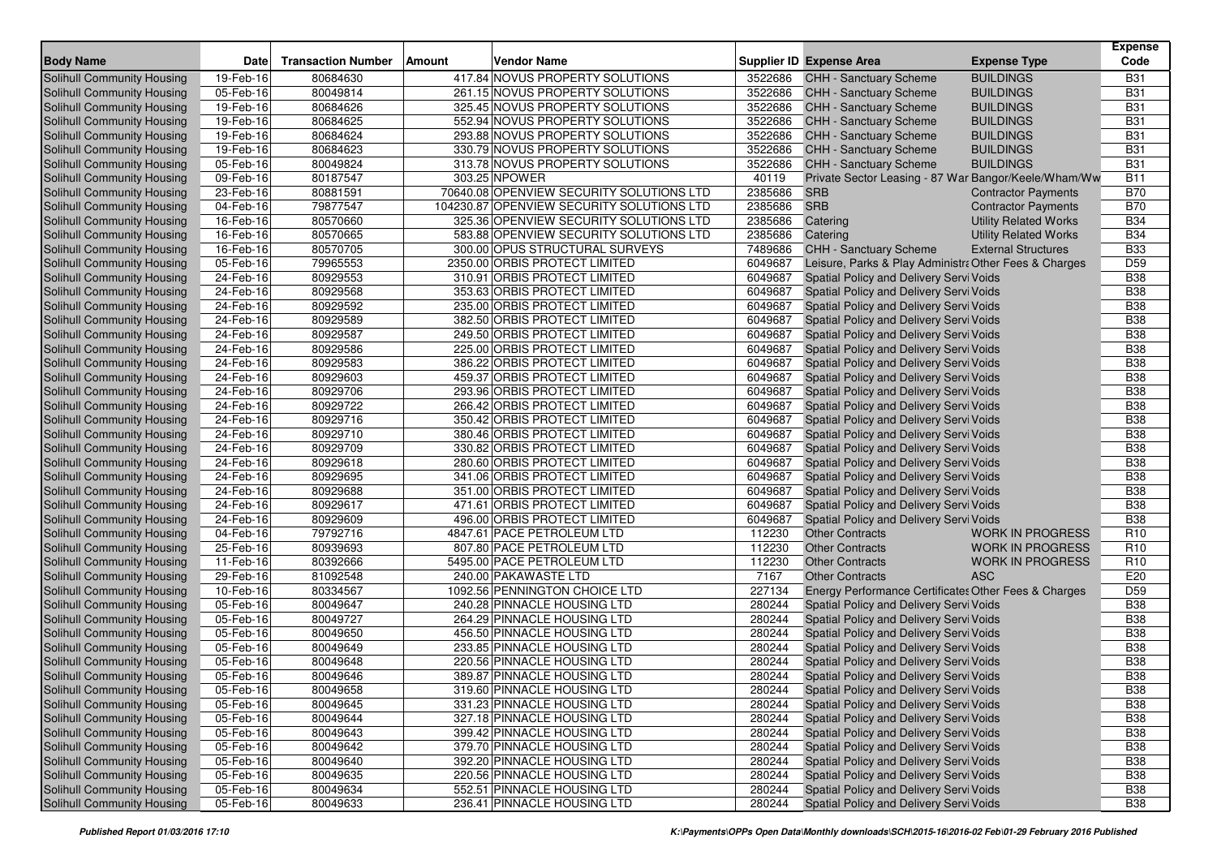| Body Name | Date | Transaction Number | Amount | Vendor Name | Supplier ID | Expense Area | Expense Type | Expense Code |
|---|---|---|---|---|---|---|---|---|
| Solihull Community Housing | 19-Feb-16 | 80684630 | 417.84 | NOVUS PROPERTY SOLUTIONS | 3522686 | CHH - Sanctuary Scheme | BUILDINGS | B31 |
| Solihull Community Housing | 05-Feb-16 | 80049814 | 261.15 | NOVUS PROPERTY SOLUTIONS | 3522686 | CHH - Sanctuary Scheme | BUILDINGS | B31 |
| Solihull Community Housing | 19-Feb-16 | 80684626 | 325.45 | NOVUS PROPERTY SOLUTIONS | 3522686 | CHH - Sanctuary Scheme | BUILDINGS | B31 |
| Solihull Community Housing | 19-Feb-16 | 80684625 | 552.94 | NOVUS PROPERTY SOLUTIONS | 3522686 | CHH - Sanctuary Scheme | BUILDINGS | B31 |
| Solihull Community Housing | 19-Feb-16 | 80684624 | 293.88 | NOVUS PROPERTY SOLUTIONS | 3522686 | CHH - Sanctuary Scheme | BUILDINGS | B31 |
| Solihull Community Housing | 19-Feb-16 | 80684623 | 330.79 | NOVUS PROPERTY SOLUTIONS | 3522686 | CHH - Sanctuary Scheme | BUILDINGS | B31 |
| Solihull Community Housing | 05-Feb-16 | 80049824 | 313.78 | NOVUS PROPERTY SOLUTIONS | 3522686 | CHH - Sanctuary Scheme | BUILDINGS | B31 |
| Solihull Community Housing | 09-Feb-16 | 80187547 | 303.25 | NPOWER | 40119 | Private Sector Leasing - 87 War | Bangor/Keele/Wham/Ww | B11 |
| Solihull Community Housing | 23-Feb-16 | 80881591 | 70640.08 | OPENVIEW SECURITY SOLUTIONS LTD | 2385686 | SRB | Contractor Payments | B70 |
| Solihull Community Housing | 04-Feb-16 | 79877547 | 104230.87 | OPENVIEW SECURITY SOLUTIONS LTD | 2385686 | SRB | Contractor Payments | B70 |
| Solihull Community Housing | 16-Feb-16 | 80570660 | 325.36 | OPENVIEW SECURITY SOLUTIONS LTD | 2385686 | Catering | Utility Related Works | B34 |
| Solihull Community Housing | 16-Feb-16 | 80570665 | 583.88 | OPENVIEW SECURITY SOLUTIONS LTD | 2385686 | Catering | Utility Related Works | B34 |
| Solihull Community Housing | 16-Feb-16 | 80570705 | 300.00 | OPUS STRUCTURAL SURVEYS | 7489686 | CHH - Sanctuary Scheme | External Structures | B33 |
| Solihull Community Housing | 05-Feb-16 | 79965553 | 2350.00 | ORBIS PROTECT LIMITED | 6049687 | Leisure, Parks & Play Administra | Other Fees & Charges | D59 |
| Solihull Community Housing | 24-Feb-16 | 80929553 | 310.91 | ORBIS PROTECT LIMITED | 6049687 | Spatial Policy and Delivery Servi | Voids | B38 |
| Solihull Community Housing | 24-Feb-16 | 80929568 | 353.63 | ORBIS PROTECT LIMITED | 6049687 | Spatial Policy and Delivery Servi | Voids | B38 |
| Solihull Community Housing | 24-Feb-16 | 80929592 | 235.00 | ORBIS PROTECT LIMITED | 6049687 | Spatial Policy and Delivery Servi | Voids | B38 |
| Solihull Community Housing | 24-Feb-16 | 80929589 | 382.50 | ORBIS PROTECT LIMITED | 6049687 | Spatial Policy and Delivery Servi | Voids | B38 |
| Solihull Community Housing | 24-Feb-16 | 80929587 | 249.50 | ORBIS PROTECT LIMITED | 6049687 | Spatial Policy and Delivery Servi | Voids | B38 |
| Solihull Community Housing | 24-Feb-16 | 80929586 | 225.00 | ORBIS PROTECT LIMITED | 6049687 | Spatial Policy and Delivery Servi | Voids | B38 |
| Solihull Community Housing | 24-Feb-16 | 80929583 | 386.22 | ORBIS PROTECT LIMITED | 6049687 | Spatial Policy and Delivery Servi | Voids | B38 |
| Solihull Community Housing | 24-Feb-16 | 80929603 | 459.37 | ORBIS PROTECT LIMITED | 6049687 | Spatial Policy and Delivery Servi | Voids | B38 |
| Solihull Community Housing | 24-Feb-16 | 80929706 | 293.96 | ORBIS PROTECT LIMITED | 6049687 | Spatial Policy and Delivery Servi | Voids | B38 |
| Solihull Community Housing | 24-Feb-16 | 80929722 | 266.42 | ORBIS PROTECT LIMITED | 6049687 | Spatial Policy and Delivery Servi | Voids | B38 |
| Solihull Community Housing | 24-Feb-16 | 80929716 | 350.42 | ORBIS PROTECT LIMITED | 6049687 | Spatial Policy and Delivery Servi | Voids | B38 |
| Solihull Community Housing | 24-Feb-16 | 80929710 | 380.46 | ORBIS PROTECT LIMITED | 6049687 | Spatial Policy and Delivery Servi | Voids | B38 |
| Solihull Community Housing | 24-Feb-16 | 80929709 | 330.82 | ORBIS PROTECT LIMITED | 6049687 | Spatial Policy and Delivery Servi | Voids | B38 |
| Solihull Community Housing | 24-Feb-16 | 80929618 | 280.60 | ORBIS PROTECT LIMITED | 6049687 | Spatial Policy and Delivery Servi | Voids | B38 |
| Solihull Community Housing | 24-Feb-16 | 80929695 | 341.06 | ORBIS PROTECT LIMITED | 6049687 | Spatial Policy and Delivery Servi | Voids | B38 |
| Solihull Community Housing | 24-Feb-16 | 80929688 | 351.00 | ORBIS PROTECT LIMITED | 6049687 | Spatial Policy and Delivery Servi | Voids | B38 |
| Solihull Community Housing | 24-Feb-16 | 80929617 | 471.61 | ORBIS PROTECT LIMITED | 6049687 | Spatial Policy and Delivery Servi | Voids | B38 |
| Solihull Community Housing | 24-Feb-16 | 80929609 | 496.00 | ORBIS PROTECT LIMITED | 6049687 | Spatial Policy and Delivery Servi | Voids | B38 |
| Solihull Community Housing | 04-Feb-16 | 79792716 | 4847.61 | PACE PETROLEUM LTD | 112230 | Other Contracts | WORK IN PROGRESS | R10 |
| Solihull Community Housing | 25-Feb-16 | 80939693 | 807.80 | PACE PETROLEUM LTD | 112230 | Other Contracts | WORK IN PROGRESS | R10 |
| Solihull Community Housing | 11-Feb-16 | 80392666 | 5495.00 | PACE PETROLEUM LTD | 112230 | Other Contracts | WORK IN PROGRESS | R10 |
| Solihull Community Housing | 29-Feb-16 | 81092548 | 240.00 | PAKAWASTE LTD | 7167 | Other Contracts | ASC | E20 |
| Solihull Community Housing | 10-Feb-16 | 80334567 | 1092.56 | PENNINGTON CHOICE LTD | 227134 | Energy Performance Certificates | Other Fees & Charges | D59 |
| Solihull Community Housing | 05-Feb-16 | 80049647 | 240.28 | PINNACLE HOUSING LTD | 280244 | Spatial Policy and Delivery Servi | Voids | B38 |
| Solihull Community Housing | 05-Feb-16 | 80049727 | 264.29 | PINNACLE HOUSING LTD | 280244 | Spatial Policy and Delivery Servi | Voids | B38 |
| Solihull Community Housing | 05-Feb-16 | 80049650 | 456.50 | PINNACLE HOUSING LTD | 280244 | Spatial Policy and Delivery Servi | Voids | B38 |
| Solihull Community Housing | 05-Feb-16 | 80049649 | 233.85 | PINNACLE HOUSING LTD | 280244 | Spatial Policy and Delivery Servi | Voids | B38 |
| Solihull Community Housing | 05-Feb-16 | 80049648 | 220.56 | PINNACLE HOUSING LTD | 280244 | Spatial Policy and Delivery Servi | Voids | B38 |
| Solihull Community Housing | 05-Feb-16 | 80049646 | 389.87 | PINNACLE HOUSING LTD | 280244 | Spatial Policy and Delivery Servi | Voids | B38 |
| Solihull Community Housing | 05-Feb-16 | 80049658 | 319.60 | PINNACLE HOUSING LTD | 280244 | Spatial Policy and Delivery Servi | Voids | B38 |
| Solihull Community Housing | 05-Feb-16 | 80049645 | 331.23 | PINNACLE HOUSING LTD | 280244 | Spatial Policy and Delivery Servi | Voids | B38 |
| Solihull Community Housing | 05-Feb-16 | 80049644 | 327.18 | PINNACLE HOUSING LTD | 280244 | Spatial Policy and Delivery Servi | Voids | B38 |
| Solihull Community Housing | 05-Feb-16 | 80049643 | 399.42 | PINNACLE HOUSING LTD | 280244 | Spatial Policy and Delivery Servi | Voids | B38 |
| Solihull Community Housing | 05-Feb-16 | 80049642 | 379.70 | PINNACLE HOUSING LTD | 280244 | Spatial Policy and Delivery Servi | Voids | B38 |
| Solihull Community Housing | 05-Feb-16 | 80049640 | 392.20 | PINNACLE HOUSING LTD | 280244 | Spatial Policy and Delivery Servi | Voids | B38 |
| Solihull Community Housing | 05-Feb-16 | 80049635 | 220.56 | PINNACLE HOUSING LTD | 280244 | Spatial Policy and Delivery Servi | Voids | B38 |
| Solihull Community Housing | 05-Feb-16 | 80049634 | 552.51 | PINNACLE HOUSING LTD | 280244 | Spatial Policy and Delivery Servi | Voids | B38 |
| Solihull Community Housing | 05-Feb-16 | 80049633 | 236.41 | PINNACLE HOUSING LTD | 280244 | Spatial Policy and Delivery Servi | Voids | B38 |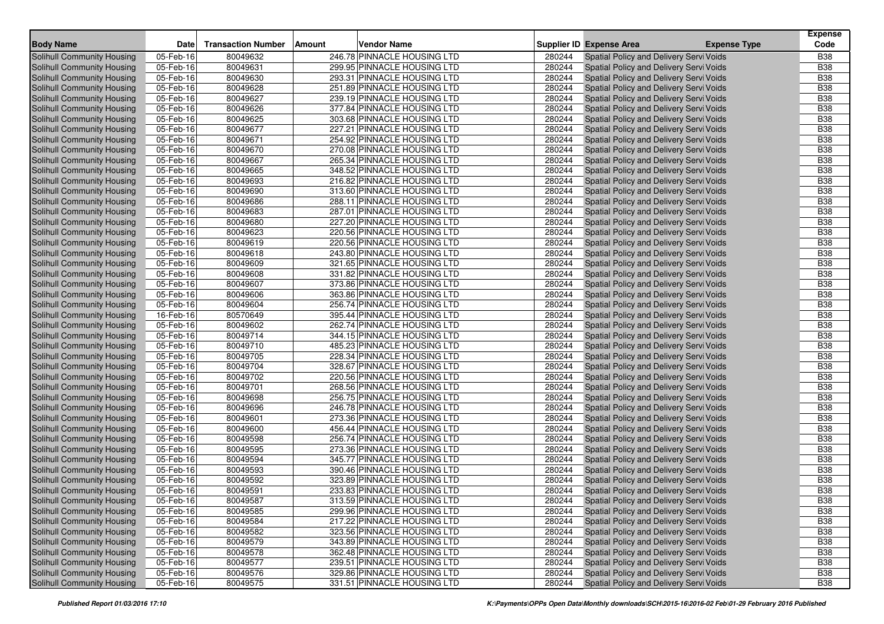| Body Name | Date | Transaction Number | Amount | Vendor Name | Supplier ID | Expense Area | Expense Type | Expense Code |
|---|---|---|---|---|---|---|---|---|
| Solihull Community Housing | 05-Feb-16 | 80049632 | 246.78 | PINNACLE HOUSING LTD | 280244 | Spatial Policy and Delivery Servi | Voids | B38 |
| Solihull Community Housing | 05-Feb-16 | 80049631 | 299.95 | PINNACLE HOUSING LTD | 280244 | Spatial Policy and Delivery Servi | Voids | B38 |
| Solihull Community Housing | 05-Feb-16 | 80049630 | 293.31 | PINNACLE HOUSING LTD | 280244 | Spatial Policy and Delivery Servi | Voids | B38 |
| Solihull Community Housing | 05-Feb-16 | 80049628 | 251.89 | PINNACLE HOUSING LTD | 280244 | Spatial Policy and Delivery Servi | Voids | B38 |
| Solihull Community Housing | 05-Feb-16 | 80049627 | 239.19 | PINNACLE HOUSING LTD | 280244 | Spatial Policy and Delivery Servi | Voids | B38 |
| Solihull Community Housing | 05-Feb-16 | 80049626 | 377.84 | PINNACLE HOUSING LTD | 280244 | Spatial Policy and Delivery Servi | Voids | B38 |
| Solihull Community Housing | 05-Feb-16 | 80049625 | 303.68 | PINNACLE HOUSING LTD | 280244 | Spatial Policy and Delivery Servi | Voids | B38 |
| Solihull Community Housing | 05-Feb-16 | 80049677 | 227.21 | PINNACLE HOUSING LTD | 280244 | Spatial Policy and Delivery Servi | Voids | B38 |
| Solihull Community Housing | 05-Feb-16 | 80049671 | 254.92 | PINNACLE HOUSING LTD | 280244 | Spatial Policy and Delivery Servi | Voids | B38 |
| Solihull Community Housing | 05-Feb-16 | 80049670 | 270.08 | PINNACLE HOUSING LTD | 280244 | Spatial Policy and Delivery Servi | Voids | B38 |
| Solihull Community Housing | 05-Feb-16 | 80049667 | 265.34 | PINNACLE HOUSING LTD | 280244 | Spatial Policy and Delivery Servi | Voids | B38 |
| Solihull Community Housing | 05-Feb-16 | 80049665 | 348.52 | PINNACLE HOUSING LTD | 280244 | Spatial Policy and Delivery Servi | Voids | B38 |
| Solihull Community Housing | 05-Feb-16 | 80049693 | 216.82 | PINNACLE HOUSING LTD | 280244 | Spatial Policy and Delivery Servi | Voids | B38 |
| Solihull Community Housing | 05-Feb-16 | 80049690 | 313.60 | PINNACLE HOUSING LTD | 280244 | Spatial Policy and Delivery Servi | Voids | B38 |
| Solihull Community Housing | 05-Feb-16 | 80049686 | 288.11 | PINNACLE HOUSING LTD | 280244 | Spatial Policy and Delivery Servi | Voids | B38 |
| Solihull Community Housing | 05-Feb-16 | 80049683 | 287.01 | PINNACLE HOUSING LTD | 280244 | Spatial Policy and Delivery Servi | Voids | B38 |
| Solihull Community Housing | 05-Feb-16 | 80049680 | 227.20 | PINNACLE HOUSING LTD | 280244 | Spatial Policy and Delivery Servi | Voids | B38 |
| Solihull Community Housing | 05-Feb-16 | 80049623 | 220.56 | PINNACLE HOUSING LTD | 280244 | Spatial Policy and Delivery Servi | Voids | B38 |
| Solihull Community Housing | 05-Feb-16 | 80049619 | 220.56 | PINNACLE HOUSING LTD | 280244 | Spatial Policy and Delivery Servi | Voids | B38 |
| Solihull Community Housing | 05-Feb-16 | 80049618 | 243.80 | PINNACLE HOUSING LTD | 280244 | Spatial Policy and Delivery Servi | Voids | B38 |
| Solihull Community Housing | 05-Feb-16 | 80049609 | 321.65 | PINNACLE HOUSING LTD | 280244 | Spatial Policy and Delivery Servi | Voids | B38 |
| Solihull Community Housing | 05-Feb-16 | 80049608 | 331.82 | PINNACLE HOUSING LTD | 280244 | Spatial Policy and Delivery Servi | Voids | B38 |
| Solihull Community Housing | 05-Feb-16 | 80049607 | 373.86 | PINNACLE HOUSING LTD | 280244 | Spatial Policy and Delivery Servi | Voids | B38 |
| Solihull Community Housing | 05-Feb-16 | 80049606 | 363.86 | PINNACLE HOUSING LTD | 280244 | Spatial Policy and Delivery Servi | Voids | B38 |
| Solihull Community Housing | 05-Feb-16 | 80049604 | 256.74 | PINNACLE HOUSING LTD | 280244 | Spatial Policy and Delivery Servi | Voids | B38 |
| Solihull Community Housing | 16-Feb-16 | 80570649 | 395.44 | PINNACLE HOUSING LTD | 280244 | Spatial Policy and Delivery Servi | Voids | B38 |
| Solihull Community Housing | 05-Feb-16 | 80049602 | 262.74 | PINNACLE HOUSING LTD | 280244 | Spatial Policy and Delivery Servi | Voids | B38 |
| Solihull Community Housing | 05-Feb-16 | 80049714 | 344.15 | PINNACLE HOUSING LTD | 280244 | Spatial Policy and Delivery Servi | Voids | B38 |
| Solihull Community Housing | 05-Feb-16 | 80049710 | 485.23 | PINNACLE HOUSING LTD | 280244 | Spatial Policy and Delivery Servi | Voids | B38 |
| Solihull Community Housing | 05-Feb-16 | 80049705 | 228.34 | PINNACLE HOUSING LTD | 280244 | Spatial Policy and Delivery Servi | Voids | B38 |
| Solihull Community Housing | 05-Feb-16 | 80049704 | 328.67 | PINNACLE HOUSING LTD | 280244 | Spatial Policy and Delivery Servi | Voids | B38 |
| Solihull Community Housing | 05-Feb-16 | 80049702 | 220.56 | PINNACLE HOUSING LTD | 280244 | Spatial Policy and Delivery Servi | Voids | B38 |
| Solihull Community Housing | 05-Feb-16 | 80049701 | 268.56 | PINNACLE HOUSING LTD | 280244 | Spatial Policy and Delivery Servi | Voids | B38 |
| Solihull Community Housing | 05-Feb-16 | 80049698 | 256.75 | PINNACLE HOUSING LTD | 280244 | Spatial Policy and Delivery Servi | Voids | B38 |
| Solihull Community Housing | 05-Feb-16 | 80049696 | 246.78 | PINNACLE HOUSING LTD | 280244 | Spatial Policy and Delivery Servi | Voids | B38 |
| Solihull Community Housing | 05-Feb-16 | 80049601 | 273.36 | PINNACLE HOUSING LTD | 280244 | Spatial Policy and Delivery Servi | Voids | B38 |
| Solihull Community Housing | 05-Feb-16 | 80049600 | 456.44 | PINNACLE HOUSING LTD | 280244 | Spatial Policy and Delivery Servi | Voids | B38 |
| Solihull Community Housing | 05-Feb-16 | 80049598 | 256.74 | PINNACLE HOUSING LTD | 280244 | Spatial Policy and Delivery Servi | Voids | B38 |
| Solihull Community Housing | 05-Feb-16 | 80049595 | 273.36 | PINNACLE HOUSING LTD | 280244 | Spatial Policy and Delivery Servi | Voids | B38 |
| Solihull Community Housing | 05-Feb-16 | 80049594 | 345.77 | PINNACLE HOUSING LTD | 280244 | Spatial Policy and Delivery Servi | Voids | B38 |
| Solihull Community Housing | 05-Feb-16 | 80049593 | 390.46 | PINNACLE HOUSING LTD | 280244 | Spatial Policy and Delivery Servi | Voids | B38 |
| Solihull Community Housing | 05-Feb-16 | 80049592 | 323.89 | PINNACLE HOUSING LTD | 280244 | Spatial Policy and Delivery Servi | Voids | B38 |
| Solihull Community Housing | 05-Feb-16 | 80049591 | 233.83 | PINNACLE HOUSING LTD | 280244 | Spatial Policy and Delivery Servi | Voids | B38 |
| Solihull Community Housing | 05-Feb-16 | 80049587 | 313.59 | PINNACLE HOUSING LTD | 280244 | Spatial Policy and Delivery Servi | Voids | B38 |
| Solihull Community Housing | 05-Feb-16 | 80049585 | 299.96 | PINNACLE HOUSING LTD | 280244 | Spatial Policy and Delivery Servi | Voids | B38 |
| Solihull Community Housing | 05-Feb-16 | 80049584 | 217.22 | PINNACLE HOUSING LTD | 280244 | Spatial Policy and Delivery Servi | Voids | B38 |
| Solihull Community Housing | 05-Feb-16 | 80049582 | 323.56 | PINNACLE HOUSING LTD | 280244 | Spatial Policy and Delivery Servi | Voids | B38 |
| Solihull Community Housing | 05-Feb-16 | 80049579 | 343.89 | PINNACLE HOUSING LTD | 280244 | Spatial Policy and Delivery Servi | Voids | B38 |
| Solihull Community Housing | 05-Feb-16 | 80049578 | 362.48 | PINNACLE HOUSING LTD | 280244 | Spatial Policy and Delivery Servi | Voids | B38 |
| Solihull Community Housing | 05-Feb-16 | 80049577 | 239.51 | PINNACLE HOUSING LTD | 280244 | Spatial Policy and Delivery Servi | Voids | B38 |
| Solihull Community Housing | 05-Feb-16 | 80049576 | 329.86 | PINNACLE HOUSING LTD | 280244 | Spatial Policy and Delivery Servi | Voids | B38 |
| Solihull Community Housing | 05-Feb-16 | 80049575 | 331.51 | PINNACLE HOUSING LTD | 280244 | Spatial Policy and Delivery Servi | Voids | B38 |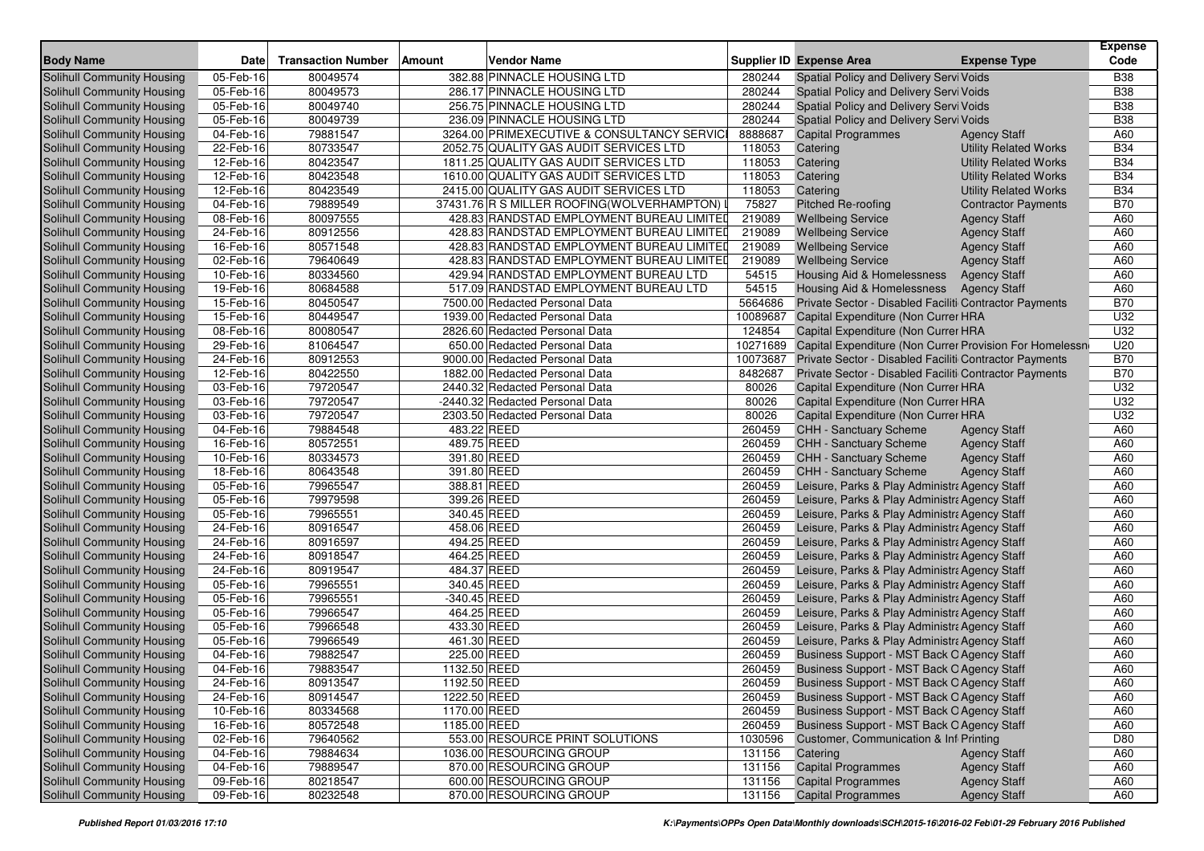| Body Name | Date | Transaction Number | Amount | Vendor Name | Supplier ID | Expense Area | Expense Type | Expense Code |
|---|---|---|---|---|---|---|---|---|
| Solihull Community Housing | 05-Feb-16 | 80049574 | 382.88 | PINNACLE HOUSING LTD | 280244 | Spatial Policy and Delivery Servi | Voids | B38 |
| Solihull Community Housing | 05-Feb-16 | 80049573 | 286.17 | PINNACLE HOUSING LTD | 280244 | Spatial Policy and Delivery Servi | Voids | B38 |
| Solihull Community Housing | 05-Feb-16 | 80049740 | 256.75 | PINNACLE HOUSING LTD | 280244 | Spatial Policy and Delivery Servi | Voids | B38 |
| Solihull Community Housing | 05-Feb-16 | 80049739 | 236.09 | PINNACLE HOUSING LTD | 280244 | Spatial Policy and Delivery Servi | Voids | B38 |
| Solihull Community Housing | 04-Feb-16 | 79881547 | 3264.00 | PRIMEXECUTIVE & CONSULTANCY SERVICI | 8888687 | Capital Programmes | Agency Staff | A60 |
| Solihull Community Housing | 22-Feb-16 | 80733547 | 2052.75 | QUALITY GAS AUDIT SERVICES LTD | 118053 | Catering | Utility Related Works | B34 |
| Solihull Community Housing | 12-Feb-16 | 80423547 | 1811.25 | QUALITY GAS AUDIT SERVICES LTD | 118053 | Catering | Utility Related Works | B34 |
| Solihull Community Housing | 12-Feb-16 | 80423548 | 1610.00 | QUALITY GAS AUDIT SERVICES LTD | 118053 | Catering | Utility Related Works | B34 |
| Solihull Community Housing | 12-Feb-16 | 80423549 | 2415.00 | QUALITY GAS AUDIT SERVICES LTD | 118053 | Catering | Utility Related Works | B34 |
| Solihull Community Housing | 04-Feb-16 | 79889549 | 37431.76 | R S MILLER ROOFING(WOLVERHAMPTON) L | 75827 | Pitched Re-roofing | Contractor Payments | B70 |
| Solihull Community Housing | 08-Feb-16 | 80097555 | 428.83 | RANDSTAD EMPLOYMENT BUREAU LIMITED | 219089 | Wellbeing Service | Agency Staff | A60 |
| Solihull Community Housing | 24-Feb-16 | 80912556 | 428.83 | RANDSTAD EMPLOYMENT BUREAU LIMITED | 219089 | Wellbeing Service | Agency Staff | A60 |
| Solihull Community Housing | 16-Feb-16 | 80571548 | 428.83 | RANDSTAD EMPLOYMENT BUREAU LIMITED | 219089 | Wellbeing Service | Agency Staff | A60 |
| Solihull Community Housing | 02-Feb-16 | 79640649 | 428.83 | RANDSTAD EMPLOYMENT BUREAU LIMITED | 219089 | Wellbeing Service | Agency Staff | A60 |
| Solihull Community Housing | 10-Feb-16 | 80334560 | 429.94 | RANDSTAD EMPLOYMENT BUREAU LTD | 54515 | Housing Aid & Homelessness | Agency Staff | A60 |
| Solihull Community Housing | 19-Feb-16 | 80684588 | 517.09 | RANDSTAD EMPLOYMENT BUREAU LTD | 54515 | Housing Aid & Homelessness | Agency Staff | A60 |
| Solihull Community Housing | 15-Feb-16 | 80450547 | 7500.00 | Redacted Personal Data | 5664686 | Private Sector - Disabled Faciliti | Contractor Payments | B70 |
| Solihull Community Housing | 15-Feb-16 | 80449547 | 1939.00 | Redacted Personal Data | 10089687 | Capital Expenditure (Non Curren | HRA | U32 |
| Solihull Community Housing | 08-Feb-16 | 80080547 | 2826.60 | Redacted Personal Data | 124854 | Capital Expenditure (Non Curren | HRA | U32 |
| Solihull Community Housing | 29-Feb-16 | 81064547 | 650.00 | Redacted Personal Data | 10271689 | Capital Expenditure (Non Curren | Provision For Homelessn | U20 |
| Solihull Community Housing | 24-Feb-16 | 80912553 | 9000.00 | Redacted Personal Data | 10073687 | Private Sector - Disabled Faciliti | Contractor Payments | B70 |
| Solihull Community Housing | 12-Feb-16 | 80422550 | 1882.00 | Redacted Personal Data | 8482687 | Private Sector - Disabled Faciliti | Contractor Payments | B70 |
| Solihull Community Housing | 03-Feb-16 | 79720547 | 2440.32 | Redacted Personal Data | 80026 | Capital Expenditure (Non Curren | HRA | U32 |
| Solihull Community Housing | 03-Feb-16 | 79720547 | -2440.32 | Redacted Personal Data | 80026 | Capital Expenditure (Non Curren | HRA | U32 |
| Solihull Community Housing | 03-Feb-16 | 79720547 | 2303.50 | Redacted Personal Data | 80026 | Capital Expenditure (Non Curren | HRA | U32 |
| Solihull Community Housing | 04-Feb-16 | 79884548 | 483.22 | REED | 260459 | CHH - Sanctuary Scheme | Agency Staff | A60 |
| Solihull Community Housing | 16-Feb-16 | 80572551 | 489.75 | REED | 260459 | CHH - Sanctuary Scheme | Agency Staff | A60 |
| Solihull Community Housing | 10-Feb-16 | 80334573 | 391.80 | REED | 260459 | CHH - Sanctuary Scheme | Agency Staff | A60 |
| Solihull Community Housing | 18-Feb-16 | 80643548 | 391.80 | REED | 260459 | CHH - Sanctuary Scheme | Agency Staff | A60 |
| Solihull Community Housing | 05-Feb-16 | 79965547 | 388.81 | REED | 260459 | Leisure, Parks & Play Administra | Agency Staff | A60 |
| Solihull Community Housing | 05-Feb-16 | 79979598 | 399.26 | REED | 260459 | Leisure, Parks & Play Administra | Agency Staff | A60 |
| Solihull Community Housing | 05-Feb-16 | 79965551 | 340.45 | REED | 260459 | Leisure, Parks & Play Administra | Agency Staff | A60 |
| Solihull Community Housing | 24-Feb-16 | 80916547 | 458.06 | REED | 260459 | Leisure, Parks & Play Administra | Agency Staff | A60 |
| Solihull Community Housing | 24-Feb-16 | 80916597 | 494.25 | REED | 260459 | Leisure, Parks & Play Administra | Agency Staff | A60 |
| Solihull Community Housing | 24-Feb-16 | 80918547 | 464.25 | REED | 260459 | Leisure, Parks & Play Administra | Agency Staff | A60 |
| Solihull Community Housing | 24-Feb-16 | 80919547 | 484.37 | REED | 260459 | Leisure, Parks & Play Administra | Agency Staff | A60 |
| Solihull Community Housing | 05-Feb-16 | 79965551 | 340.45 | REED | 260459 | Leisure, Parks & Play Administra | Agency Staff | A60 |
| Solihull Community Housing | 05-Feb-16 | 79965551 | -340.45 | REED | 260459 | Leisure, Parks & Play Administra | Agency Staff | A60 |
| Solihull Community Housing | 05-Feb-16 | 79966547 | 464.25 | REED | 260459 | Leisure, Parks & Play Administra | Agency Staff | A60 |
| Solihull Community Housing | 05-Feb-16 | 79966548 | 433.30 | REED | 260459 | Leisure, Parks & Play Administra | Agency Staff | A60 |
| Solihull Community Housing | 05-Feb-16 | 79966549 | 461.30 | REED | 260459 | Leisure, Parks & Play Administra | Agency Staff | A60 |
| Solihull Community Housing | 04-Feb-16 | 79882547 | 225.00 | REED | 260459 | Business Support - MST Back O | Agency Staff | A60 |
| Solihull Community Housing | 04-Feb-16 | 79883547 | 1132.50 | REED | 260459 | Business Support - MST Back O | Agency Staff | A60 |
| Solihull Community Housing | 24-Feb-16 | 80913547 | 1192.50 | REED | 260459 | Business Support - MST Back O | Agency Staff | A60 |
| Solihull Community Housing | 24-Feb-16 | 80914547 | 1222.50 | REED | 260459 | Business Support - MST Back O | Agency Staff | A60 |
| Solihull Community Housing | 10-Feb-16 | 80334568 | 1170.00 | REED | 260459 | Business Support - MST Back O | Agency Staff | A60 |
| Solihull Community Housing | 16-Feb-16 | 80572548 | 1185.00 | REED | 260459 | Business Support - MST Back O | Agency Staff | A60 |
| Solihull Community Housing | 02-Feb-16 | 79640562 | 553.00 | RESOURCE PRINT SOLUTIONS | 1030596 | Customer, Communication & Inf | Printing | D80 |
| Solihull Community Housing | 04-Feb-16 | 79884634 | 1036.00 | RESOURCING GROUP | 131156 | Catering | Agency Staff | A60 |
| Solihull Community Housing | 04-Feb-16 | 79889547 | 870.00 | RESOURCING GROUP | 131156 | Capital Programmes | Agency Staff | A60 |
| Solihull Community Housing | 09-Feb-16 | 80218547 | 600.00 | RESOURCING GROUP | 131156 | Capital Programmes | Agency Staff | A60 |
| Solihull Community Housing | 09-Feb-16 | 80232548 | 870.00 | RESOURCING GROUP | 131156 | Capital Programmes | Agency Staff | A60 |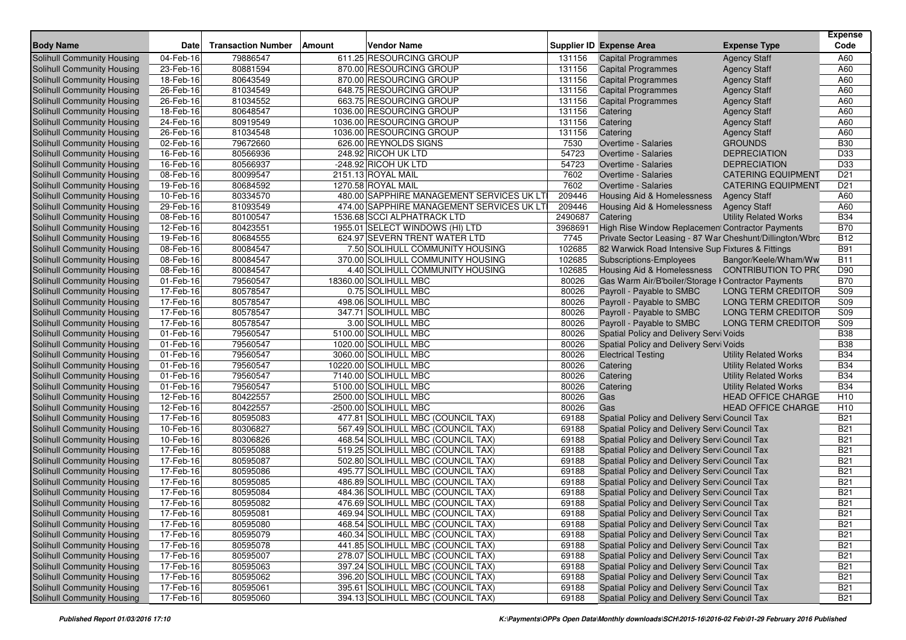| Body Name | Date | Transaction Number | Amount | Vendor Name | Supplier ID | Expense Area | Expense Type | Expense Code |
|---|---|---|---|---|---|---|---|---|
| Solihull Community Housing | 04-Feb-16 | 79886547 | 611.25 | RESOURCING GROUP | 131156 | Capital Programmes | Agency Staff | A60 |
| Solihull Community Housing | 23-Feb-16 | 80881594 | 870.00 | RESOURCING GROUP | 131156 | Capital Programmes | Agency Staff | A60 |
| Solihull Community Housing | 18-Feb-16 | 80643549 | 870.00 | RESOURCING GROUP | 131156 | Capital Programmes | Agency Staff | A60 |
| Solihull Community Housing | 26-Feb-16 | 81034549 | 648.75 | RESOURCING GROUP | 131156 | Capital Programmes | Agency Staff | A60 |
| Solihull Community Housing | 26-Feb-16 | 81034552 | 663.75 | RESOURCING GROUP | 131156 | Capital Programmes | Agency Staff | A60 |
| Solihull Community Housing | 18-Feb-16 | 80648547 | 1036.00 | RESOURCING GROUP | 131156 | Catering | Agency Staff | A60 |
| Solihull Community Housing | 24-Feb-16 | 80919549 | 1036.00 | RESOURCING GROUP | 131156 | Catering | Agency Staff | A60 |
| Solihull Community Housing | 26-Feb-16 | 81034548 | 1036.00 | RESOURCING GROUP | 131156 | Catering | Agency Staff | A60 |
| Solihull Community Housing | 02-Feb-16 | 79672660 | 626.00 | REYNOLDS SIGNS | 7530 | Overtime - Salaries | GROUNDS | B30 |
| Solihull Community Housing | 16-Feb-16 | 80566936 | 248.92 | RICOH UK LTD | 54723 | Overtime - Salaries | DEPRECIATION | D33 |
| Solihull Community Housing | 16-Feb-16 | 80566937 | -248.92 | RICOH UK LTD | 54723 | Overtime - Salaries | DEPRECIATION | D33 |
| Solihull Community Housing | 08-Feb-16 | 80099547 | 2151.13 | ROYAL MAIL | 7602 | Overtime - Salaries | CATERING EQUIPMENT | D21 |
| Solihull Community Housing | 19-Feb-16 | 80684592 | 1270.58 | ROYAL MAIL | 7602 | Overtime - Salaries | CATERING EQUIPMENT | D21 |
| Solihull Community Housing | 10-Feb-16 | 80334570 | 480.00 | SAPPHIRE MANAGEMENT SERVICES UK LTI | 209446 | Housing Aid & Homelessness | Agency Staff | A60 |
| Solihull Community Housing | 29-Feb-16 | 81093549 | 474.00 | SAPPHIRE MANAGEMENT SERVICES UK LTI | 209446 | Housing Aid & Homelessness | Agency Staff | A60 |
| Solihull Community Housing | 08-Feb-16 | 80100547 | 1536.68 | SCCI ALPHATRACK LTD | 2490687 | Catering | Utility Related Works | B34 |
| Solihull Community Housing | 12-Feb-16 | 80423551 | 1955.01 | SELECT WINDOWS (HI) LTD | 3968691 | High Rise Window Replacement | Contractor Payments | B70 |
| Solihull Community Housing | 19-Feb-16 | 80684555 | 624.97 | SEVERN TRENT WATER LTD | 7745 | Private Sector Leasing - 87 War | Cheshunt/Dillington/Wbro | B12 |
| Solihull Community Housing | 08-Feb-16 | 80084547 | 7.50 | SOLIHULL COMMUNITY HOUSING | 102685 | 82 Warwick Road Intensive Sup | Fixtures & Fittings | B91 |
| Solihull Community Housing | 08-Feb-16 | 80084547 | 370.00 | SOLIHULL COMMUNITY HOUSING | 102685 | Subscriptions-Employees | Bangor/Keele/Wham/Ww | B11 |
| Solihull Community Housing | 08-Feb-16 | 80084547 | 4.40 | SOLIHULL COMMUNITY HOUSING | 102685 | Housing Aid & Homelessness | CONTRIBUTION TO PRO | D90 |
| Solihull Community Housing | 01-Feb-16 | 79560547 | 18360.00 | SOLIHULL MBC | 80026 | Gas Warm Air/B'boiler/Storage H | Contractor Payments | B70 |
| Solihull Community Housing | 17-Feb-16 | 80578547 | 0.75 | SOLIHULL MBC | 80026 | Payroll - Payable to SMBC | LONG TERM CREDITOR | S09 |
| Solihull Community Housing | 17-Feb-16 | 80578547 | 498.06 | SOLIHULL MBC | 80026 | Payroll - Payable to SMBC | LONG TERM CREDITOR | S09 |
| Solihull Community Housing | 17-Feb-16 | 80578547 | 347.71 | SOLIHULL MBC | 80026 | Payroll - Payable to SMBC | LONG TERM CREDITOR | S09 |
| Solihull Community Housing | 17-Feb-16 | 80578547 | 3.00 | SOLIHULL MBC | 80026 | Payroll - Payable to SMBC | LONG TERM CREDITOR | S09 |
| Solihull Community Housing | 01-Feb-16 | 79560547 | 5100.00 | SOLIHULL MBC | 80026 | Spatial Policy and Delivery Servi | Voids | B38 |
| Solihull Community Housing | 01-Feb-16 | 79560547 | 1020.00 | SOLIHULL MBC | 80026 | Spatial Policy and Delivery Servi | Voids | B38 |
| Solihull Community Housing | 01-Feb-16 | 79560547 | 3060.00 | SOLIHULL MBC | 80026 | Electrical Testing | Utility Related Works | B34 |
| Solihull Community Housing | 01-Feb-16 | 79560547 | 10220.00 | SOLIHULL MBC | 80026 | Catering | Utility Related Works | B34 |
| Solihull Community Housing | 01-Feb-16 | 79560547 | 7140.00 | SOLIHULL MBC | 80026 | Catering | Utility Related Works | B34 |
| Solihull Community Housing | 01-Feb-16 | 79560547 | 5100.00 | SOLIHULL MBC | 80026 | Catering | Utility Related Works | B34 |
| Solihull Community Housing | 12-Feb-16 | 80422557 | 2500.00 | SOLIHULL MBC | 80026 | Gas | HEAD OFFICE CHARGE | H10 |
| Solihull Community Housing | 12-Feb-16 | 80422557 | -2500.00 | SOLIHULL MBC | 80026 | Gas | HEAD OFFICE CHARGE | H10 |
| Solihull Community Housing | 17-Feb-16 | 80595083 | 477.81 | SOLIHULL MBC (COUNCIL TAX) | 69188 | Spatial Policy and Delivery Servi | Council Tax | B21 |
| Solihull Community Housing | 10-Feb-16 | 80306827 | 567.49 | SOLIHULL MBC (COUNCIL TAX) | 69188 | Spatial Policy and Delivery Servi | Council Tax | B21 |
| Solihull Community Housing | 10-Feb-16 | 80306826 | 468.54 | SOLIHULL MBC (COUNCIL TAX) | 69188 | Spatial Policy and Delivery Servi | Council Tax | B21 |
| Solihull Community Housing | 17-Feb-16 | 80595088 | 519.25 | SOLIHULL MBC (COUNCIL TAX) | 69188 | Spatial Policy and Delivery Servi | Council Tax | B21 |
| Solihull Community Housing | 17-Feb-16 | 80595087 | 502.80 | SOLIHULL MBC (COUNCIL TAX) | 69188 | Spatial Policy and Delivery Servi | Council Tax | B21 |
| Solihull Community Housing | 17-Feb-16 | 80595086 | 495.77 | SOLIHULL MBC (COUNCIL TAX) | 69188 | Spatial Policy and Delivery Servi | Council Tax | B21 |
| Solihull Community Housing | 17-Feb-16 | 80595085 | 486.89 | SOLIHULL MBC (COUNCIL TAX) | 69188 | Spatial Policy and Delivery Servi | Council Tax | B21 |
| Solihull Community Housing | 17-Feb-16 | 80595084 | 484.36 | SOLIHULL MBC (COUNCIL TAX) | 69188 | Spatial Policy and Delivery Servi | Council Tax | B21 |
| Solihull Community Housing | 17-Feb-16 | 80595082 | 476.69 | SOLIHULL MBC (COUNCIL TAX) | 69188 | Spatial Policy and Delivery Servi | Council Tax | B21 |
| Solihull Community Housing | 17-Feb-16 | 80595081 | 469.94 | SOLIHULL MBC (COUNCIL TAX) | 69188 | Spatial Policy and Delivery Servi | Council Tax | B21 |
| Solihull Community Housing | 17-Feb-16 | 80595080 | 468.54 | SOLIHULL MBC (COUNCIL TAX) | 69188 | Spatial Policy and Delivery Servi | Council Tax | B21 |
| Solihull Community Housing | 17-Feb-16 | 80595079 | 460.34 | SOLIHULL MBC (COUNCIL TAX) | 69188 | Spatial Policy and Delivery Servi | Council Tax | B21 |
| Solihull Community Housing | 17-Feb-16 | 80595078 | 441.85 | SOLIHULL MBC (COUNCIL TAX) | 69188 | Spatial Policy and Delivery Servi | Council Tax | B21 |
| Solihull Community Housing | 17-Feb-16 | 80595007 | 278.07 | SOLIHULL MBC (COUNCIL TAX) | 69188 | Spatial Policy and Delivery Servi | Council Tax | B21 |
| Solihull Community Housing | 17-Feb-16 | 80595063 | 397.24 | SOLIHULL MBC (COUNCIL TAX) | 69188 | Spatial Policy and Delivery Servi | Council Tax | B21 |
| Solihull Community Housing | 17-Feb-16 | 80595062 | 396.20 | SOLIHULL MBC (COUNCIL TAX) | 69188 | Spatial Policy and Delivery Servi | Council Tax | B21 |
| Solihull Community Housing | 17-Feb-16 | 80595061 | 395.61 | SOLIHULL MBC (COUNCIL TAX) | 69188 | Spatial Policy and Delivery Servi | Council Tax | B21 |
| Solihull Community Housing | 17-Feb-16 | 80595060 | 394.13 | SOLIHULL MBC (COUNCIL TAX) | 69188 | Spatial Policy and Delivery Servi | Council Tax | B21 |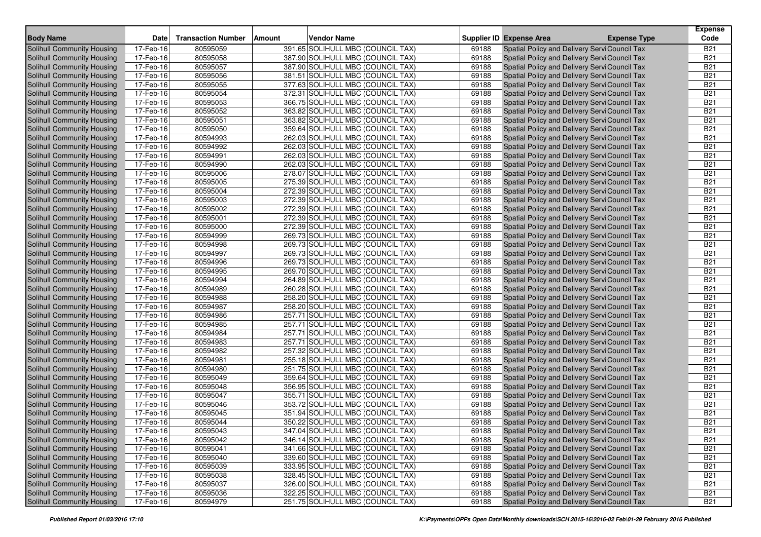| Body Name | Date | Transaction Number | Amount | Vendor Name | Supplier ID | Expense Area | Expense Type | Expense Code |
|---|---|---|---|---|---|---|---|---|
| Solihull Community Housing | 17-Feb-16 | 80595059 | 391.65 | SOLIHULL MBC (COUNCIL TAX) | 69188 | Spatial Policy and Delivery Servi | Council Tax | B21 |
| Solihull Community Housing | 17-Feb-16 | 80595058 | 387.90 | SOLIHULL MBC (COUNCIL TAX) | 69188 | Spatial Policy and Delivery Servi | Council Tax | B21 |
| Solihull Community Housing | 17-Feb-16 | 80595057 | 387.90 | SOLIHULL MBC (COUNCIL TAX) | 69188 | Spatial Policy and Delivery Servi | Council Tax | B21 |
| Solihull Community Housing | 17-Feb-16 | 80595056 | 381.51 | SOLIHULL MBC (COUNCIL TAX) | 69188 | Spatial Policy and Delivery Servi | Council Tax | B21 |
| Solihull Community Housing | 17-Feb-16 | 80595055 | 377.63 | SOLIHULL MBC (COUNCIL TAX) | 69188 | Spatial Policy and Delivery Servi | Council Tax | B21 |
| Solihull Community Housing | 17-Feb-16 | 80595054 | 372.31 | SOLIHULL MBC (COUNCIL TAX) | 69188 | Spatial Policy and Delivery Servi | Council Tax | B21 |
| Solihull Community Housing | 17-Feb-16 | 80595053 | 366.75 | SOLIHULL MBC (COUNCIL TAX) | 69188 | Spatial Policy and Delivery Servi | Council Tax | B21 |
| Solihull Community Housing | 17-Feb-16 | 80595052 | 363.82 | SOLIHULL MBC (COUNCIL TAX) | 69188 | Spatial Policy and Delivery Servi | Council Tax | B21 |
| Solihull Community Housing | 17-Feb-16 | 80595051 | 363.82 | SOLIHULL MBC (COUNCIL TAX) | 69188 | Spatial Policy and Delivery Servi | Council Tax | B21 |
| Solihull Community Housing | 17-Feb-16 | 80595050 | 359.64 | SOLIHULL MBC (COUNCIL TAX) | 69188 | Spatial Policy and Delivery Servi | Council Tax | B21 |
| Solihull Community Housing | 17-Feb-16 | 80594993 | 262.03 | SOLIHULL MBC (COUNCIL TAX) | 69188 | Spatial Policy and Delivery Servi | Council Tax | B21 |
| Solihull Community Housing | 17-Feb-16 | 80594992 | 262.03 | SOLIHULL MBC (COUNCIL TAX) | 69188 | Spatial Policy and Delivery Servi | Council Tax | B21 |
| Solihull Community Housing | 17-Feb-16 | 80594991 | 262.03 | SOLIHULL MBC (COUNCIL TAX) | 69188 | Spatial Policy and Delivery Servi | Council Tax | B21 |
| Solihull Community Housing | 17-Feb-16 | 80594990 | 262.03 | SOLIHULL MBC (COUNCIL TAX) | 69188 | Spatial Policy and Delivery Servi | Council Tax | B21 |
| Solihull Community Housing | 17-Feb-16 | 80595006 | 278.07 | SOLIHULL MBC (COUNCIL TAX) | 69188 | Spatial Policy and Delivery Servi | Council Tax | B21 |
| Solihull Community Housing | 17-Feb-16 | 80595005 | 275.39 | SOLIHULL MBC (COUNCIL TAX) | 69188 | Spatial Policy and Delivery Servi | Council Tax | B21 |
| Solihull Community Housing | 17-Feb-16 | 80595004 | 272.39 | SOLIHULL MBC (COUNCIL TAX) | 69188 | Spatial Policy and Delivery Servi | Council Tax | B21 |
| Solihull Community Housing | 17-Feb-16 | 80595003 | 272.39 | SOLIHULL MBC (COUNCIL TAX) | 69188 | Spatial Policy and Delivery Servi | Council Tax | B21 |
| Solihull Community Housing | 17-Feb-16 | 80595002 | 272.39 | SOLIHULL MBC (COUNCIL TAX) | 69188 | Spatial Policy and Delivery Servi | Council Tax | B21 |
| Solihull Community Housing | 17-Feb-16 | 80595001 | 272.39 | SOLIHULL MBC (COUNCIL TAX) | 69188 | Spatial Policy and Delivery Servi | Council Tax | B21 |
| Solihull Community Housing | 17-Feb-16 | 80595000 | 272.39 | SOLIHULL MBC (COUNCIL TAX) | 69188 | Spatial Policy and Delivery Servi | Council Tax | B21 |
| Solihull Community Housing | 17-Feb-16 | 80594999 | 269.73 | SOLIHULL MBC (COUNCIL TAX) | 69188 | Spatial Policy and Delivery Servi | Council Tax | B21 |
| Solihull Community Housing | 17-Feb-16 | 80594998 | 269.73 | SOLIHULL MBC (COUNCIL TAX) | 69188 | Spatial Policy and Delivery Servi | Council Tax | B21 |
| Solihull Community Housing | 17-Feb-16 | 80594997 | 269.73 | SOLIHULL MBC (COUNCIL TAX) | 69188 | Spatial Policy and Delivery Servi | Council Tax | B21 |
| Solihull Community Housing | 17-Feb-16 | 80594996 | 269.73 | SOLIHULL MBC (COUNCIL TAX) | 69188 | Spatial Policy and Delivery Servi | Council Tax | B21 |
| Solihull Community Housing | 17-Feb-16 | 80594995 | 269.70 | SOLIHULL MBC (COUNCIL TAX) | 69188 | Spatial Policy and Delivery Servi | Council Tax | B21 |
| Solihull Community Housing | 17-Feb-16 | 80594994 | 264.89 | SOLIHULL MBC (COUNCIL TAX) | 69188 | Spatial Policy and Delivery Servi | Council Tax | B21 |
| Solihull Community Housing | 17-Feb-16 | 80594989 | 260.28 | SOLIHULL MBC (COUNCIL TAX) | 69188 | Spatial Policy and Delivery Servi | Council Tax | B21 |
| Solihull Community Housing | 17-Feb-16 | 80594988 | 258.20 | SOLIHULL MBC (COUNCIL TAX) | 69188 | Spatial Policy and Delivery Servi | Council Tax | B21 |
| Solihull Community Housing | 17-Feb-16 | 80594987 | 258.20 | SOLIHULL MBC (COUNCIL TAX) | 69188 | Spatial Policy and Delivery Servi | Council Tax | B21 |
| Solihull Community Housing | 17-Feb-16 | 80594986 | 257.71 | SOLIHULL MBC (COUNCIL TAX) | 69188 | Spatial Policy and Delivery Servi | Council Tax | B21 |
| Solihull Community Housing | 17-Feb-16 | 80594985 | 257.71 | SOLIHULL MBC (COUNCIL TAX) | 69188 | Spatial Policy and Delivery Servi | Council Tax | B21 |
| Solihull Community Housing | 17-Feb-16 | 80594984 | 257.71 | SOLIHULL MBC (COUNCIL TAX) | 69188 | Spatial Policy and Delivery Servi | Council Tax | B21 |
| Solihull Community Housing | 17-Feb-16 | 80594983 | 257.71 | SOLIHULL MBC (COUNCIL TAX) | 69188 | Spatial Policy and Delivery Servi | Council Tax | B21 |
| Solihull Community Housing | 17-Feb-16 | 80594982 | 257.32 | SOLIHULL MBC (COUNCIL TAX) | 69188 | Spatial Policy and Delivery Servi | Council Tax | B21 |
| Solihull Community Housing | 17-Feb-16 | 80594981 | 255.18 | SOLIHULL MBC (COUNCIL TAX) | 69188 | Spatial Policy and Delivery Servi | Council Tax | B21 |
| Solihull Community Housing | 17-Feb-16 | 80594980 | 251.75 | SOLIHULL MBC (COUNCIL TAX) | 69188 | Spatial Policy and Delivery Servi | Council Tax | B21 |
| Solihull Community Housing | 17-Feb-16 | 80595049 | 359.64 | SOLIHULL MBC (COUNCIL TAX) | 69188 | Spatial Policy and Delivery Servi | Council Tax | B21 |
| Solihull Community Housing | 17-Feb-16 | 80595048 | 356.95 | SOLIHULL MBC (COUNCIL TAX) | 69188 | Spatial Policy and Delivery Servi | Council Tax | B21 |
| Solihull Community Housing | 17-Feb-16 | 80595047 | 355.71 | SOLIHULL MBC (COUNCIL TAX) | 69188 | Spatial Policy and Delivery Servi | Council Tax | B21 |
| Solihull Community Housing | 17-Feb-16 | 80595046 | 353.72 | SOLIHULL MBC (COUNCIL TAX) | 69188 | Spatial Policy and Delivery Servi | Council Tax | B21 |
| Solihull Community Housing | 17-Feb-16 | 80595045 | 351.94 | SOLIHULL MBC (COUNCIL TAX) | 69188 | Spatial Policy and Delivery Servi | Council Tax | B21 |
| Solihull Community Housing | 17-Feb-16 | 80595044 | 350.22 | SOLIHULL MBC (COUNCIL TAX) | 69188 | Spatial Policy and Delivery Servi | Council Tax | B21 |
| Solihull Community Housing | 17-Feb-16 | 80595043 | 347.04 | SOLIHULL MBC (COUNCIL TAX) | 69188 | Spatial Policy and Delivery Servi | Council Tax | B21 |
| Solihull Community Housing | 17-Feb-16 | 80595042 | 346.14 | SOLIHULL MBC (COUNCIL TAX) | 69188 | Spatial Policy and Delivery Servi | Council Tax | B21 |
| Solihull Community Housing | 17-Feb-16 | 80595041 | 341.66 | SOLIHULL MBC (COUNCIL TAX) | 69188 | Spatial Policy and Delivery Servi | Council Tax | B21 |
| Solihull Community Housing | 17-Feb-16 | 80595040 | 339.60 | SOLIHULL MBC (COUNCIL TAX) | 69188 | Spatial Policy and Delivery Servi | Council Tax | B21 |
| Solihull Community Housing | 17-Feb-16 | 80595039 | 333.95 | SOLIHULL MBC (COUNCIL TAX) | 69188 | Spatial Policy and Delivery Servi | Council Tax | B21 |
| Solihull Community Housing | 17-Feb-16 | 80595038 | 328.45 | SOLIHULL MBC (COUNCIL TAX) | 69188 | Spatial Policy and Delivery Servi | Council Tax | B21 |
| Solihull Community Housing | 17-Feb-16 | 80595037 | 326.00 | SOLIHULL MBC (COUNCIL TAX) | 69188 | Spatial Policy and Delivery Servi | Council Tax | B21 |
| Solihull Community Housing | 17-Feb-16 | 80595036 | 322.25 | SOLIHULL MBC (COUNCIL TAX) | 69188 | Spatial Policy and Delivery Servi | Council Tax | B21 |
| Solihull Community Housing | 17-Feb-16 | 80594979 | 251.75 | SOLIHULL MBC (COUNCIL TAX) | 69188 | Spatial Policy and Delivery Servi | Council Tax | B21 |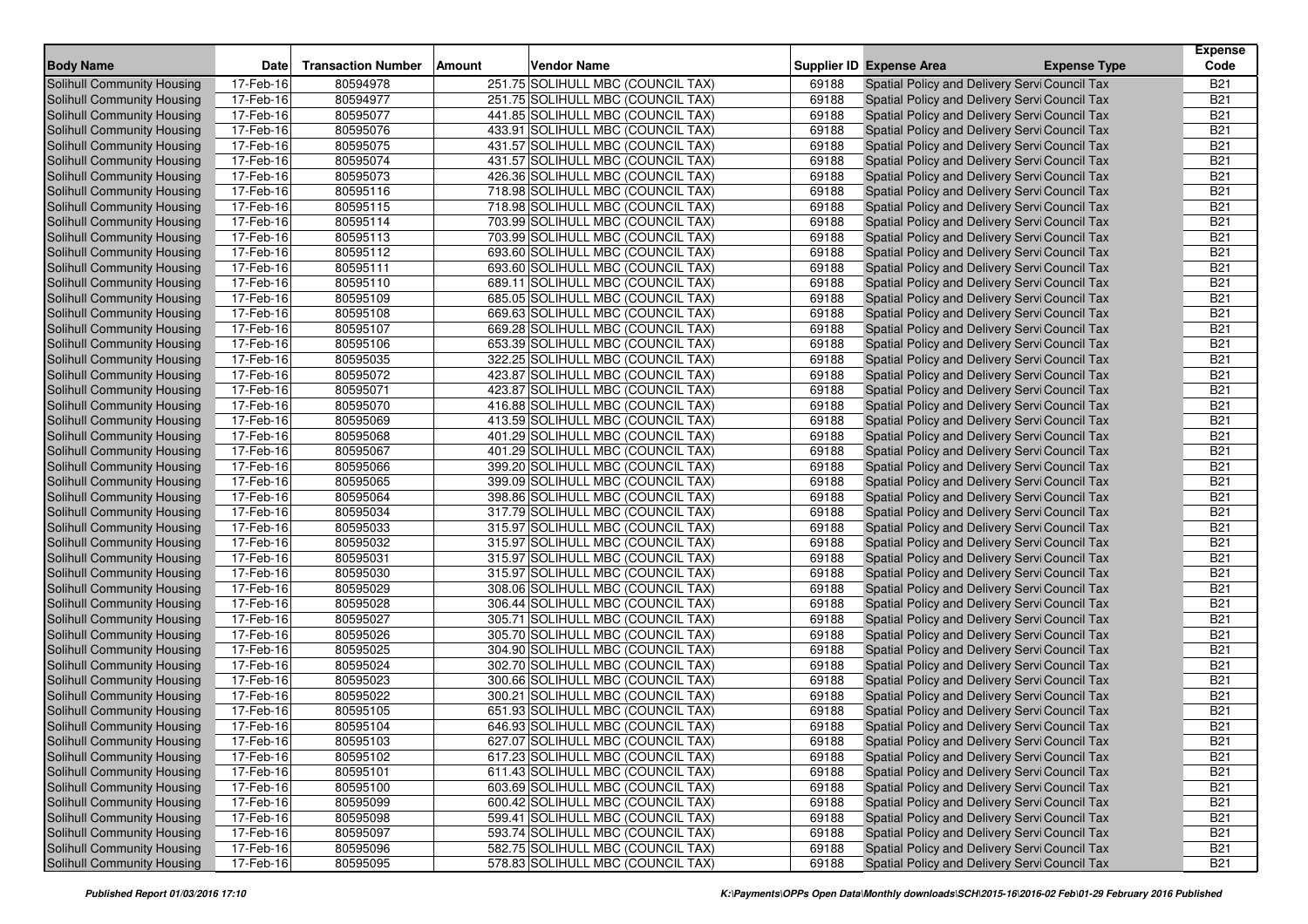| Body Name | Date | Transaction Number | Amount | Vendor Name | Supplier ID | Expense Area | Expense Type | Expense Code |
|---|---|---|---|---|---|---|---|---|
| Solihull Community Housing | 17-Feb-16 | 80594978 | 251.75 | SOLIHULL MBC (COUNCIL TAX) | 69188 | Spatial Policy and Delivery Servi | Council Tax | B21 |
| Solihull Community Housing | 17-Feb-16 | 80594977 | 251.75 | SOLIHULL MBC (COUNCIL TAX) | 69188 | Spatial Policy and Delivery Servi | Council Tax | B21 |
| Solihull Community Housing | 17-Feb-16 | 80595077 | 441.85 | SOLIHULL MBC (COUNCIL TAX) | 69188 | Spatial Policy and Delivery Servi | Council Tax | B21 |
| Solihull Community Housing | 17-Feb-16 | 80595076 | 433.91 | SOLIHULL MBC (COUNCIL TAX) | 69188 | Spatial Policy and Delivery Servi | Council Tax | B21 |
| Solihull Community Housing | 17-Feb-16 | 80595075 | 431.57 | SOLIHULL MBC (COUNCIL TAX) | 69188 | Spatial Policy and Delivery Servi | Council Tax | B21 |
| Solihull Community Housing | 17-Feb-16 | 80595074 | 431.57 | SOLIHULL MBC (COUNCIL TAX) | 69188 | Spatial Policy and Delivery Servi | Council Tax | B21 |
| Solihull Community Housing | 17-Feb-16 | 80595073 | 426.36 | SOLIHULL MBC (COUNCIL TAX) | 69188 | Spatial Policy and Delivery Servi | Council Tax | B21 |
| Solihull Community Housing | 17-Feb-16 | 80595116 | 718.98 | SOLIHULL MBC (COUNCIL TAX) | 69188 | Spatial Policy and Delivery Servi | Council Tax | B21 |
| Solihull Community Housing | 17-Feb-16 | 80595115 | 718.98 | SOLIHULL MBC (COUNCIL TAX) | 69188 | Spatial Policy and Delivery Servi | Council Tax | B21 |
| Solihull Community Housing | 17-Feb-16 | 80595114 | 703.99 | SOLIHULL MBC (COUNCIL TAX) | 69188 | Spatial Policy and Delivery Servi | Council Tax | B21 |
| Solihull Community Housing | 17-Feb-16 | 80595113 | 703.99 | SOLIHULL MBC (COUNCIL TAX) | 69188 | Spatial Policy and Delivery Servi | Council Tax | B21 |
| Solihull Community Housing | 17-Feb-16 | 80595112 | 693.60 | SOLIHULL MBC (COUNCIL TAX) | 69188 | Spatial Policy and Delivery Servi | Council Tax | B21 |
| Solihull Community Housing | 17-Feb-16 | 80595111 | 693.60 | SOLIHULL MBC (COUNCIL TAX) | 69188 | Spatial Policy and Delivery Servi | Council Tax | B21 |
| Solihull Community Housing | 17-Feb-16 | 80595110 | 689.11 | SOLIHULL MBC (COUNCIL TAX) | 69188 | Spatial Policy and Delivery Servi | Council Tax | B21 |
| Solihull Community Housing | 17-Feb-16 | 80595109 | 685.05 | SOLIHULL MBC (COUNCIL TAX) | 69188 | Spatial Policy and Delivery Servi | Council Tax | B21 |
| Solihull Community Housing | 17-Feb-16 | 80595108 | 669.63 | SOLIHULL MBC (COUNCIL TAX) | 69188 | Spatial Policy and Delivery Servi | Council Tax | B21 |
| Solihull Community Housing | 17-Feb-16 | 80595107 | 669.28 | SOLIHULL MBC (COUNCIL TAX) | 69188 | Spatial Policy and Delivery Servi | Council Tax | B21 |
| Solihull Community Housing | 17-Feb-16 | 80595106 | 653.39 | SOLIHULL MBC (COUNCIL TAX) | 69188 | Spatial Policy and Delivery Servi | Council Tax | B21 |
| Solihull Community Housing | 17-Feb-16 | 80595035 | 322.25 | SOLIHULL MBC (COUNCIL TAX) | 69188 | Spatial Policy and Delivery Servi | Council Tax | B21 |
| Solihull Community Housing | 17-Feb-16 | 80595072 | 423.87 | SOLIHULL MBC (COUNCIL TAX) | 69188 | Spatial Policy and Delivery Servi | Council Tax | B21 |
| Solihull Community Housing | 17-Feb-16 | 80595071 | 423.87 | SOLIHULL MBC (COUNCIL TAX) | 69188 | Spatial Policy and Delivery Servi | Council Tax | B21 |
| Solihull Community Housing | 17-Feb-16 | 80595070 | 416.88 | SOLIHULL MBC (COUNCIL TAX) | 69188 | Spatial Policy and Delivery Servi | Council Tax | B21 |
| Solihull Community Housing | 17-Feb-16 | 80595069 | 413.59 | SOLIHULL MBC (COUNCIL TAX) | 69188 | Spatial Policy and Delivery Servi | Council Tax | B21 |
| Solihull Community Housing | 17-Feb-16 | 80595068 | 401.29 | SOLIHULL MBC (COUNCIL TAX) | 69188 | Spatial Policy and Delivery Servi | Council Tax | B21 |
| Solihull Community Housing | 17-Feb-16 | 80595067 | 401.29 | SOLIHULL MBC (COUNCIL TAX) | 69188 | Spatial Policy and Delivery Servi | Council Tax | B21 |
| Solihull Community Housing | 17-Feb-16 | 80595066 | 399.20 | SOLIHULL MBC (COUNCIL TAX) | 69188 | Spatial Policy and Delivery Servi | Council Tax | B21 |
| Solihull Community Housing | 17-Feb-16 | 80595065 | 399.09 | SOLIHULL MBC (COUNCIL TAX) | 69188 | Spatial Policy and Delivery Servi | Council Tax | B21 |
| Solihull Community Housing | 17-Feb-16 | 80595064 | 398.86 | SOLIHULL MBC (COUNCIL TAX) | 69188 | Spatial Policy and Delivery Servi | Council Tax | B21 |
| Solihull Community Housing | 17-Feb-16 | 80595034 | 317.79 | SOLIHULL MBC (COUNCIL TAX) | 69188 | Spatial Policy and Delivery Servi | Council Tax | B21 |
| Solihull Community Housing | 17-Feb-16 | 80595033 | 315.97 | SOLIHULL MBC (COUNCIL TAX) | 69188 | Spatial Policy and Delivery Servi | Council Tax | B21 |
| Solihull Community Housing | 17-Feb-16 | 80595032 | 315.97 | SOLIHULL MBC (COUNCIL TAX) | 69188 | Spatial Policy and Delivery Servi | Council Tax | B21 |
| Solihull Community Housing | 17-Feb-16 | 80595031 | 315.97 | SOLIHULL MBC (COUNCIL TAX) | 69188 | Spatial Policy and Delivery Servi | Council Tax | B21 |
| Solihull Community Housing | 17-Feb-16 | 80595030 | 315.97 | SOLIHULL MBC (COUNCIL TAX) | 69188 | Spatial Policy and Delivery Servi | Council Tax | B21 |
| Solihull Community Housing | 17-Feb-16 | 80595029 | 308.06 | SOLIHULL MBC (COUNCIL TAX) | 69188 | Spatial Policy and Delivery Servi | Council Tax | B21 |
| Solihull Community Housing | 17-Feb-16 | 80595028 | 306.44 | SOLIHULL MBC (COUNCIL TAX) | 69188 | Spatial Policy and Delivery Servi | Council Tax | B21 |
| Solihull Community Housing | 17-Feb-16 | 80595027 | 305.71 | SOLIHULL MBC (COUNCIL TAX) | 69188 | Spatial Policy and Delivery Servi | Council Tax | B21 |
| Solihull Community Housing | 17-Feb-16 | 80595026 | 305.70 | SOLIHULL MBC (COUNCIL TAX) | 69188 | Spatial Policy and Delivery Servi | Council Tax | B21 |
| Solihull Community Housing | 17-Feb-16 | 80595025 | 304.90 | SOLIHULL MBC (COUNCIL TAX) | 69188 | Spatial Policy and Delivery Servi | Council Tax | B21 |
| Solihull Community Housing | 17-Feb-16 | 80595024 | 302.70 | SOLIHULL MBC (COUNCIL TAX) | 69188 | Spatial Policy and Delivery Servi | Council Tax | B21 |
| Solihull Community Housing | 17-Feb-16 | 80595023 | 300.66 | SOLIHULL MBC (COUNCIL TAX) | 69188 | Spatial Policy and Delivery Servi | Council Tax | B21 |
| Solihull Community Housing | 17-Feb-16 | 80595022 | 300.21 | SOLIHULL MBC (COUNCIL TAX) | 69188 | Spatial Policy and Delivery Servi | Council Tax | B21 |
| Solihull Community Housing | 17-Feb-16 | 80595105 | 651.93 | SOLIHULL MBC (COUNCIL TAX) | 69188 | Spatial Policy and Delivery Servi | Council Tax | B21 |
| Solihull Community Housing | 17-Feb-16 | 80595104 | 646.93 | SOLIHULL MBC (COUNCIL TAX) | 69188 | Spatial Policy and Delivery Servi | Council Tax | B21 |
| Solihull Community Housing | 17-Feb-16 | 80595103 | 627.07 | SOLIHULL MBC (COUNCIL TAX) | 69188 | Spatial Policy and Delivery Servi | Council Tax | B21 |
| Solihull Community Housing | 17-Feb-16 | 80595102 | 617.23 | SOLIHULL MBC (COUNCIL TAX) | 69188 | Spatial Policy and Delivery Servi | Council Tax | B21 |
| Solihull Community Housing | 17-Feb-16 | 80595101 | 611.43 | SOLIHULL MBC (COUNCIL TAX) | 69188 | Spatial Policy and Delivery Servi | Council Tax | B21 |
| Solihull Community Housing | 17-Feb-16 | 80595100 | 603.69 | SOLIHULL MBC (COUNCIL TAX) | 69188 | Spatial Policy and Delivery Servi | Council Tax | B21 |
| Solihull Community Housing | 17-Feb-16 | 80595099 | 600.42 | SOLIHULL MBC (COUNCIL TAX) | 69188 | Spatial Policy and Delivery Servi | Council Tax | B21 |
| Solihull Community Housing | 17-Feb-16 | 80595098 | 599.41 | SOLIHULL MBC (COUNCIL TAX) | 69188 | Spatial Policy and Delivery Servi | Council Tax | B21 |
| Solihull Community Housing | 17-Feb-16 | 80595097 | 593.74 | SOLIHULL MBC (COUNCIL TAX) | 69188 | Spatial Policy and Delivery Servi | Council Tax | B21 |
| Solihull Community Housing | 17-Feb-16 | 80595096 | 582.75 | SOLIHULL MBC (COUNCIL TAX) | 69188 | Spatial Policy and Delivery Servi | Council Tax | B21 |
| Solihull Community Housing | 17-Feb-16 | 80595095 | 578.83 | SOLIHULL MBC (COUNCIL TAX) | 69188 | Spatial Policy and Delivery Servi | Council Tax | B21 |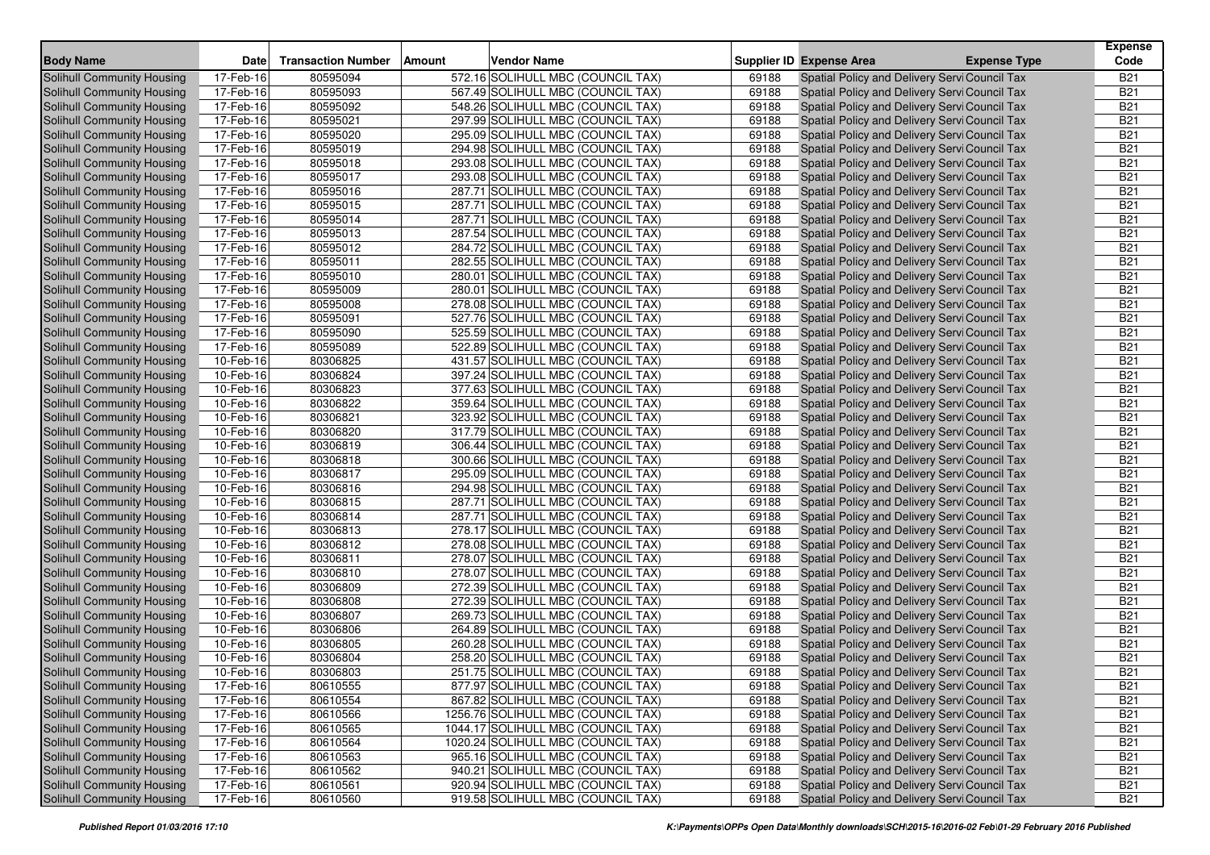| Body Name | Date | Transaction Number | Amount | Vendor Name | Supplier ID | Expense Area | Expense Type | Expense Code |
|---|---|---|---|---|---|---|---|---|
| Solihull Community Housing | 17-Feb-16 | 80595094 | 572.16 | SOLIHULL MBC (COUNCIL TAX) | 69188 | Spatial Policy and Delivery Servi | Council Tax | B21 |
| Solihull Community Housing | 17-Feb-16 | 80595093 | 567.49 | SOLIHULL MBC (COUNCIL TAX) | 69188 | Spatial Policy and Delivery Servi | Council Tax | B21 |
| Solihull Community Housing | 17-Feb-16 | 80595092 | 548.26 | SOLIHULL MBC (COUNCIL TAX) | 69188 | Spatial Policy and Delivery Servi | Council Tax | B21 |
| Solihull Community Housing | 17-Feb-16 | 80595021 | 297.99 | SOLIHULL MBC (COUNCIL TAX) | 69188 | Spatial Policy and Delivery Servi | Council Tax | B21 |
| Solihull Community Housing | 17-Feb-16 | 80595020 | 295.09 | SOLIHULL MBC (COUNCIL TAX) | 69188 | Spatial Policy and Delivery Servi | Council Tax | B21 |
| Solihull Community Housing | 17-Feb-16 | 80595019 | 294.98 | SOLIHULL MBC (COUNCIL TAX) | 69188 | Spatial Policy and Delivery Servi | Council Tax | B21 |
| Solihull Community Housing | 17-Feb-16 | 80595018 | 293.08 | SOLIHULL MBC (COUNCIL TAX) | 69188 | Spatial Policy and Delivery Servi | Council Tax | B21 |
| Solihull Community Housing | 17-Feb-16 | 80595017 | 293.08 | SOLIHULL MBC (COUNCIL TAX) | 69188 | Spatial Policy and Delivery Servi | Council Tax | B21 |
| Solihull Community Housing | 17-Feb-16 | 80595016 | 287.71 | SOLIHULL MBC (COUNCIL TAX) | 69188 | Spatial Policy and Delivery Servi | Council Tax | B21 |
| Solihull Community Housing | 17-Feb-16 | 80595015 | 287.71 | SOLIHULL MBC (COUNCIL TAX) | 69188 | Spatial Policy and Delivery Servi | Council Tax | B21 |
| Solihull Community Housing | 17-Feb-16 | 80595014 | 287.71 | SOLIHULL MBC (COUNCIL TAX) | 69188 | Spatial Policy and Delivery Servi | Council Tax | B21 |
| Solihull Community Housing | 17-Feb-16 | 80595013 | 287.54 | SOLIHULL MBC (COUNCIL TAX) | 69188 | Spatial Policy and Delivery Servi | Council Tax | B21 |
| Solihull Community Housing | 17-Feb-16 | 80595012 | 284.72 | SOLIHULL MBC (COUNCIL TAX) | 69188 | Spatial Policy and Delivery Servi | Council Tax | B21 |
| Solihull Community Housing | 17-Feb-16 | 80595011 | 282.55 | SOLIHULL MBC (COUNCIL TAX) | 69188 | Spatial Policy and Delivery Servi | Council Tax | B21 |
| Solihull Community Housing | 17-Feb-16 | 80595010 | 280.01 | SOLIHULL MBC (COUNCIL TAX) | 69188 | Spatial Policy and Delivery Servi | Council Tax | B21 |
| Solihull Community Housing | 17-Feb-16 | 80595009 | 280.01 | SOLIHULL MBC (COUNCIL TAX) | 69188 | Spatial Policy and Delivery Servi | Council Tax | B21 |
| Solihull Community Housing | 17-Feb-16 | 80595008 | 278.08 | SOLIHULL MBC (COUNCIL TAX) | 69188 | Spatial Policy and Delivery Servi | Council Tax | B21 |
| Solihull Community Housing | 17-Feb-16 | 80595091 | 527.76 | SOLIHULL MBC (COUNCIL TAX) | 69188 | Spatial Policy and Delivery Servi | Council Tax | B21 |
| Solihull Community Housing | 17-Feb-16 | 80595090 | 525.59 | SOLIHULL MBC (COUNCIL TAX) | 69188 | Spatial Policy and Delivery Servi | Council Tax | B21 |
| Solihull Community Housing | 17-Feb-16 | 80595089 | 522.89 | SOLIHULL MBC (COUNCIL TAX) | 69188 | Spatial Policy and Delivery Servi | Council Tax | B21 |
| Solihull Community Housing | 10-Feb-16 | 80306825 | 431.57 | SOLIHULL MBC (COUNCIL TAX) | 69188 | Spatial Policy and Delivery Servi | Council Tax | B21 |
| Solihull Community Housing | 10-Feb-16 | 80306824 | 397.24 | SOLIHULL MBC (COUNCIL TAX) | 69188 | Spatial Policy and Delivery Servi | Council Tax | B21 |
| Solihull Community Housing | 10-Feb-16 | 80306823 | 377.63 | SOLIHULL MBC (COUNCIL TAX) | 69188 | Spatial Policy and Delivery Servi | Council Tax | B21 |
| Solihull Community Housing | 10-Feb-16 | 80306822 | 359.64 | SOLIHULL MBC (COUNCIL TAX) | 69188 | Spatial Policy and Delivery Servi | Council Tax | B21 |
| Solihull Community Housing | 10-Feb-16 | 80306821 | 323.92 | SOLIHULL MBC (COUNCIL TAX) | 69188 | Spatial Policy and Delivery Servi | Council Tax | B21 |
| Solihull Community Housing | 10-Feb-16 | 80306820 | 317.79 | SOLIHULL MBC (COUNCIL TAX) | 69188 | Spatial Policy and Delivery Servi | Council Tax | B21 |
| Solihull Community Housing | 10-Feb-16 | 80306819 | 306.44 | SOLIHULL MBC (COUNCIL TAX) | 69188 | Spatial Policy and Delivery Servi | Council Tax | B21 |
| Solihull Community Housing | 10-Feb-16 | 80306818 | 300.66 | SOLIHULL MBC (COUNCIL TAX) | 69188 | Spatial Policy and Delivery Servi | Council Tax | B21 |
| Solihull Community Housing | 10-Feb-16 | 80306817 | 295.09 | SOLIHULL MBC (COUNCIL TAX) | 69188 | Spatial Policy and Delivery Servi | Council Tax | B21 |
| Solihull Community Housing | 10-Feb-16 | 80306816 | 294.98 | SOLIHULL MBC (COUNCIL TAX) | 69188 | Spatial Policy and Delivery Servi | Council Tax | B21 |
| Solihull Community Housing | 10-Feb-16 | 80306815 | 287.71 | SOLIHULL MBC (COUNCIL TAX) | 69188 | Spatial Policy and Delivery Servi | Council Tax | B21 |
| Solihull Community Housing | 10-Feb-16 | 80306814 | 287.71 | SOLIHULL MBC (COUNCIL TAX) | 69188 | Spatial Policy and Delivery Servi | Council Tax | B21 |
| Solihull Community Housing | 10-Feb-16 | 80306813 | 278.17 | SOLIHULL MBC (COUNCIL TAX) | 69188 | Spatial Policy and Delivery Servi | Council Tax | B21 |
| Solihull Community Housing | 10-Feb-16 | 80306812 | 278.08 | SOLIHULL MBC (COUNCIL TAX) | 69188 | Spatial Policy and Delivery Servi | Council Tax | B21 |
| Solihull Community Housing | 10-Feb-16 | 80306811 | 278.07 | SOLIHULL MBC (COUNCIL TAX) | 69188 | Spatial Policy and Delivery Servi | Council Tax | B21 |
| Solihull Community Housing | 10-Feb-16 | 80306810 | 278.07 | SOLIHULL MBC (COUNCIL TAX) | 69188 | Spatial Policy and Delivery Servi | Council Tax | B21 |
| Solihull Community Housing | 10-Feb-16 | 80306809 | 272.39 | SOLIHULL MBC (COUNCIL TAX) | 69188 | Spatial Policy and Delivery Servi | Council Tax | B21 |
| Solihull Community Housing | 10-Feb-16 | 80306808 | 272.39 | SOLIHULL MBC (COUNCIL TAX) | 69188 | Spatial Policy and Delivery Servi | Council Tax | B21 |
| Solihull Community Housing | 10-Feb-16 | 80306807 | 269.73 | SOLIHULL MBC (COUNCIL TAX) | 69188 | Spatial Policy and Delivery Servi | Council Tax | B21 |
| Solihull Community Housing | 10-Feb-16 | 80306806 | 264.89 | SOLIHULL MBC (COUNCIL TAX) | 69188 | Spatial Policy and Delivery Servi | Council Tax | B21 |
| Solihull Community Housing | 10-Feb-16 | 80306805 | 260.28 | SOLIHULL MBC (COUNCIL TAX) | 69188 | Spatial Policy and Delivery Servi | Council Tax | B21 |
| Solihull Community Housing | 10-Feb-16 | 80306804 | 258.20 | SOLIHULL MBC (COUNCIL TAX) | 69188 | Spatial Policy and Delivery Servi | Council Tax | B21 |
| Solihull Community Housing | 10-Feb-16 | 80306803 | 251.75 | SOLIHULL MBC (COUNCIL TAX) | 69188 | Spatial Policy and Delivery Servi | Council Tax | B21 |
| Solihull Community Housing | 17-Feb-16 | 80610555 | 877.97 | SOLIHULL MBC (COUNCIL TAX) | 69188 | Spatial Policy and Delivery Servi | Council Tax | B21 |
| Solihull Community Housing | 17-Feb-16 | 80610554 | 867.82 | SOLIHULL MBC (COUNCIL TAX) | 69188 | Spatial Policy and Delivery Servi | Council Tax | B21 |
| Solihull Community Housing | 17-Feb-16 | 80610566 | 1256.76 | SOLIHULL MBC (COUNCIL TAX) | 69188 | Spatial Policy and Delivery Servi | Council Tax | B21 |
| Solihull Community Housing | 17-Feb-16 | 80610565 | 1044.17 | SOLIHULL MBC (COUNCIL TAX) | 69188 | Spatial Policy and Delivery Servi | Council Tax | B21 |
| Solihull Community Housing | 17-Feb-16 | 80610564 | 1020.24 | SOLIHULL MBC (COUNCIL TAX) | 69188 | Spatial Policy and Delivery Servi | Council Tax | B21 |
| Solihull Community Housing | 17-Feb-16 | 80610563 | 965.16 | SOLIHULL MBC (COUNCIL TAX) | 69188 | Spatial Policy and Delivery Servi | Council Tax | B21 |
| Solihull Community Housing | 17-Feb-16 | 80610562 | 940.21 | SOLIHULL MBC (COUNCIL TAX) | 69188 | Spatial Policy and Delivery Servi | Council Tax | B21 |
| Solihull Community Housing | 17-Feb-16 | 80610561 | 920.94 | SOLIHULL MBC (COUNCIL TAX) | 69188 | Spatial Policy and Delivery Servi | Council Tax | B21 |
| Solihull Community Housing | 17-Feb-16 | 80610560 | 919.58 | SOLIHULL MBC (COUNCIL TAX) | 69188 | Spatial Policy and Delivery Servi | Council Tax | B21 |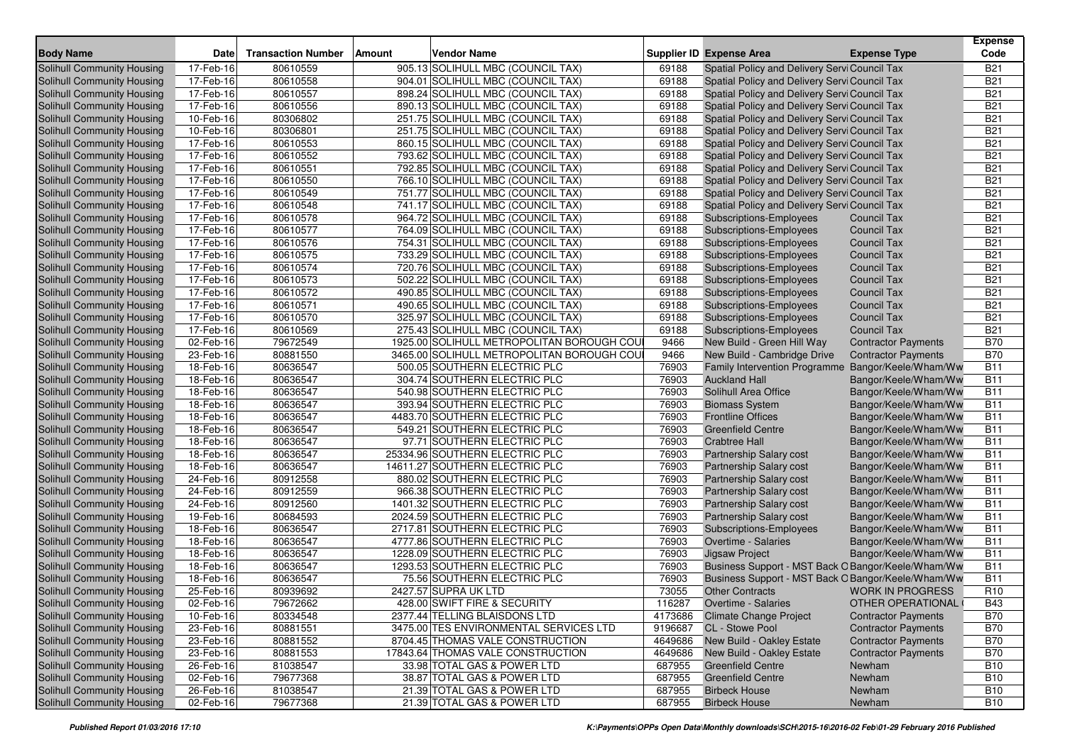| Body Name | Date | Transaction Number | Amount | Vendor Name | Supplier ID | Expense Area | Expense Type | Expense Code |
|---|---|---|---|---|---|---|---|---|
| Solihull Community Housing | 17-Feb-16 | 80610559 | 905.13 | SOLIHULL MBC (COUNCIL TAX) | 69188 | Spatial Policy and Delivery Servi | Council Tax | B21 |
| Solihull Community Housing | 17-Feb-16 | 80610558 | 904.01 | SOLIHULL MBC (COUNCIL TAX) | 69188 | Spatial Policy and Delivery Servi | Council Tax | B21 |
| Solihull Community Housing | 17-Feb-16 | 80610557 | 898.24 | SOLIHULL MBC (COUNCIL TAX) | 69188 | Spatial Policy and Delivery Servi | Council Tax | B21 |
| Solihull Community Housing | 17-Feb-16 | 80610556 | 890.13 | SOLIHULL MBC (COUNCIL TAX) | 69188 | Spatial Policy and Delivery Servi | Council Tax | B21 |
| Solihull Community Housing | 10-Feb-16 | 80306802 | 251.75 | SOLIHULL MBC (COUNCIL TAX) | 69188 | Spatial Policy and Delivery Servi | Council Tax | B21 |
| Solihull Community Housing | 10-Feb-16 | 80306801 | 251.75 | SOLIHULL MBC (COUNCIL TAX) | 69188 | Spatial Policy and Delivery Servi | Council Tax | B21 |
| Solihull Community Housing | 17-Feb-16 | 80610553 | 860.15 | SOLIHULL MBC (COUNCIL TAX) | 69188 | Spatial Policy and Delivery Servi | Council Tax | B21 |
| Solihull Community Housing | 17-Feb-16 | 80610552 | 793.62 | SOLIHULL MBC (COUNCIL TAX) | 69188 | Spatial Policy and Delivery Servi | Council Tax | B21 |
| Solihull Community Housing | 17-Feb-16 | 80610551 | 792.85 | SOLIHULL MBC (COUNCIL TAX) | 69188 | Spatial Policy and Delivery Servi | Council Tax | B21 |
| Solihull Community Housing | 17-Feb-16 | 80610550 | 766.10 | SOLIHULL MBC (COUNCIL TAX) | 69188 | Spatial Policy and Delivery Servi | Council Tax | B21 |
| Solihull Community Housing | 17-Feb-16 | 80610549 | 751.77 | SOLIHULL MBC (COUNCIL TAX) | 69188 | Spatial Policy and Delivery Servi | Council Tax | B21 |
| Solihull Community Housing | 17-Feb-16 | 80610548 | 741.17 | SOLIHULL MBC (COUNCIL TAX) | 69188 | Spatial Policy and Delivery Servi | Council Tax | B21 |
| Solihull Community Housing | 17-Feb-16 | 80610578 | 964.72 | SOLIHULL MBC (COUNCIL TAX) | 69188 | Subscriptions-Employees | Council Tax | B21 |
| Solihull Community Housing | 17-Feb-16 | 80610577 | 764.09 | SOLIHULL MBC (COUNCIL TAX) | 69188 | Subscriptions-Employees | Council Tax | B21 |
| Solihull Community Housing | 17-Feb-16 | 80610576 | 754.31 | SOLIHULL MBC (COUNCIL TAX) | 69188 | Subscriptions-Employees | Council Tax | B21 |
| Solihull Community Housing | 17-Feb-16 | 80610575 | 733.29 | SOLIHULL MBC (COUNCIL TAX) | 69188 | Subscriptions-Employees | Council Tax | B21 |
| Solihull Community Housing | 17-Feb-16 | 80610574 | 720.76 | SOLIHULL MBC (COUNCIL TAX) | 69188 | Subscriptions-Employees | Council Tax | B21 |
| Solihull Community Housing | 17-Feb-16 | 80610573 | 502.22 | SOLIHULL MBC (COUNCIL TAX) | 69188 | Subscriptions-Employees | Council Tax | B21 |
| Solihull Community Housing | 17-Feb-16 | 80610572 | 490.85 | SOLIHULL MBC (COUNCIL TAX) | 69188 | Subscriptions-Employees | Council Tax | B21 |
| Solihull Community Housing | 17-Feb-16 | 80610571 | 490.65 | SOLIHULL MBC (COUNCIL TAX) | 69188 | Subscriptions-Employees | Council Tax | B21 |
| Solihull Community Housing | 17-Feb-16 | 80610570 | 325.97 | SOLIHULL MBC (COUNCIL TAX) | 69188 | Subscriptions-Employees | Council Tax | B21 |
| Solihull Community Housing | 17-Feb-16 | 80610569 | 275.43 | SOLIHULL MBC (COUNCIL TAX) | 69188 | Subscriptions-Employees | Council Tax | B21 |
| Solihull Community Housing | 02-Feb-16 | 79672549 | 1925.00 | SOLIHULL METROPOLITAN BOROUGH COU | 9466 | New Build - Green Hill Way | Contractor Payments | B70 |
| Solihull Community Housing | 23-Feb-16 | 80881550 | 3465.00 | SOLIHULL METROPOLITAN BOROUGH COU | 9466 | New Build - Cambridge Drive | Contractor Payments | B70 |
| Solihull Community Housing | 18-Feb-16 | 80636547 | 500.05 | SOUTHERN ELECTRIC PLC | 76903 | Family Intervention Programme | Bangor/Keele/Wham/Ww | B11 |
| Solihull Community Housing | 18-Feb-16 | 80636547 | 304.74 | SOUTHERN ELECTRIC PLC | 76903 | Auckland Hall | Bangor/Keele/Wham/Ww | B11 |
| Solihull Community Housing | 18-Feb-16 | 80636547 | 540.98 | SOUTHERN ELECTRIC PLC | 76903 | Solihull Area Office | Bangor/Keele/Wham/Ww | B11 |
| Solihull Community Housing | 18-Feb-16 | 80636547 | 393.94 | SOUTHERN ELECTRIC PLC | 76903 | Biomass System | Bangor/Keele/Wham/Ww | B11 |
| Solihull Community Housing | 18-Feb-16 | 80636547 | 4483.70 | SOUTHERN ELECTRIC PLC | 76903 | Frontline Offices | Bangor/Keele/Wham/Ww | B11 |
| Solihull Community Housing | 18-Feb-16 | 80636547 | 549.21 | SOUTHERN ELECTRIC PLC | 76903 | Greenfield Centre | Bangor/Keele/Wham/Ww | B11 |
| Solihull Community Housing | 18-Feb-16 | 80636547 | 97.71 | SOUTHERN ELECTRIC PLC | 76903 | Crabtree Hall | Bangor/Keele/Wham/Ww | B11 |
| Solihull Community Housing | 18-Feb-16 | 80636547 | 25334.96 | SOUTHERN ELECTRIC PLC | 76903 | Partnership Salary cost | Bangor/Keele/Wham/Ww | B11 |
| Solihull Community Housing | 18-Feb-16 | 80636547 | 14611.27 | SOUTHERN ELECTRIC PLC | 76903 | Partnership Salary cost | Bangor/Keele/Wham/Ww | B11 |
| Solihull Community Housing | 24-Feb-16 | 80912558 | 880.02 | SOUTHERN ELECTRIC PLC | 76903 | Partnership Salary cost | Bangor/Keele/Wham/Ww | B11 |
| Solihull Community Housing | 24-Feb-16 | 80912559 | 966.38 | SOUTHERN ELECTRIC PLC | 76903 | Partnership Salary cost | Bangor/Keele/Wham/Ww | B11 |
| Solihull Community Housing | 24-Feb-16 | 80912560 | 1401.32 | SOUTHERN ELECTRIC PLC | 76903 | Partnership Salary cost | Bangor/Keele/Wham/Ww | B11 |
| Solihull Community Housing | 19-Feb-16 | 80684593 | 2024.59 | SOUTHERN ELECTRIC PLC | 76903 | Partnership Salary cost | Bangor/Keele/Wham/Ww | B11 |
| Solihull Community Housing | 18-Feb-16 | 80636547 | 2717.81 | SOUTHERN ELECTRIC PLC | 76903 | Subscriptions-Employees | Bangor/Keele/Wham/Ww | B11 |
| Solihull Community Housing | 18-Feb-16 | 80636547 | 4777.86 | SOUTHERN ELECTRIC PLC | 76903 | Overtime - Salaries | Bangor/Keele/Wham/Ww | B11 |
| Solihull Community Housing | 18-Feb-16 | 80636547 | 1228.09 | SOUTHERN ELECTRIC PLC | 76903 | Jigsaw Project | Bangor/Keele/Wham/Ww | B11 |
| Solihull Community Housing | 18-Feb-16 | 80636547 | 1293.53 | SOUTHERN ELECTRIC PLC | 76903 | Business Support - MST Back O | Bangor/Keele/Wham/Ww | B11 |
| Solihull Community Housing | 18-Feb-16 | 80636547 | 75.56 | SOUTHERN ELECTRIC PLC | 76903 | Business Support - MST Back O | Bangor/Keele/Wham/Ww | B11 |
| Solihull Community Housing | 25-Feb-16 | 80939692 | 2427.57 | SUPRA UK LTD | 73055 | Other Contracts | WORK IN PROGRESS | R10 |
| Solihull Community Housing | 02-Feb-16 | 79672662 | 428.00 | SWIFT FIRE & SECURITY | 116287 | Overtime - Salaries | OTHER OPERATIONAL | B43 |
| Solihull Community Housing | 10-Feb-16 | 80334548 | 2377.44 | TELLING BLAISDONS LTD | 4173686 | Climate Change Project | Contractor Payments | B70 |
| Solihull Community Housing | 23-Feb-16 | 80881551 | 3475.00 | TES ENVIRONMENTAL SERVICES LTD | 9196687 | CL - Stowe Pool | Contractor Payments | B70 |
| Solihull Community Housing | 23-Feb-16 | 80881552 | 8704.45 | THOMAS VALE CONSTRUCTION | 4649686 | New Build - Oakley Estate | Contractor Payments | B70 |
| Solihull Community Housing | 23-Feb-16 | 80881553 | 17843.64 | THOMAS VALE CONSTRUCTION | 4649686 | New Build - Oakley Estate | Contractor Payments | B70 |
| Solihull Community Housing | 26-Feb-16 | 81038547 | 33.98 | TOTAL GAS & POWER LTD | 687955 | Greenfield Centre | Newham | B10 |
| Solihull Community Housing | 02-Feb-16 | 79677368 | 38.87 | TOTAL GAS & POWER LTD | 687955 | Greenfield Centre | Newham | B10 |
| Solihull Community Housing | 26-Feb-16 | 81038547 | 21.39 | TOTAL GAS & POWER LTD | 687955 | Birbeck House | Newham | B10 |
| Solihull Community Housing | 02-Feb-16 | 79677368 | 21.39 | TOTAL GAS & POWER LTD | 687955 | Birbeck House | Newham | B10 |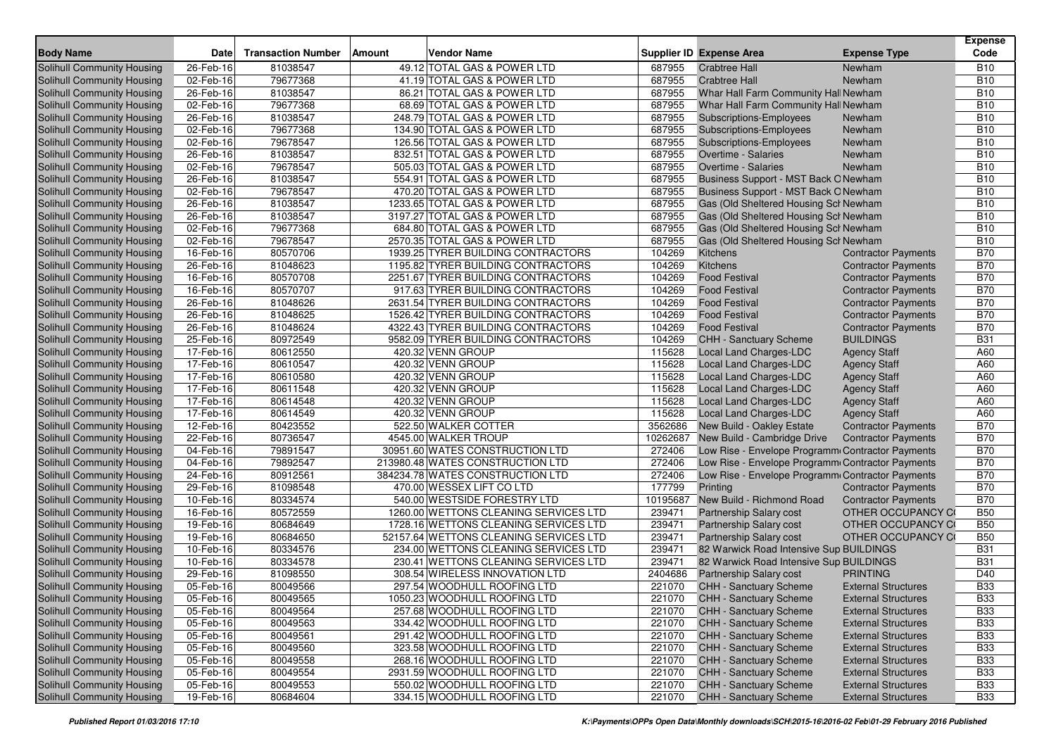| Body Name | Date | Transaction Number | Amount | Vendor Name | Supplier ID | Expense Area | Expense Type | Expense Code |
|---|---|---|---|---|---|---|---|---|
| Solihull Community Housing | 26-Feb-16 | 81038547 | 49.12 | TOTAL GAS & POWER LTD | 687955 | Crabtree Hall | Newham | B10 |
| Solihull Community Housing | 02-Feb-16 | 79677368 | 41.19 | TOTAL GAS & POWER LTD | 687955 | Crabtree Hall | Newham | B10 |
| Solihull Community Housing | 26-Feb-16 | 81038547 | 86.21 | TOTAL GAS & POWER LTD | 687955 | Whar Hall Farm Community Hall | Newham | B10 |
| Solihull Community Housing | 02-Feb-16 | 79677368 | 68.69 | TOTAL GAS & POWER LTD | 687955 | Whar Hall Farm Community Hall | Newham | B10 |
| Solihull Community Housing | 26-Feb-16 | 81038547 | 248.79 | TOTAL GAS & POWER LTD | 687955 | Subscriptions-Employees | Newham | B10 |
| Solihull Community Housing | 02-Feb-16 | 79677368 | 134.90 | TOTAL GAS & POWER LTD | 687955 | Subscriptions-Employees | Newham | B10 |
| Solihull Community Housing | 02-Feb-16 | 79678547 | 126.56 | TOTAL GAS & POWER LTD | 687955 | Subscriptions-Employees | Newham | B10 |
| Solihull Community Housing | 26-Feb-16 | 81038547 | 832.51 | TOTAL GAS & POWER LTD | 687955 | Overtime - Salaries | Newham | B10 |
| Solihull Community Housing | 02-Feb-16 | 79678547 | 505.03 | TOTAL GAS & POWER LTD | 687955 | Overtime - Salaries | Newham | B10 |
| Solihull Community Housing | 26-Feb-16 | 81038547 | 554.91 | TOTAL GAS & POWER LTD | 687955 | Business Support - MST Back O | Newham | B10 |
| Solihull Community Housing | 02-Feb-16 | 79678547 | 470.20 | TOTAL GAS & POWER LTD | 687955 | Business Support - MST Back O | Newham | B10 |
| Solihull Community Housing | 26-Feb-16 | 81038547 | 1233.65 | TOTAL GAS & POWER LTD | 687955 | Gas (Old Sheltered Housing Sch | Newham | B10 |
| Solihull Community Housing | 26-Feb-16 | 81038547 | 3197.27 | TOTAL GAS & POWER LTD | 687955 | Gas (Old Sheltered Housing Sch | Newham | B10 |
| Solihull Community Housing | 02-Feb-16 | 79677368 | 684.80 | TOTAL GAS & POWER LTD | 687955 | Gas (Old Sheltered Housing Sch | Newham | B10 |
| Solihull Community Housing | 02-Feb-16 | 79678547 | 2570.35 | TOTAL GAS & POWER LTD | 687955 | Gas (Old Sheltered Housing Sch | Newham | B10 |
| Solihull Community Housing | 16-Feb-16 | 80570706 | 1939.25 | TYRER BUILDING CONTRACTORS | 104269 | Kitchens | Contractor Payments | B70 |
| Solihull Community Housing | 26-Feb-16 | 81048623 | 1195.82 | TYRER BUILDING CONTRACTORS | 104269 | Kitchens | Contractor Payments | B70 |
| Solihull Community Housing | 16-Feb-16 | 80570708 | 2251.67 | TYRER BUILDING CONTRACTORS | 104269 | Food Festival | Contractor Payments | B70 |
| Solihull Community Housing | 16-Feb-16 | 80570707 | 917.63 | TYRER BUILDING CONTRACTORS | 104269 | Food Festival | Contractor Payments | B70 |
| Solihull Community Housing | 26-Feb-16 | 81048626 | 2631.54 | TYRER BUILDING CONTRACTORS | 104269 | Food Festival | Contractor Payments | B70 |
| Solihull Community Housing | 26-Feb-16 | 81048625 | 1526.42 | TYRER BUILDING CONTRACTORS | 104269 | Food Festival | Contractor Payments | B70 |
| Solihull Community Housing | 26-Feb-16 | 81048624 | 4322.43 | TYRER BUILDING CONTRACTORS | 104269 | Food Festival | Contractor Payments | B70 |
| Solihull Community Housing | 25-Feb-16 | 80972549 | 9582.09 | TYRER BUILDING CONTRACTORS | 104269 | CHH - Sanctuary Scheme | BUILDINGS | B31 |
| Solihull Community Housing | 17-Feb-16 | 80612550 | 420.32 | VENN GROUP | 115628 | Local Land Charges-LDC | Agency Staff | A60 |
| Solihull Community Housing | 17-Feb-16 | 80610547 | 420.32 | VENN GROUP | 115628 | Local Land Charges-LDC | Agency Staff | A60 |
| Solihull Community Housing | 17-Feb-16 | 80610580 | 420.32 | VENN GROUP | 115628 | Local Land Charges-LDC | Agency Staff | A60 |
| Solihull Community Housing | 17-Feb-16 | 80611548 | 420.32 | VENN GROUP | 115628 | Local Land Charges-LDC | Agency Staff | A60 |
| Solihull Community Housing | 17-Feb-16 | 80614548 | 420.32 | VENN GROUP | 115628 | Local Land Charges-LDC | Agency Staff | A60 |
| Solihull Community Housing | 17-Feb-16 | 80614549 | 420.32 | VENN GROUP | 115628 | Local Land Charges-LDC | Agency Staff | A60 |
| Solihull Community Housing | 12-Feb-16 | 80423552 | 522.50 | WALKER COTTER | 3562686 | New Build - Oakley Estate | Contractor Payments | B70 |
| Solihull Community Housing | 22-Feb-16 | 80736547 | 4545.00 | WALKER TROUP | 10262687 | New Build - Cambridge Drive | Contractor Payments | B70 |
| Solihull Community Housing | 04-Feb-16 | 79891547 | 30951.60 | WATES CONSTRUCTION LTD | 272406 | Low Rise - Envelope Programm | Contractor Payments | B70 |
| Solihull Community Housing | 04-Feb-16 | 79892547 | 213980.48 | WATES CONSTRUCTION LTD | 272406 | Low Rise - Envelope Programm | Contractor Payments | B70 |
| Solihull Community Housing | 24-Feb-16 | 80912561 | 384234.78 | WATES CONSTRUCTION LTD | 272406 | Low Rise - Envelope Programm | Contractor Payments | B70 |
| Solihull Community Housing | 29-Feb-16 | 81098548 | 470.00 | WESSEX LIFT CO LTD | 177799 | Printing | Contractor Payments | B70 |
| Solihull Community Housing | 10-Feb-16 | 80334574 | 540.00 | WESTSIDE FORESTRY LTD | 10195687 | New Build - Richmond Road | Contractor Payments | B70 |
| Solihull Community Housing | 16-Feb-16 | 80572559 | 1260.00 | WETTONS CLEANING SERVICES LTD | 239471 | Partnership Salary cost | OTHER OCCUPANCY C | B50 |
| Solihull Community Housing | 19-Feb-16 | 80684649 | 1728.16 | WETTONS CLEANING SERVICES LTD | 239471 | Partnership Salary cost | OTHER OCCUPANCY C | B50 |
| Solihull Community Housing | 19-Feb-16 | 80684650 | 52157.64 | WETTONS CLEANING SERVICES LTD | 239471 | Partnership Salary cost | OTHER OCCUPANCY C | B50 |
| Solihull Community Housing | 10-Feb-16 | 80334576 | 234.00 | WETTONS CLEANING SERVICES LTD | 239471 | 82 Warwick Road Intensive Sup | BUILDINGS | B31 |
| Solihull Community Housing | 10-Feb-16 | 80334578 | 230.41 | WETTONS CLEANING SERVICES LTD | 239471 | 82 Warwick Road Intensive Sup | BUILDINGS | B31 |
| Solihull Community Housing | 29-Feb-16 | 81098550 | 308.54 | WIRELESS INNOVATION LTD | 2404686 | Partnership Salary cost | PRINTING | D40 |
| Solihull Community Housing | 05-Feb-16 | 80049566 | 297.54 | WOODHULL ROOFING LTD | 221070 | CHH - Sanctuary Scheme | External Structures | B33 |
| Solihull Community Housing | 05-Feb-16 | 80049565 | 1050.23 | WOODHULL ROOFING LTD | 221070 | CHH - Sanctuary Scheme | External Structures | B33 |
| Solihull Community Housing | 05-Feb-16 | 80049564 | 257.68 | WOODHULL ROOFING LTD | 221070 | CHH - Sanctuary Scheme | External Structures | B33 |
| Solihull Community Housing | 05-Feb-16 | 80049563 | 334.42 | WOODHULL ROOFING LTD | 221070 | CHH - Sanctuary Scheme | External Structures | B33 |
| Solihull Community Housing | 05-Feb-16 | 80049561 | 291.42 | WOODHULL ROOFING LTD | 221070 | CHH - Sanctuary Scheme | External Structures | B33 |
| Solihull Community Housing | 05-Feb-16 | 80049560 | 323.58 | WOODHULL ROOFING LTD | 221070 | CHH - Sanctuary Scheme | External Structures | B33 |
| Solihull Community Housing | 05-Feb-16 | 80049558 | 268.16 | WOODHULL ROOFING LTD | 221070 | CHH - Sanctuary Scheme | External Structures | B33 |
| Solihull Community Housing | 05-Feb-16 | 80049554 | 2931.59 | WOODHULL ROOFING LTD | 221070 | CHH - Sanctuary Scheme | External Structures | B33 |
| Solihull Community Housing | 05-Feb-16 | 80049553 | 550.02 | WOODHULL ROOFING LTD | 221070 | CHH - Sanctuary Scheme | External Structures | B33 |
| Solihull Community Housing | 19-Feb-16 | 80684604 | 334.15 | WOODHULL ROOFING LTD | 221070 | CHH - Sanctuary Scheme | External Structures | B33 |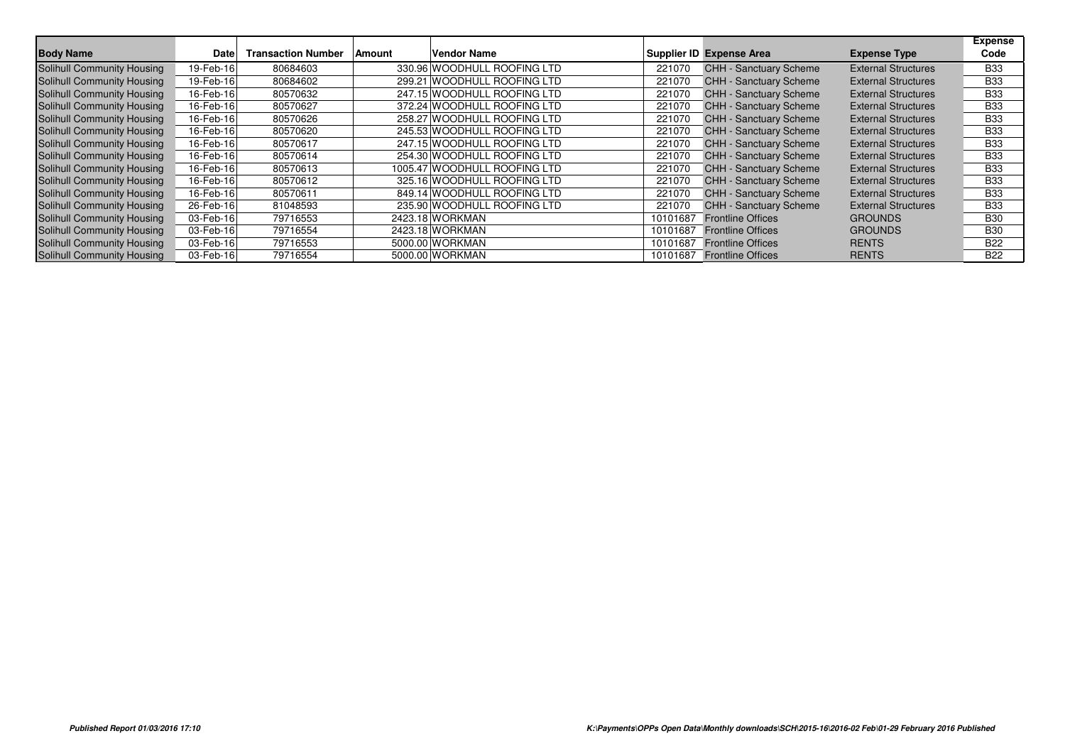| Body Name | Date | Transaction Number | Amount | Vendor Name | Supplier ID | Expense Area | Expense Type | Expense Code |
|---|---|---|---|---|---|---|---|---|
| Solihull Community Housing | 19-Feb-16 | 80684603 | 330.96 | WOODHULL ROOFING LTD | 221070 | CHH - Sanctuary Scheme | External Structures | B33 |
| Solihull Community Housing | 19-Feb-16 | 80684602 | 299.21 | WOODHULL ROOFING LTD | 221070 | CHH - Sanctuary Scheme | External Structures | B33 |
| Solihull Community Housing | 16-Feb-16 | 80570632 | 247.15 | WOODHULL ROOFING LTD | 221070 | CHH - Sanctuary Scheme | External Structures | B33 |
| Solihull Community Housing | 16-Feb-16 | 80570627 | 372.24 | WOODHULL ROOFING LTD | 221070 | CHH - Sanctuary Scheme | External Structures | B33 |
| Solihull Community Housing | 16-Feb-16 | 80570626 | 258.27 | WOODHULL ROOFING LTD | 221070 | CHH - Sanctuary Scheme | External Structures | B33 |
| Solihull Community Housing | 16-Feb-16 | 80570620 | 245.53 | WOODHULL ROOFING LTD | 221070 | CHH - Sanctuary Scheme | External Structures | B33 |
| Solihull Community Housing | 16-Feb-16 | 80570617 | 247.15 | WOODHULL ROOFING LTD | 221070 | CHH - Sanctuary Scheme | External Structures | B33 |
| Solihull Community Housing | 16-Feb-16 | 80570614 | 254.30 | WOODHULL ROOFING LTD | 221070 | CHH - Sanctuary Scheme | External Structures | B33 |
| Solihull Community Housing | 16-Feb-16 | 80570613 | 1005.47 | WOODHULL ROOFING LTD | 221070 | CHH - Sanctuary Scheme | External Structures | B33 |
| Solihull Community Housing | 16-Feb-16 | 80570612 | 325.16 | WOODHULL ROOFING LTD | 221070 | CHH - Sanctuary Scheme | External Structures | B33 |
| Solihull Community Housing | 16-Feb-16 | 80570611 | 849.14 | WOODHULL ROOFING LTD | 221070 | CHH - Sanctuary Scheme | External Structures | B33 |
| Solihull Community Housing | 26-Feb-16 | 81048593 | 235.90 | WOODHULL ROOFING LTD | 221070 | CHH - Sanctuary Scheme | External Structures | B33 |
| Solihull Community Housing | 03-Feb-16 | 79716553 | 2423.18 | WORKMAN | 10101687 | Frontline Offices | GROUNDS | B30 |
| Solihull Community Housing | 03-Feb-16 | 79716554 | 2423.18 | WORKMAN | 10101687 | Frontline Offices | GROUNDS | B30 |
| Solihull Community Housing | 03-Feb-16 | 79716553 | 5000.00 | WORKMAN | 10101687 | Frontline Offices | RENTS | B22 |
| Solihull Community Housing | 03-Feb-16 | 79716554 | 5000.00 | WORKMAN | 10101687 | Frontline Offices | RENTS | B22 |